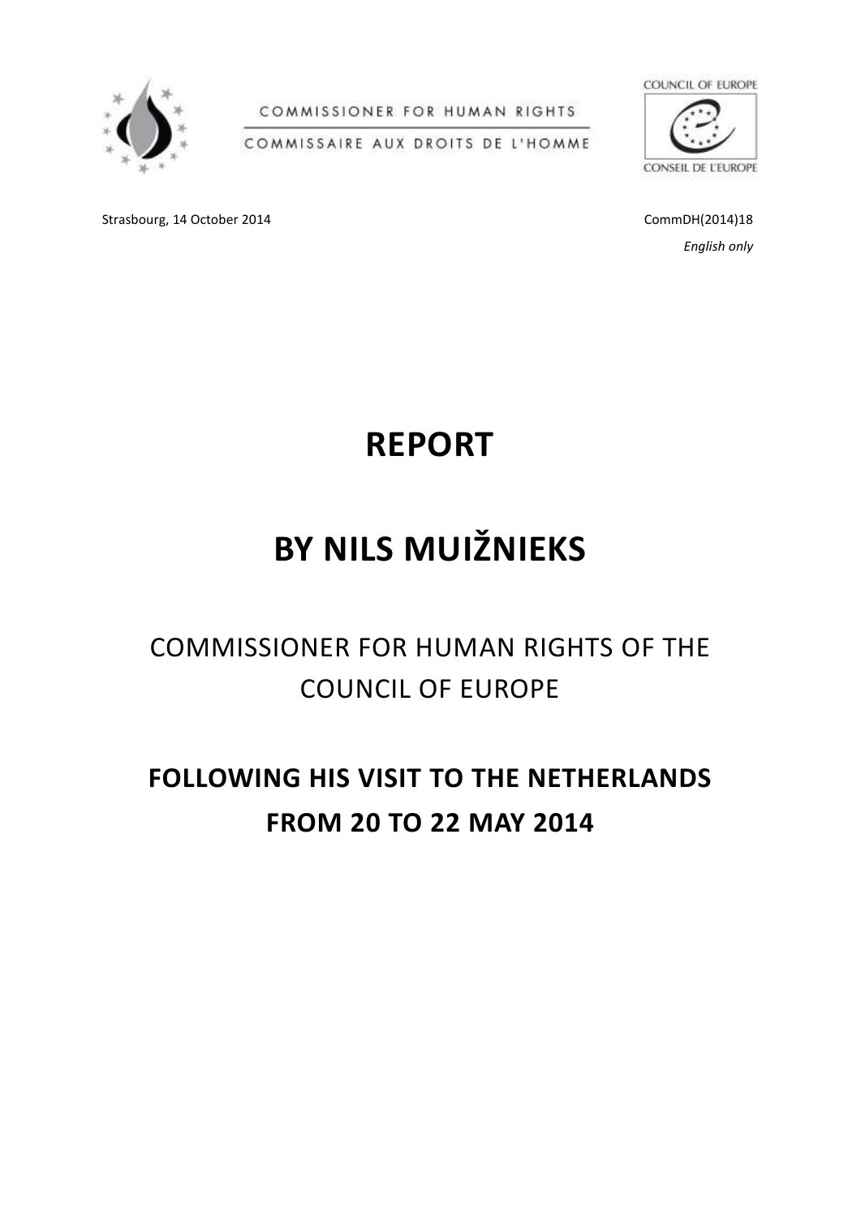COMMISSIONER FOR HUMAN RIGHTS

COMMISSAIRE AUX DROITS DE L'HOMME

COUNCIL OF EUROPE

CONSEIL DE L'EUROPE

Strasbourg, 14 October 2014

CommDH(2014)18

*English only*

# REPORT

# BY NILS MUIŽNIEKS

## COMMISSIONER FOR HUMAN RIGHTS OF THE COUNCIL OF EUROPE

## FOLLOWING HIS VISIT TO THE NETHERLANDS FROM 20 TO 22 MAY 2014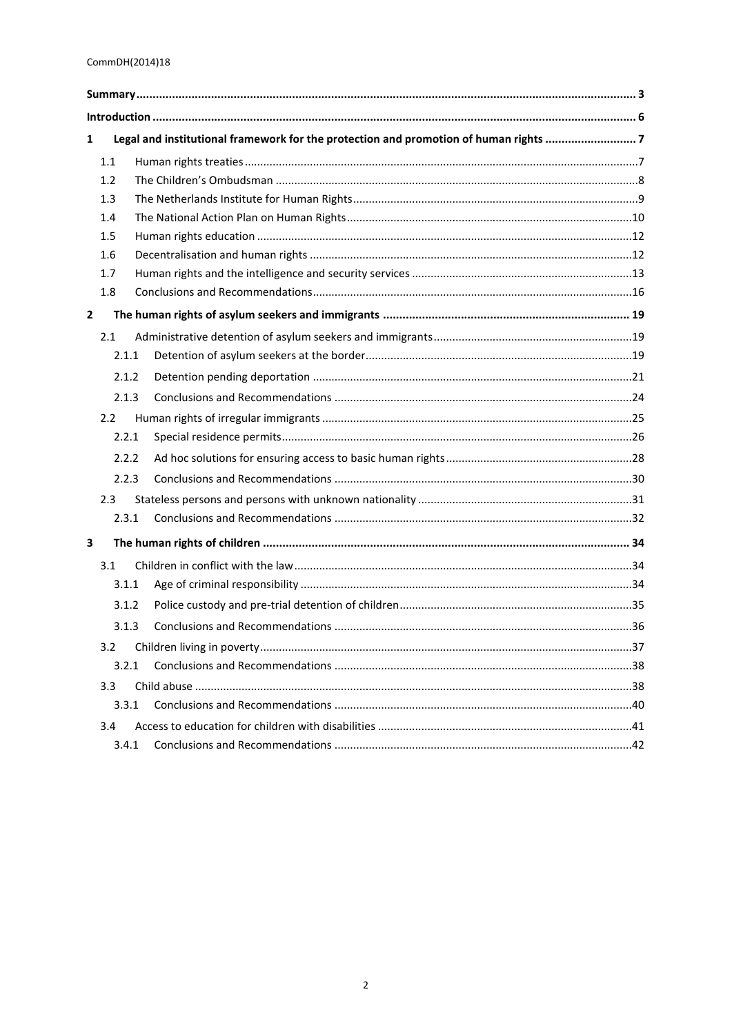**Summary** ........................................................................................................................................ 3

**Introduction** ................................................................................................................................... 6

**1 Legal and institutional framework for the protection and promotion of human rights** ............................ 7

- 1.1 Human rights treaties ................................................................................................................ 7
- 1.2 The Children's Ombudsman ........................................................................................................ 8
- 1.3 The Netherlands Institute for Human Rights ................................................................................ 9
- 1.4 The National Action Plan on Human Rights ................................................................................ 10
- 1.5 Human rights education ............................................................................................................ 12
- 1.6 Decentralisation and human rights ........................................................................................... 12
- 1.7 Human rights and the intelligence and security services ........................................................... 13
- 1.8 Conclusions and Recommendations .......................................................................................... 16

**2 The human rights of asylum seekers and immigrants** ........................................................................... 19

- 2.1 Administrative detention of asylum seekers and immigrants ..................................................... 19
  - 2.1.1 Detention of asylum seekers at the border .......................................................................... 19
  - 2.1.2 Detention pending deportation ........................................................................................... 21
  - 2.1.3 Conclusions and Recommendations .................................................................................... 24
- 2.2 Human rights of irregular immigrants ........................................................................................ 25
  - 2.2.1 Special residence permits ................................................................................................... 26
  - 2.2.2 Ad hoc solutions for ensuring access to basic human rights ................................................. 28
  - 2.2.3 Conclusions and Recommendations .................................................................................... 30
- 2.3 Stateless persons and persons with unknown nationality .......................................................... 31
  - 2.3.1 Conclusions and Recommendations .................................................................................... 32

**3 The human rights of children** ............................................................................................................... 34

- 3.1 Children in conflict with the law ................................................................................................ 34
  - 3.1.1 Age of criminal responsibility .............................................................................................. 34
  - 3.1.2 Police custody and pre-trial detention of children ................................................................ 35
  - 3.1.3 Conclusions and Recommendations .................................................................................... 36
- 3.2 Children living in poverty ........................................................................................................... 37
  - 3.2.1 Conclusions and Recommendations .................................................................................... 38
- 3.3 Child abuse ............................................................................................................................... 38
  - 3.3.1 Conclusions and Recommendations .................................................................................... 40
- 3.4 Access to education for children with disabilities ...................................................................... 41
  - 3.4.1 Conclusions and Recommendations .................................................................................... 42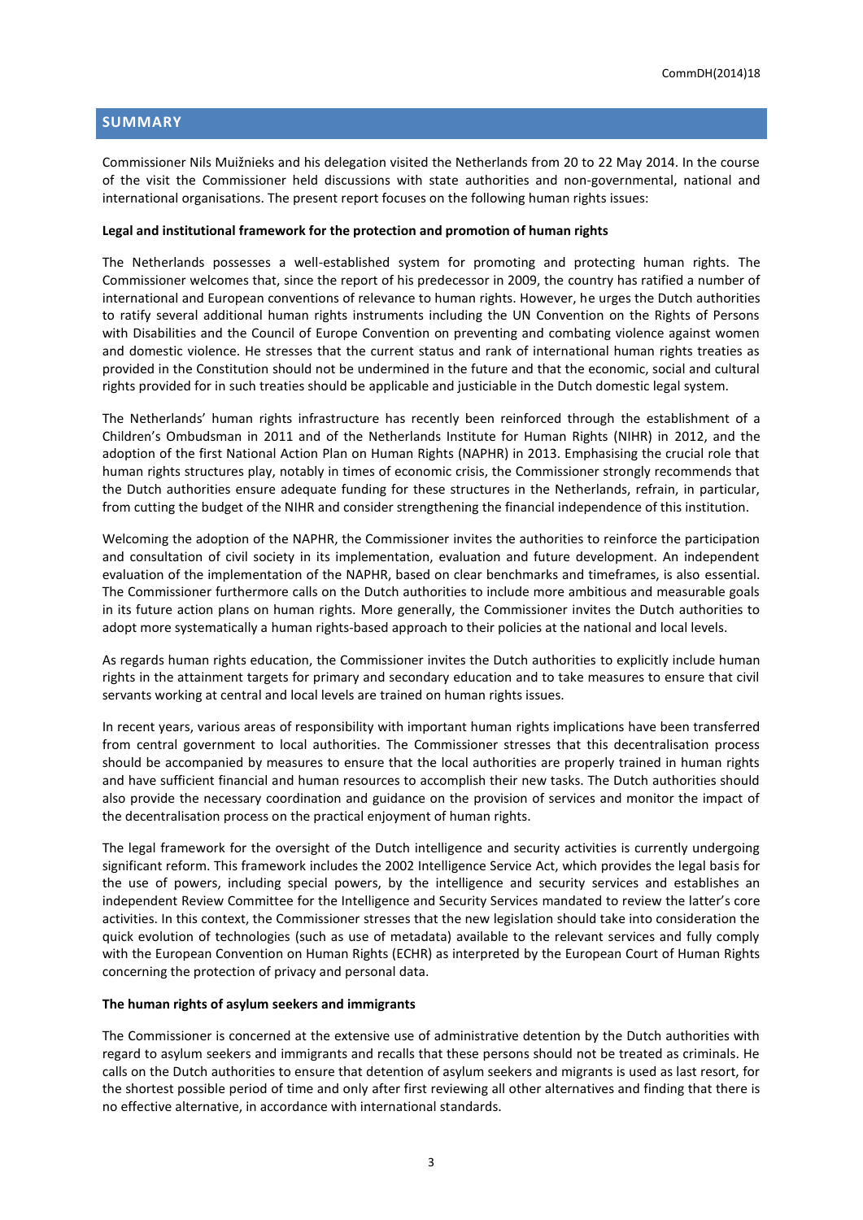## SUMMARY

Commissioner Nils Muižnieks and his delegation visited the Netherlands from 20 to 22 May 2014. In the course of the visit the Commissioner held discussions with state authorities and non-governmental, national and international organisations. The present report focuses on the following human rights issues:

**Legal and institutional framework for the protection and promotion of human rights**

The Netherlands possesses a well-established system for promoting and protecting human rights. The Commissioner welcomes that, since the report of his predecessor in 2009, the country has ratified a number of international and European conventions of relevance to human rights. However, he urges the Dutch authorities to ratify several additional human rights instruments including the UN Convention on the Rights of Persons with Disabilities and the Council of Europe Convention on preventing and combating violence against women and domestic violence. He stresses that the current status and rank of international human rights treaties as provided in the Constitution should not be undermined in the future and that the economic, social and cultural rights provided for in such treaties should be applicable and justiciable in the Dutch domestic legal system.

The Netherlands' human rights infrastructure has recently been reinforced through the establishment of a Children's Ombudsman in 2011 and of the Netherlands Institute for Human Rights (NIHR) in 2012, and the adoption of the first National Action Plan on Human Rights (NAPHR) in 2013. Emphasising the crucial role that human rights structures play, notably in times of economic crisis, the Commissioner strongly recommends that the Dutch authorities ensure adequate funding for these structures in the Netherlands, refrain, in particular, from cutting the budget of the NIHR and consider strengthening the financial independence of this institution.

Welcoming the adoption of the NAPHR, the Commissioner invites the authorities to reinforce the participation and consultation of civil society in its implementation, evaluation and future development. An independent evaluation of the implementation of the NAPHR, based on clear benchmarks and timeframes, is also essential. The Commissioner furthermore calls on the Dutch authorities to include more ambitious and measurable goals in its future action plans on human rights. More generally, the Commissioner invites the Dutch authorities to adopt more systematically a human rights-based approach to their policies at the national and local levels.

As regards human rights education, the Commissioner invites the Dutch authorities to explicitly include human rights in the attainment targets for primary and secondary education and to take measures to ensure that civil servants working at central and local levels are trained on human rights issues.

In recent years, various areas of responsibility with important human rights implications have been transferred from central government to local authorities. The Commissioner stresses that this decentralisation process should be accompanied by measures to ensure that the local authorities are properly trained in human rights and have sufficient financial and human resources to accomplish their new tasks. The Dutch authorities should also provide the necessary coordination and guidance on the provision of services and monitor the impact of the decentralisation process on the practical enjoyment of human rights.

The legal framework for the oversight of the Dutch intelligence and security activities is currently undergoing significant reform. This framework includes the 2002 Intelligence Service Act, which provides the legal basis for the use of powers, including special powers, by the intelligence and security services and establishes an independent Review Committee for the Intelligence and Security Services mandated to review the latter's core activities. In this context, the Commissioner stresses that the new legislation should take into consideration the quick evolution of technologies (such as use of metadata) available to the relevant services and fully comply with the European Convention on Human Rights (ECHR) as interpreted by the European Court of Human Rights concerning the protection of privacy and personal data.

**The human rights of asylum seekers and immigrants**

The Commissioner is concerned at the extensive use of administrative detention by the Dutch authorities with regard to asylum seekers and immigrants and recalls that these persons should not be treated as criminals. He calls on the Dutch authorities to ensure that detention of asylum seekers and migrants is used as last resort, for the shortest possible period of time and only after first reviewing all other alternatives and finding that there is no effective alternative, in accordance with international standards.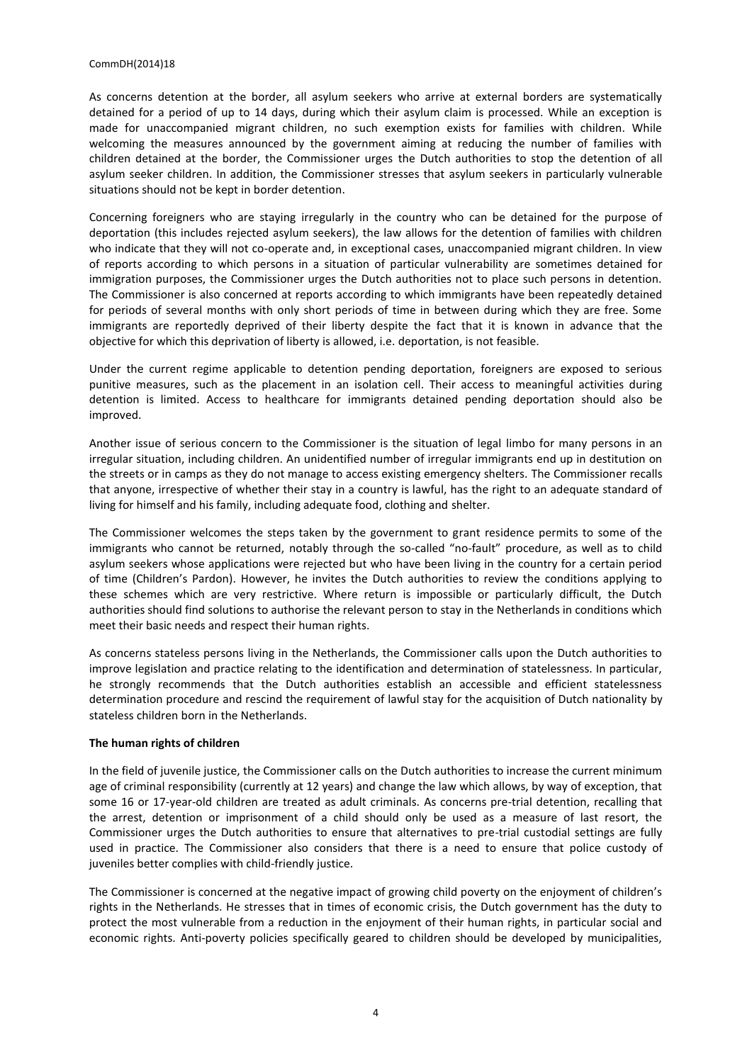As concerns detention at the border, all asylum seekers who arrive at external borders are systematically detained for a period of up to 14 days, during which their asylum claim is processed. While an exception is made for unaccompanied migrant children, no such exemption exists for families with children. While welcoming the measures announced by the government aiming at reducing the number of families with children detained at the border, the Commissioner urges the Dutch authorities to stop the detention of all asylum seeker children. In addition, the Commissioner stresses that asylum seekers in particularly vulnerable situations should not be kept in border detention.

Concerning foreigners who are staying irregularly in the country who can be detained for the purpose of deportation (this includes rejected asylum seekers), the law allows for the detention of families with children who indicate that they will not co-operate and, in exceptional cases, unaccompanied migrant children. In view of reports according to which persons in a situation of particular vulnerability are sometimes detained for immigration purposes, the Commissioner urges the Dutch authorities not to place such persons in detention. The Commissioner is also concerned at reports according to which immigrants have been repeatedly detained for periods of several months with only short periods of time in between during which they are free. Some immigrants are reportedly deprived of their liberty despite the fact that it is known in advance that the objective for which this deprivation of liberty is allowed, i.e. deportation, is not feasible.

Under the current regime applicable to detention pending deportation, foreigners are exposed to serious punitive measures, such as the placement in an isolation cell. Their access to meaningful activities during detention is limited. Access to healthcare for immigrants detained pending deportation should also be improved.

Another issue of serious concern to the Commissioner is the situation of legal limbo for many persons in an irregular situation, including children. An unidentified number of irregular immigrants end up in destitution on the streets or in camps as they do not manage to access existing emergency shelters. The Commissioner recalls that anyone, irrespective of whether their stay in a country is lawful, has the right to an adequate standard of living for himself and his family, including adequate food, clothing and shelter.

The Commissioner welcomes the steps taken by the government to grant residence permits to some of the immigrants who cannot be returned, notably through the so-called "no-fault" procedure, as well as to child asylum seekers whose applications were rejected but who have been living in the country for a certain period of time (Children's Pardon). However, he invites the Dutch authorities to review the conditions applying to these schemes which are very restrictive. Where return is impossible or particularly difficult, the Dutch authorities should find solutions to authorise the relevant person to stay in the Netherlands in conditions which meet their basic needs and respect their human rights.

As concerns stateless persons living in the Netherlands, the Commissioner calls upon the Dutch authorities to improve legislation and practice relating to the identification and determination of statelessness. In particular, he strongly recommends that the Dutch authorities establish an accessible and efficient statelessness determination procedure and rescind the requirement of lawful stay for the acquisition of Dutch nationality by stateless children born in the Netherlands.

**The human rights of children**

In the field of juvenile justice, the Commissioner calls on the Dutch authorities to increase the current minimum age of criminal responsibility (currently at 12 years) and change the law which allows, by way of exception, that some 16 or 17-year-old children are treated as adult criminals. As concerns pre-trial detention, recalling that the arrest, detention or imprisonment of a child should only be used as a measure of last resort, the Commissioner urges the Dutch authorities to ensure that alternatives to pre-trial custodial settings are fully used in practice. The Commissioner also considers that there is a need to ensure that police custody of juveniles better complies with child-friendly justice.

The Commissioner is concerned at the negative impact of growing child poverty on the enjoyment of children's rights in the Netherlands. He stresses that in times of economic crisis, the Dutch government has the duty to protect the most vulnerable from a reduction in the enjoyment of their human rights, in particular social and economic rights. Anti-poverty policies specifically geared to children should be developed by municipalities,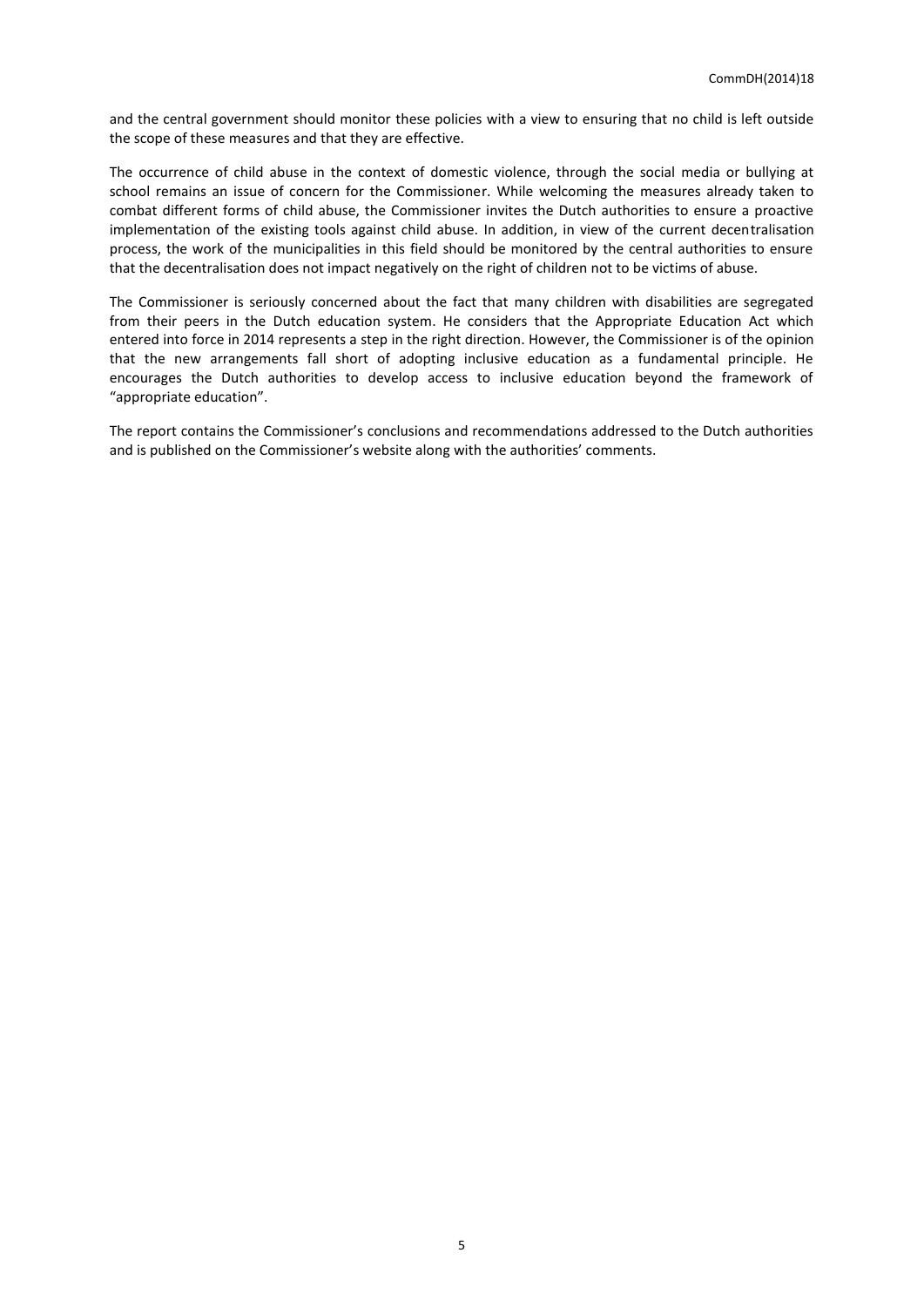and the central government should monitor these policies with a view to ensuring that no child is left outside the scope of these measures and that they are effective.

The occurrence of child abuse in the context of domestic violence, through the social media or bullying at school remains an issue of concern for the Commissioner. While welcoming the measures already taken to combat different forms of child abuse, the Commissioner invites the Dutch authorities to ensure a proactive implementation of the existing tools against child abuse. In addition, in view of the current decentralisation process, the work of the municipalities in this field should be monitored by the central authorities to ensure that the decentralisation does not impact negatively on the right of children not to be victims of abuse.

The Commissioner is seriously concerned about the fact that many children with disabilities are segregated from their peers in the Dutch education system. He considers that the Appropriate Education Act which entered into force in 2014 represents a step in the right direction. However, the Commissioner is of the opinion that the new arrangements fall short of adopting inclusive education as a fundamental principle. He encourages the Dutch authorities to develop access to inclusive education beyond the framework of "appropriate education".

The report contains the Commissioner's conclusions and recommendations addressed to the Dutch authorities and is published on the Commissioner's website along with the authorities' comments.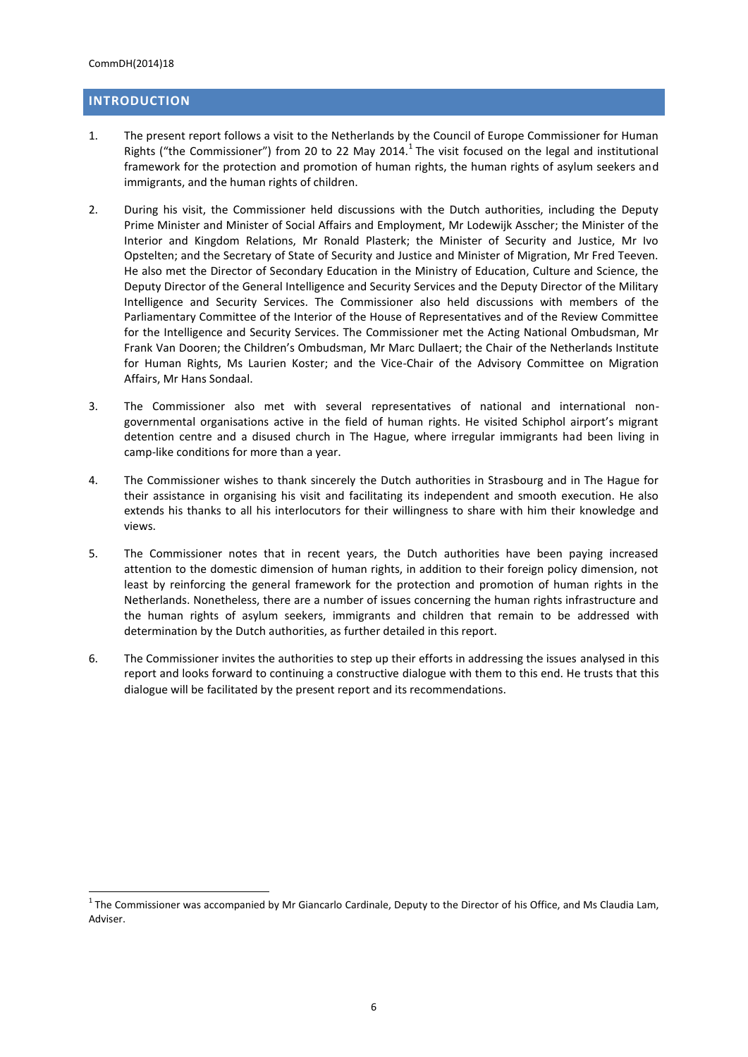## INTRODUCTION

1. The present report follows a visit to the Netherlands by the Council of Europe Commissioner for Human Rights ("the Commissioner") from 20 to 22 May 2014.[1] The visit focused on the legal and institutional framework for the protection and promotion of human rights, the human rights of asylum seekers and immigrants, and the human rights of children.

2. During his visit, the Commissioner held discussions with the Dutch authorities, including the Deputy Prime Minister and Minister of Social Affairs and Employment, Mr Lodewijk Asscher; the Minister of the Interior and Kingdom Relations, Mr Ronald Plasterk; the Minister of Security and Justice, Mr Ivo Opstelten; and the Secretary of State of Security and Justice and Minister of Migration, Mr Fred Teeven. He also met the Director of Secondary Education in the Ministry of Education, Culture and Science, the Deputy Director of the General Intelligence and Security Services and the Deputy Director of the Military Intelligence and Security Services. The Commissioner also held discussions with members of the Parliamentary Committee of the Interior of the House of Representatives and of the Review Committee for the Intelligence and Security Services. The Commissioner met the Acting National Ombudsman, Mr Frank Van Dooren; the Children's Ombudsman, Mr Marc Dullaert; the Chair of the Netherlands Institute for Human Rights, Ms Laurien Koster; and the Vice-Chair of the Advisory Committee on Migration Affairs, Mr Hans Sondaal.

3. The Commissioner also met with several representatives of national and international non-governmental organisations active in the field of human rights. He visited Schiphol airport's migrant detention centre and a disused church in The Hague, where irregular immigrants had been living in camp-like conditions for more than a year.

4. The Commissioner wishes to thank sincerely the Dutch authorities in Strasbourg and in The Hague for their assistance in organising his visit and facilitating its independent and smooth execution. He also extends his thanks to all his interlocutors for their willingness to share with him their knowledge and views.

5. The Commissioner notes that in recent years, the Dutch authorities have been paying increased attention to the domestic dimension of human rights, in addition to their foreign policy dimension, not least by reinforcing the general framework for the protection and promotion of human rights in the Netherlands. Nonetheless, there are a number of issues concerning the human rights infrastructure and the human rights of asylum seekers, immigrants and children that remain to be addressed with determination by the Dutch authorities, as further detailed in this report.

6. The Commissioner invites the authorities to step up their efforts in addressing the issues analysed in this report and looks forward to continuing a constructive dialogue with them to this end. He trusts that this dialogue will be facilitated by the present report and its recommendations.

---

[1] The Commissioner was accompanied by Mr Giancarlo Cardinale, Deputy to the Director of his Office, and Ms Claudia Lam, Adviser.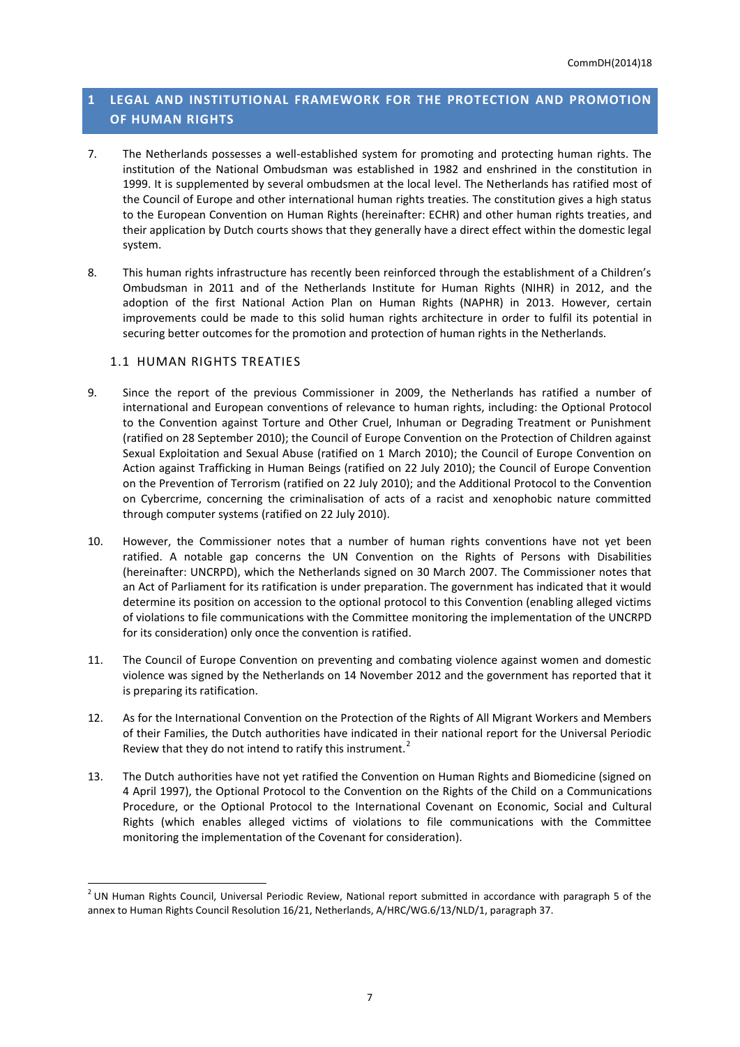# 1 LEGAL AND INSTITUTIONAL FRAMEWORK FOR THE PROTECTION AND PROMOTION OF HUMAN RIGHTS

7. The Netherlands possesses a well-established system for promoting and protecting human rights. The institution of the National Ombudsman was established in 1982 and enshrined in the constitution in 1999. It is supplemented by several ombudsmen at the local level. The Netherlands has ratified most of the Council of Europe and other international human rights treaties. The constitution gives a high status to the European Convention on Human Rights (hereinafter: ECHR) and other human rights treaties, and their application by Dutch courts shows that they generally have a direct effect within the domestic legal system.

8. This human rights infrastructure has recently been reinforced through the establishment of a Children's Ombudsman in 2011 and of the Netherlands Institute for Human Rights (NIHR) in 2012, and the adoption of the first National Action Plan on Human Rights (NAPHR) in 2013. However, certain improvements could be made to this solid human rights architecture in order to fulfil its potential in securing better outcomes for the promotion and protection of human rights in the Netherlands.

## 1.1 HUMAN RIGHTS TREATIES

9. Since the report of the previous Commissioner in 2009, the Netherlands has ratified a number of international and European conventions of relevance to human rights, including: the Optional Protocol to the Convention against Torture and Other Cruel, Inhuman or Degrading Treatment or Punishment (ratified on 28 September 2010); the Council of Europe Convention on the Protection of Children against Sexual Exploitation and Sexual Abuse (ratified on 1 March 2010); the Council of Europe Convention on Action against Trafficking in Human Beings (ratified on 22 July 2010); the Council of Europe Convention on the Prevention of Terrorism (ratified on 22 July 2010); and the Additional Protocol to the Convention on Cybercrime, concerning the criminalisation of acts of a racist and xenophobic nature committed through computer systems (ratified on 22 July 2010).

10. However, the Commissioner notes that a number of human rights conventions have not yet been ratified. A notable gap concerns the UN Convention on the Rights of Persons with Disabilities (hereinafter: UNCRPD), which the Netherlands signed on 30 March 2007. The Commissioner notes that an Act of Parliament for its ratification is under preparation. The government has indicated that it would determine its position on accession to the optional protocol to this Convention (enabling alleged victims of violations to file communications with the Committee monitoring the implementation of the UNCRPD for its consideration) only once the convention is ratified.

11. The Council of Europe Convention on preventing and combating violence against women and domestic violence was signed by the Netherlands on 14 November 2012 and the government has reported that it is preparing its ratification.

12. As for the International Convention on the Protection of the Rights of All Migrant Workers and Members of their Families, the Dutch authorities have indicated in their national report for the Universal Periodic Review that they do not intend to ratify this instrument.[2]

13. The Dutch authorities have not yet ratified the Convention on Human Rights and Biomedicine (signed on 4 April 1997), the Optional Protocol to the Convention on the Rights of the Child on a Communications Procedure, or the Optional Protocol to the International Covenant on Economic, Social and Cultural Rights (which enables alleged victims of violations to file communications with the Committee monitoring the implementation of the Covenant for consideration).

---

[2] UN Human Rights Council, Universal Periodic Review, National report submitted in accordance with paragraph 5 of the annex to Human Rights Council Resolution 16/21, Netherlands, A/HRC/WG.6/13/NLD/1, paragraph 37.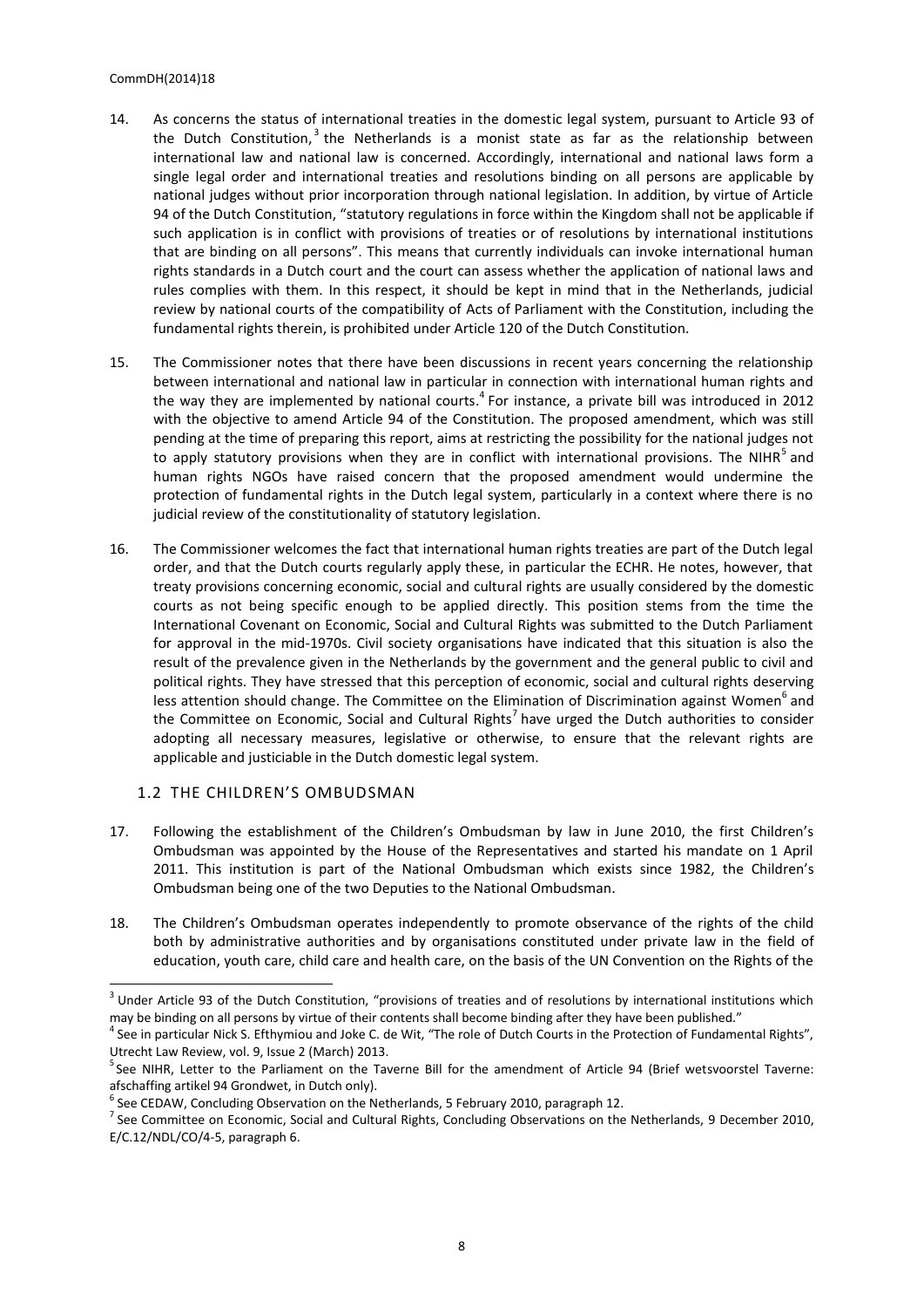14. As concerns the status of international treaties in the domestic legal system, pursuant to Article 93 of the Dutch Constitution,[3] the Netherlands is a monist state as far as the relationship between international law and national law is concerned. Accordingly, international and national laws form a single legal order and international treaties and resolutions binding on all persons are applicable by national judges without prior incorporation through national legislation. In addition, by virtue of Article 94 of the Dutch Constitution, "statutory regulations in force within the Kingdom shall not be applicable if such application is in conflict with provisions of treaties or of resolutions by international institutions that are binding on all persons". This means that currently individuals can invoke international human rights standards in a Dutch court and the court can assess whether the application of national laws and rules complies with them. In this respect, it should be kept in mind that in the Netherlands, judicial review by national courts of the compatibility of Acts of Parliament with the Constitution, including the fundamental rights therein, is prohibited under Article 120 of the Dutch Constitution.

15. The Commissioner notes that there have been discussions in recent years concerning the relationship between international and national law in particular in connection with international human rights and the way they are implemented by national courts.[4] For instance, a private bill was introduced in 2012 with the objective to amend Article 94 of the Constitution. The proposed amendment, which was still pending at the time of preparing this report, aims at restricting the possibility for the national judges not to apply statutory provisions when they are in conflict with international provisions. The NIHR[5] and human rights NGOs have raised concern that the proposed amendment would undermine the protection of fundamental rights in the Dutch legal system, particularly in a context where there is no judicial review of the constitutionality of statutory legislation.

16. The Commissioner welcomes the fact that international human rights treaties are part of the Dutch legal order, and that the Dutch courts regularly apply these, in particular the ECHR. He notes, however, that treaty provisions concerning economic, social and cultural rights are usually considered by the domestic courts as not being specific enough to be applied directly. This position stems from the time the International Covenant on Economic, Social and Cultural Rights was submitted to the Dutch Parliament for approval in the mid-1970s. Civil society organisations have indicated that this situation is also the result of the prevalence given in the Netherlands by the government and the general public to civil and political rights. They have stressed that this perception of economic, social and cultural rights deserving less attention should change. The Committee on the Elimination of Discrimination against Women[6] and the Committee on Economic, Social and Cultural Rights[7] have urged the Dutch authorities to consider adopting all necessary measures, legislative or otherwise, to ensure that the relevant rights are applicable and justiciable in the Dutch domestic legal system.

## 1.2 THE CHILDREN'S OMBUDSMAN

17. Following the establishment of the Children's Ombudsman by law in June 2010, the first Children's Ombudsman was appointed by the House of the Representatives and started his mandate on 1 April 2011. This institution is part of the National Ombudsman which exists since 1982, the Children's Ombudsman being one of the two Deputies to the National Ombudsman.

18. The Children's Ombudsman operates independently to promote observance of the rights of the child both by administrative authorities and by organisations constituted under private law in the field of education, youth care, child care and health care, on the basis of the UN Convention on the Rights of the

---

[3] Under Article 93 of the Dutch Constitution, "provisions of treaties and of resolutions by international institutions which may be binding on all persons by virtue of their contents shall become binding after they have been published."

[4] See in particular Nick S. Efthymiou and Joke C. de Wit, "The role of Dutch Courts in the Protection of Fundamental Rights", Utrecht Law Review, vol. 9, Issue 2 (March) 2013.

[5] See NIHR, Letter to the Parliament on the Taverne Bill for the amendment of Article 94 (Brief wetsvoorstel Taverne: afschaffing artikel 94 Grondwet, in Dutch only).

[6] See CEDAW, Concluding Observation on the Netherlands, 5 February 2010, paragraph 12.

[7] See Committee on Economic, Social and Cultural Rights, Concluding Observations on the Netherlands, 9 December 2010, E/C.12/NDL/CO/4-5, paragraph 6.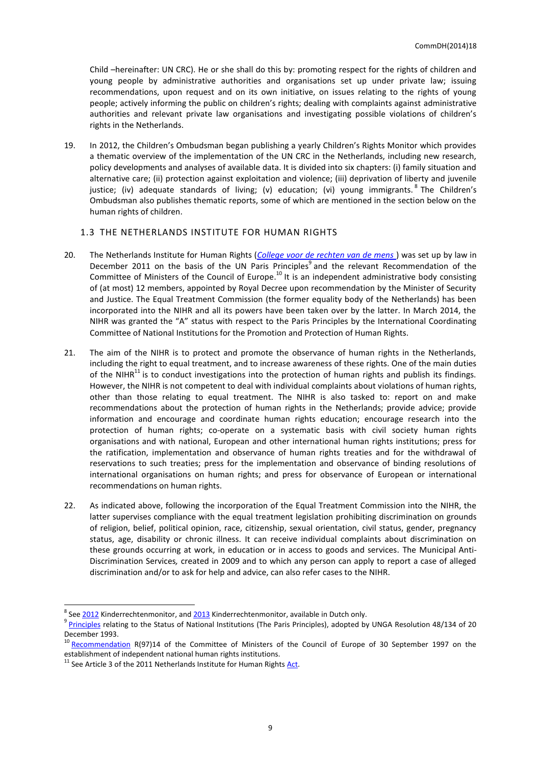Child –hereinafter: UN CRC). He or she shall do this by: promoting respect for the rights of children and young people by administrative authorities and organisations set up under private law; issuing recommendations, upon request and on its own initiative, on issues relating to the rights of young people; actively informing the public on children's rights; dealing with complaints against administrative authorities and relevant private law organisations and investigating possible violations of children's rights in the Netherlands.

19. In 2012, the Children's Ombudsman began publishing a yearly Children's Rights Monitor which provides a thematic overview of the implementation of the UN CRC in the Netherlands, including new research, policy developments and analyses of available data. It is divided into six chapters: (i) family situation and alternative care; (ii) protection against exploitation and violence; (iii) deprivation of liberty and juvenile justice; (iv) adequate standards of living; (v) education; (vi) young immigrants.[8] The Children's Ombudsman also publishes thematic reports, some of which are mentioned in the section below on the human rights of children.

### 1.3 THE NETHERLANDS INSTITUTE FOR HUMAN RIGHTS

20. The Netherlands Institute for Human Rights (*College voor de rechten van de mens*) was set up by law in December 2011 on the basis of the UN Paris Principles[9] and the relevant Recommendation of the Committee of Ministers of the Council of Europe.[10] It is an independent administrative body consisting of (at most) 12 members, appointed by Royal Decree upon recommendation by the Minister of Security and Justice. The Equal Treatment Commission (the former equality body of the Netherlands) has been incorporated into the NIHR and all its powers have been taken over by the latter. In March 2014, the NIHR was granted the "A" status with respect to the Paris Principles by the International Coordinating Committee of National Institutions for the Promotion and Protection of Human Rights.

21. The aim of the NIHR is to protect and promote the observance of human rights in the Netherlands, including the right to equal treatment, and to increase awareness of these rights. One of the main duties of the NIHR[11] is to conduct investigations into the protection of human rights and publish its findings. However, the NIHR is not competent to deal with individual complaints about violations of human rights, other than those relating to equal treatment. The NIHR is also tasked to: report on and make recommendations about the protection of human rights in the Netherlands; provide advice; provide information and encourage and coordinate human rights education; encourage research into the protection of human rights; co-operate on a systematic basis with civil society human rights organisations and with national, European and other international human rights institutions; press for the ratification, implementation and observance of human rights treaties and for the withdrawal of reservations to such treaties; press for the implementation and observance of binding resolutions of international organisations on human rights; and press for observance of European or international recommendations on human rights.

22. As indicated above, following the incorporation of the Equal Treatment Commission into the NIHR, the latter supervises compliance with the equal treatment legislation prohibiting discrimination on grounds of religion, belief, political opinion, race, citizenship, sexual orientation, civil status, gender, pregnancy status, age, disability or chronic illness. It can receive individual complaints about discrimination on these grounds occurring at work, in education or in access to goods and services. The Municipal Anti-Discrimination Services*,* created in 2009 and to which any person can apply to report a case of alleged discrimination and/or to ask for help and advice, can also refer cases to the NIHR.

---

[8] See 2012 Kinderrechtenmonitor, and 2013 Kinderrechtenmonitor, available in Dutch only.

[9] Principles relating to the Status of National Institutions (The Paris Principles), adopted by UNGA Resolution 48/134 of 20 December 1993.

[10] Recommendation R(97)14 of the Committee of Ministers of the Council of Europe of 30 September 1997 on the establishment of independent national human rights institutions.

[11] See Article 3 of the 2011 Netherlands Institute for Human Rights Act.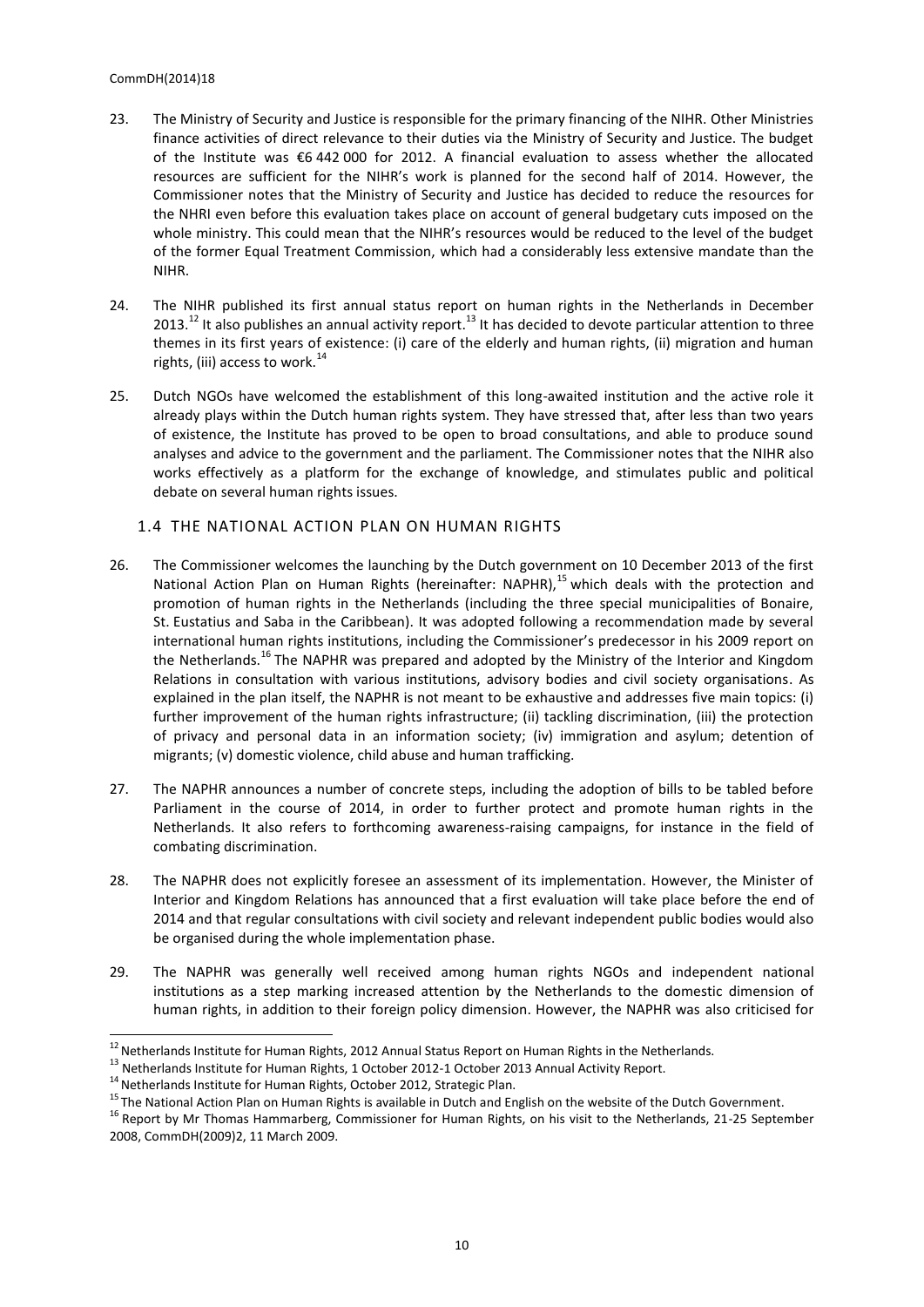23. The Ministry of Security and Justice is responsible for the primary financing of the NIHR. Other Ministries finance activities of direct relevance to their duties via the Ministry of Security and Justice. The budget of the Institute was €6 442 000 for 2012. A financial evaluation to assess whether the allocated resources are sufficient for the NIHR's work is planned for the second half of 2014. However, the Commissioner notes that the Ministry of Security and Justice has decided to reduce the resources for the NHRI even before this evaluation takes place on account of general budgetary cuts imposed on the whole ministry. This could mean that the NIHR's resources would be reduced to the level of the budget of the former Equal Treatment Commission, which had a considerably less extensive mandate than the NIHR.

24. The NIHR published its first annual status report on human rights in the Netherlands in December 2013.[12] It also publishes an annual activity report.[13] It has decided to devote particular attention to three themes in its first years of existence: (i) care of the elderly and human rights, (ii) migration and human rights, (iii) access to work.[14]

25. Dutch NGOs have welcomed the establishment of this long-awaited institution and the active role it already plays within the Dutch human rights system. They have stressed that, after less than two years of existence, the Institute has proved to be open to broad consultations, and able to produce sound analyses and advice to the government and the parliament. The Commissioner notes that the NIHR also works effectively as a platform for the exchange of knowledge, and stimulates public and political debate on several human rights issues.

### 1.4 THE NATIONAL ACTION PLAN ON HUMAN RIGHTS

26. The Commissioner welcomes the launching by the Dutch government on 10 December 2013 of the first National Action Plan on Human Rights (hereinafter: NAPHR),[15] which deals with the protection and promotion of human rights in the Netherlands (including the three special municipalities of Bonaire, St. Eustatius and Saba in the Caribbean). It was adopted following a recommendation made by several international human rights institutions, including the Commissioner's predecessor in his 2009 report on the Netherlands.[16] The NAPHR was prepared and adopted by the Ministry of the Interior and Kingdom Relations in consultation with various institutions, advisory bodies and civil society organisations. As explained in the plan itself, the NAPHR is not meant to be exhaustive and addresses five main topics: (i) further improvement of the human rights infrastructure; (ii) tackling discrimination, (iii) the protection of privacy and personal data in an information society; (iv) immigration and asylum; detention of migrants; (v) domestic violence, child abuse and human trafficking.

27. The NAPHR announces a number of concrete steps, including the adoption of bills to be tabled before Parliament in the course of 2014, in order to further protect and promote human rights in the Netherlands. It also refers to forthcoming awareness-raising campaigns, for instance in the field of combating discrimination.

28. The NAPHR does not explicitly foresee an assessment of its implementation. However, the Minister of Interior and Kingdom Relations has announced that a first evaluation will take place before the end of 2014 and that regular consultations with civil society and relevant independent public bodies would also be organised during the whole implementation phase.

29. The NAPHR was generally well received among human rights NGOs and independent national institutions as a step marking increased attention by the Netherlands to the domestic dimension of human rights, in addition to their foreign policy dimension. However, the NAPHR was also criticised for

---

[12] Netherlands Institute for Human Rights, 2012 Annual Status Report on Human Rights in the Netherlands.

[13] Netherlands Institute for Human Rights, 1 October 2012-1 October 2013 Annual Activity Report.

[14] Netherlands Institute for Human Rights, October 2012, Strategic Plan.

[15] The National Action Plan on Human Rights is available in Dutch and English on the website of the Dutch Government.

[16] Report by Mr Thomas Hammarberg, Commissioner for Human Rights, on his visit to the Netherlands, 21-25 September 2008, CommDH(2009)2, 11 March 2009.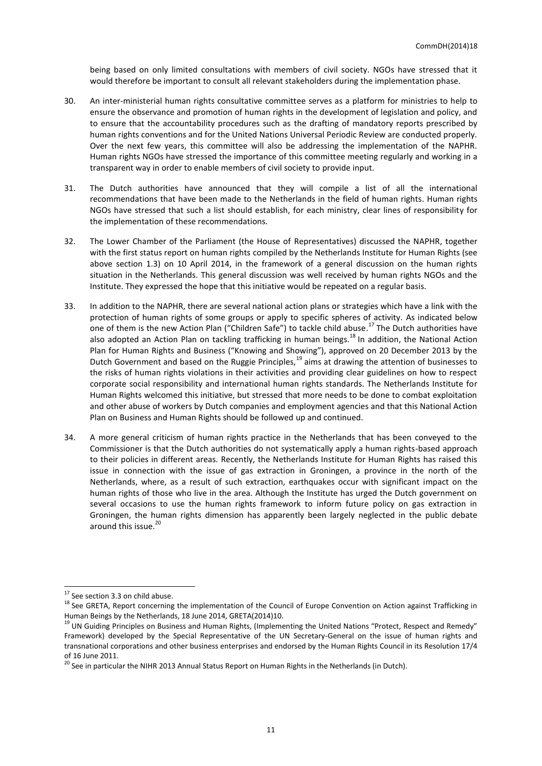being based on only limited consultations with members of civil society. NGOs have stressed that it would therefore be important to consult all relevant stakeholders during the implementation phase.

30. An inter-ministerial human rights consultative committee serves as a platform for ministries to help to ensure the observance and promotion of human rights in the development of legislation and policy, and to ensure that the accountability procedures such as the drafting of mandatory reports prescribed by human rights conventions and for the United Nations Universal Periodic Review are conducted properly. Over the next few years, this committee will also be addressing the implementation of the NAPHR. Human rights NGOs have stressed the importance of this committee meeting regularly and working in a transparent way in order to enable members of civil society to provide input.

31. The Dutch authorities have announced that they will compile a list of all the international recommendations that have been made to the Netherlands in the field of human rights. Human rights NGOs have stressed that such a list should establish, for each ministry, clear lines of responsibility for the implementation of these recommendations.

32. The Lower Chamber of the Parliament (the House of Representatives) discussed the NAPHR, together with the first status report on human rights compiled by the Netherlands Institute for Human Rights (see above section 1.3) on 10 April 2014, in the framework of a general discussion on the human rights situation in the Netherlands. This general discussion was well received by human rights NGOs and the Institute. They expressed the hope that this initiative would be repeated on a regular basis.

33. In addition to the NAPHR, there are several national action plans or strategies which have a link with the protection of human rights of some groups or apply to specific spheres of activity. As indicated below one of them is the new Action Plan ("Children Safe") to tackle child abuse.[17] The Dutch authorities have also adopted an Action Plan on tackling trafficking in human beings.[18] In addition, the National Action Plan for Human Rights and Business ("Knowing and Showing"), approved on 20 December 2013 by the Dutch Government and based on the Ruggie Principles,[19] aims at drawing the attention of businesses to the risks of human rights violations in their activities and providing clear guidelines on how to respect corporate social responsibility and international human rights standards. The Netherlands Institute for Human Rights welcomed this initiative, but stressed that more needs to be done to combat exploitation and other abuse of workers by Dutch companies and employment agencies and that this National Action Plan on Business and Human Rights should be followed up and continued.

34. A more general criticism of human rights practice in the Netherlands that has been conveyed to the Commissioner is that the Dutch authorities do not systematically apply a human rights-based approach to their policies in different areas. Recently, the Netherlands Institute for Human Rights has raised this issue in connection with the issue of gas extraction in Groningen, a province in the north of the Netherlands, where, as a result of such extraction, earthquakes occur with significant impact on the human rights of those who live in the area. Although the Institute has urged the Dutch government on several occasions to use the human rights framework to inform future policy on gas extraction in Groningen, the human rights dimension has apparently been largely neglected in the public debate around this issue.[20]

---

[17] See section 3.3 on child abuse.

[18] See GRETA, Report concerning the implementation of the Council of Europe Convention on Action against Trafficking in Human Beings by the Netherlands, 18 June 2014, GRETA(2014)10.

[19] UN Guiding Principles on Business and Human Rights, (Implementing the United Nations "Protect, Respect and Remedy" Framework) developed by the Special Representative of the UN Secretary-General on the issue of human rights and transnational corporations and other business enterprises and endorsed by the Human Rights Council in its Resolution 17/4 of 16 June 2011.

[20] See in particular the NIHR 2013 Annual Status Report on Human Rights in the Netherlands (in Dutch).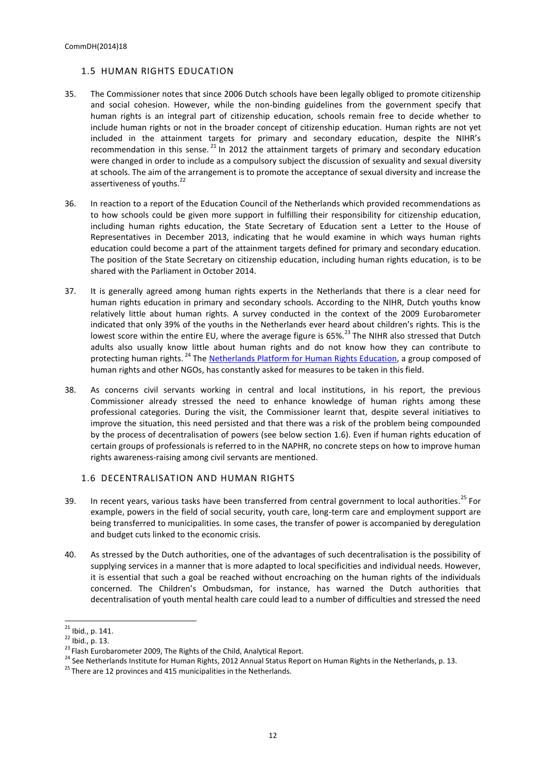## 1.5 HUMAN RIGHTS EDUCATION

35. The Commissioner notes that since 2006 Dutch schools have been legally obliged to promote citizenship and social cohesion. However, while the non-binding guidelines from the government specify that human rights is an integral part of citizenship education, schools remain free to decide whether to include human rights or not in the broader concept of citizenship education. Human rights are not yet included in the attainment targets for primary and secondary education, despite the NIHR's recommendation in this sense.[21] In 2012 the attainment targets of primary and secondary education were changed in order to include as a compulsory subject the discussion of sexuality and sexual diversity at schools. The aim of the arrangement is to promote the acceptance of sexual diversity and increase the assertiveness of youths.[22]

36. In reaction to a report of the Education Council of the Netherlands which provided recommendations as to how schools could be given more support in fulfilling their responsibility for citizenship education, including human rights education, the State Secretary of Education sent a Letter to the House of Representatives in December 2013, indicating that he would examine in which ways human rights education could become a part of the attainment targets defined for primary and secondary education. The position of the State Secretary on citizenship education, including human rights education, is to be shared with the Parliament in October 2014.

37. It is generally agreed among human rights experts in the Netherlands that there is a clear need for human rights education in primary and secondary schools. According to the NIHR, Dutch youths know relatively little about human rights. A survey conducted in the context of the 2009 Eurobarometer indicated that only 39% of the youths in the Netherlands ever heard about children's rights. This is the lowest score within the entire EU, where the average figure is 65%.[23] The NIHR also stressed that Dutch adults also usually know little about human rights and do not know how they can contribute to protecting human rights.[24] The Netherlands Platform for Human Rights Education, a group composed of human rights and other NGOs, has constantly asked for measures to be taken in this field.

38. As concerns civil servants working in central and local institutions, in his report, the previous Commissioner already stressed the need to enhance knowledge of human rights among these professional categories. During the visit, the Commissioner learnt that, despite several initiatives to improve the situation, this need persisted and that there was a risk of the problem being compounded by the process of decentralisation of powers (see below section 1.6). Even if human rights education of certain groups of professionals is referred to in the NAPHR, no concrete steps on how to improve human rights awareness-raising among civil servants are mentioned.

## 1.6 DECENTRALISATION AND HUMAN RIGHTS

39. In recent years, various tasks have been transferred from central government to local authorities.[25] For example, powers in the field of social security, youth care, long-term care and employment support are being transferred to municipalities. In some cases, the transfer of power is accompanied by deregulation and budget cuts linked to the economic crisis.

40. As stressed by the Dutch authorities, one of the advantages of such decentralisation is the possibility of supplying services in a manner that is more adapted to local specificities and individual needs. However, it is essential that such a goal be reached without encroaching on the human rights of the individuals concerned. The Children's Ombudsman, for instance, has warned the Dutch authorities that decentralisation of youth mental health care could lead to a number of difficulties and stressed the need

---

[21] Ibid., p. 141.

[22] Ibid., p. 13.

[23] Flash Eurobarometer 2009, The Rights of the Child, Analytical Report.

[24] See Netherlands Institute for Human Rights, 2012 Annual Status Report on Human Rights in the Netherlands, p. 13.

[25] There are 12 provinces and 415 municipalities in the Netherlands.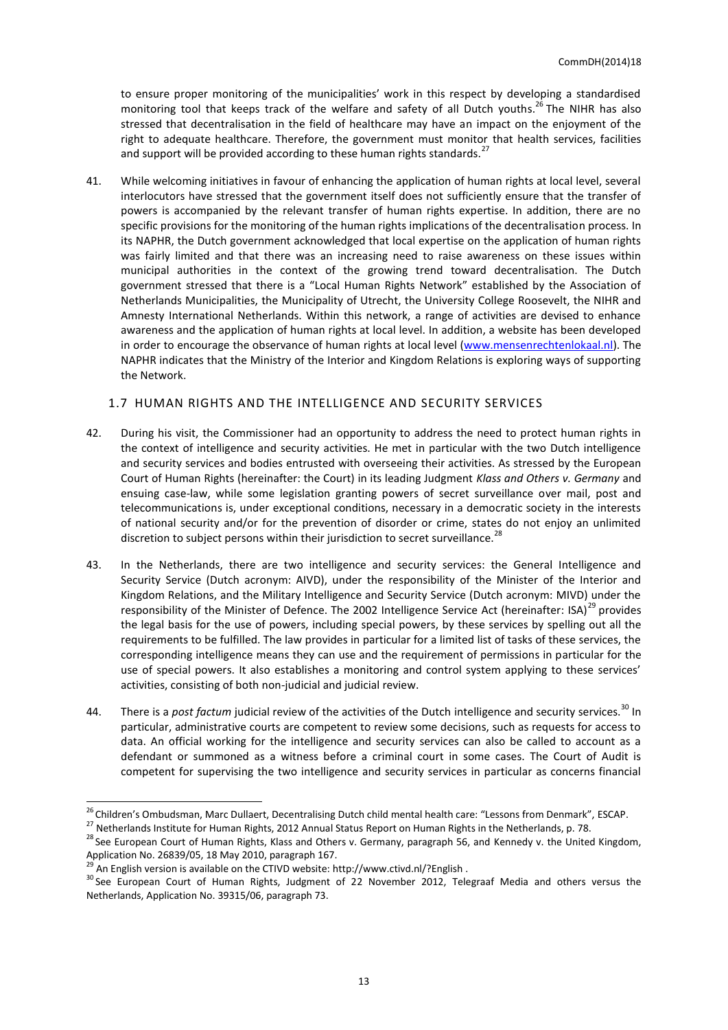to ensure proper monitoring of the municipalities' work in this respect by developing a standardised monitoring tool that keeps track of the welfare and safety of all Dutch youths.[26] The NIHR has also stressed that decentralisation in the field of healthcare may have an impact on the enjoyment of the right to adequate healthcare. Therefore, the government must monitor that health services, facilities and support will be provided according to these human rights standards.[27]

41. While welcoming initiatives in favour of enhancing the application of human rights at local level, several interlocutors have stressed that the government itself does not sufficiently ensure that the transfer of powers is accompanied by the relevant transfer of human rights expertise. In addition, there are no specific provisions for the monitoring of the human rights implications of the decentralisation process. In its NAPHR, the Dutch government acknowledged that local expertise on the application of human rights was fairly limited and that there was an increasing need to raise awareness on these issues within municipal authorities in the context of the growing trend toward decentralisation. The Dutch government stressed that there is a "Local Human Rights Network" established by the Association of Netherlands Municipalities, the Municipality of Utrecht, the University College Roosevelt, the NIHR and Amnesty International Netherlands. Within this network, a range of activities are devised to enhance awareness and the application of human rights at local level. In addition, a website has been developed in order to encourage the observance of human rights at local level (www.mensenrechtenlokaal.nl). The NAPHR indicates that the Ministry of the Interior and Kingdom Relations is exploring ways of supporting the Network.

### 1.7 HUMAN RIGHTS AND THE INTELLIGENCE AND SECURITY SERVICES

42. During his visit, the Commissioner had an opportunity to address the need to protect human rights in the context of intelligence and security activities. He met in particular with the two Dutch intelligence and security services and bodies entrusted with overseeing their activities. As stressed by the European Court of Human Rights (hereinafter: the Court) in its leading Judgment *Klass and Others v. Germany* and ensuing case-law, while some legislation granting powers of secret surveillance over mail, post and telecommunications is, under exceptional conditions, necessary in a democratic society in the interests of national security and/or for the prevention of disorder or crime, states do not enjoy an unlimited discretion to subject persons within their jurisdiction to secret surveillance.[28]

43. In the Netherlands, there are two intelligence and security services: the General Intelligence and Security Service (Dutch acronym: AIVD), under the responsibility of the Minister of the Interior and Kingdom Relations, and the Military Intelligence and Security Service (Dutch acronym: MIVD) under the responsibility of the Minister of Defence. The 2002 Intelligence Service Act (hereinafter: ISA)[29] provides the legal basis for the use of powers, including special powers, by these services by spelling out all the requirements to be fulfilled. The law provides in particular for a limited list of tasks of these services, the corresponding intelligence means they can use and the requirement of permissions in particular for the use of special powers. It also establishes a monitoring and control system applying to these services' activities, consisting of both non-judicial and judicial review.

44. There is a *post factum* judicial review of the activities of the Dutch intelligence and security services.[30] In particular, administrative courts are competent to review some decisions, such as requests for access to data. An official working for the intelligence and security services can also be called to account as a defendant or summoned as a witness before a criminal court in some cases. The Court of Audit is competent for supervising the two intelligence and security services in particular as concerns financial

---

[26] Children's Ombudsman, Marc Dullaert, Decentralising Dutch child mental health care: "Lessons from Denmark", ESCAP.

[27] Netherlands Institute for Human Rights, 2012 Annual Status Report on Human Rights in the Netherlands, p. 78.

[28] See European Court of Human Rights, Klass and Others v. Germany, paragraph 56, and Kennedy v. the United Kingdom, Application No. 26839/05, 18 May 2010, paragraph 167.

[29] An English version is available on the CTIVD website: http://www.ctivd.nl/?English .

[30] See European Court of Human Rights, Judgment of 22 November 2012, Telegraaf Media and others versus the Netherlands, Application No. 39315/06, paragraph 73.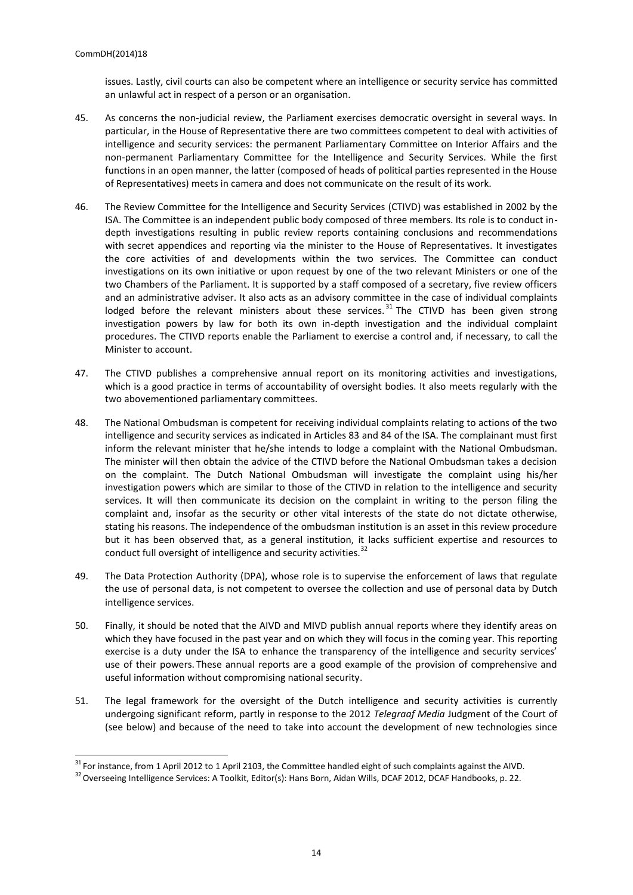issues. Lastly, civil courts can also be competent where an intelligence or security service has committed an unlawful act in respect of a person or an organisation.

45. As concerns the non-judicial review, the Parliament exercises democratic oversight in several ways. In particular, in the House of Representative there are two committees competent to deal with activities of intelligence and security services: the permanent Parliamentary Committee on Interior Affairs and the non-permanent Parliamentary Committee for the Intelligence and Security Services. While the first functions in an open manner, the latter (composed of heads of political parties represented in the House of Representatives) meets in camera and does not communicate on the result of its work.

46. The Review Committee for the Intelligence and Security Services (CTIVD) was established in 2002 by the ISA. The Committee is an independent public body composed of three members. Its role is to conduct in-depth investigations resulting in public review reports containing conclusions and recommendations with secret appendices and reporting via the minister to the House of Representatives. It investigates the core activities of and developments within the two services. The Committee can conduct investigations on its own initiative or upon request by one of the two relevant Ministers or one of the two Chambers of the Parliament. It is supported by a staff composed of a secretary, five review officers and an administrative adviser. It also acts as an advisory committee in the case of individual complaints lodged before the relevant ministers about these services.[31] The CTIVD has been given strong investigation powers by law for both its own in-depth investigation and the individual complaint procedures. The CTIVD reports enable the Parliament to exercise a control and, if necessary, to call the Minister to account.

47. The CTIVD publishes a comprehensive annual report on its monitoring activities and investigations, which is a good practice in terms of accountability of oversight bodies. It also meets regularly with the two abovementioned parliamentary committees.

48. The National Ombudsman is competent for receiving individual complaints relating to actions of the two intelligence and security services as indicated in Articles 83 and 84 of the ISA. The complainant must first inform the relevant minister that he/she intends to lodge a complaint with the National Ombudsman. The minister will then obtain the advice of the CTIVD before the National Ombudsman takes a decision on the complaint. The Dutch National Ombudsman will investigate the complaint using his/her investigation powers which are similar to those of the CTIVD in relation to the intelligence and security services. It will then communicate its decision on the complaint in writing to the person filing the complaint and, insofar as the security or other vital interests of the state do not dictate otherwise, stating his reasons. The independence of the ombudsman institution is an asset in this review procedure but it has been observed that, as a general institution, it lacks sufficient expertise and resources to conduct full oversight of intelligence and security activities.[32]

49. The Data Protection Authority (DPA), whose role is to supervise the enforcement of laws that regulate the use of personal data, is not competent to oversee the collection and use of personal data by Dutch intelligence services.

50. Finally, it should be noted that the AIVD and MIVD publish annual reports where they identify areas on which they have focused in the past year and on which they will focus in the coming year. This reporting exercise is a duty under the ISA to enhance the transparency of the intelligence and security services' use of their powers. These annual reports are a good example of the provision of comprehensive and useful information without compromising national security.

51. The legal framework for the oversight of the Dutch intelligence and security activities is currently undergoing significant reform, partly in response to the 2012 *Telegraaf Media* Judgment of the Court of (see below) and because of the need to take into account the development of new technologies since

---

[31] For instance, from 1 April 2012 to 1 April 2103, the Committee handled eight of such complaints against the AIVD.

[32] Overseeing Intelligence Services: A Toolkit, Editor(s): Hans Born, Aidan Wills, DCAF 2012, DCAF Handbooks, p. 22.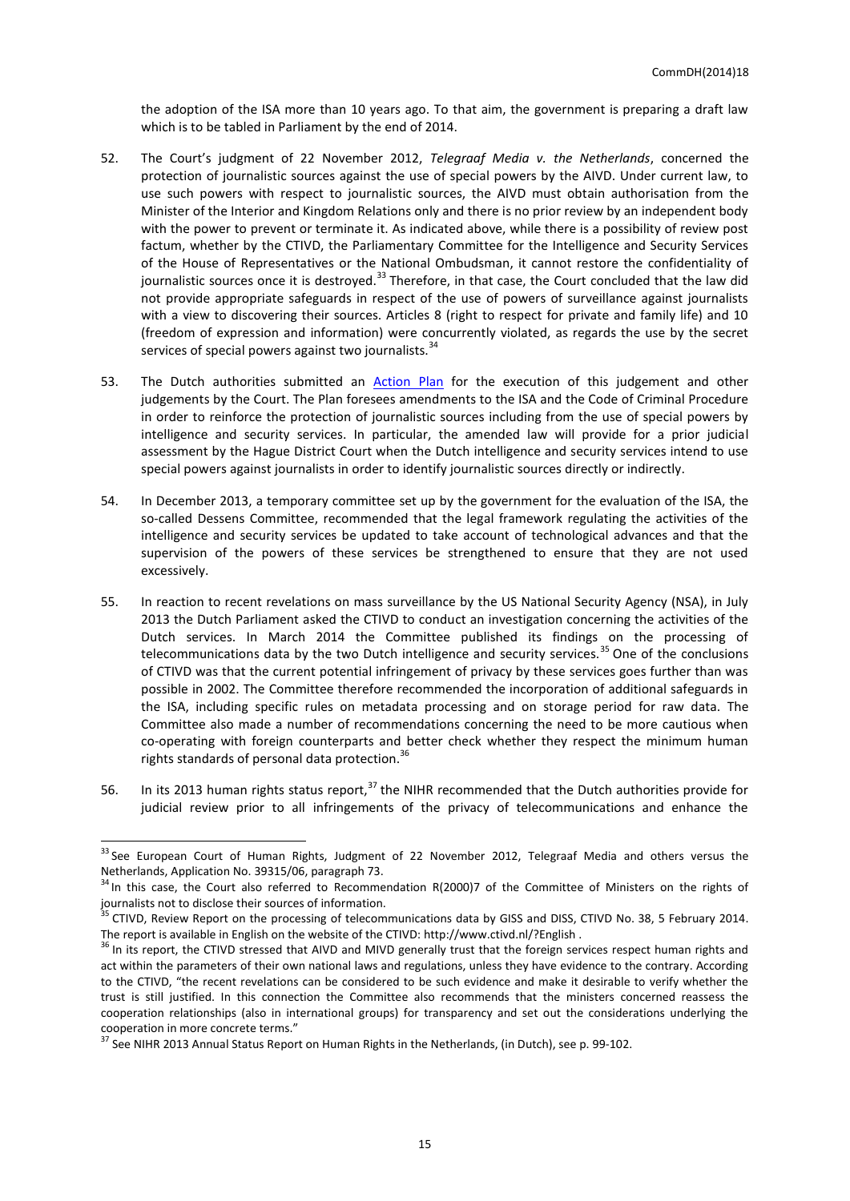the adoption of the ISA more than 10 years ago. To that aim, the government is preparing a draft law which is to be tabled in Parliament by the end of 2014.

52. The Court's judgment of 22 November 2012, *Telegraaf Media v. the Netherlands*, concerned the protection of journalistic sources against the use of special powers by the AIVD. Under current law, to use such powers with respect to journalistic sources, the AIVD must obtain authorisation from the Minister of the Interior and Kingdom Relations only and there is no prior review by an independent body with the power to prevent or terminate it. As indicated above, while there is a possibility of review post factum, whether by the CTIVD, the Parliamentary Committee for the Intelligence and Security Services of the House of Representatives or the National Ombudsman, it cannot restore the confidentiality of journalistic sources once it is destroyed.[33] Therefore, in that case, the Court concluded that the law did not provide appropriate safeguards in respect of the use of powers of surveillance against journalists with a view to discovering their sources. Articles 8 (right to respect for private and family life) and 10 (freedom of expression and information) were concurrently violated, as regards the use by the secret services of special powers against two journalists.[34]

53. The Dutch authorities submitted an Action Plan for the execution of this judgement and other judgements by the Court. The Plan foresees amendments to the ISA and the Code of Criminal Procedure in order to reinforce the protection of journalistic sources including from the use of special powers by intelligence and security services. In particular, the amended law will provide for a prior judicial assessment by the Hague District Court when the Dutch intelligence and security services intend to use special powers against journalists in order to identify journalistic sources directly or indirectly.

54. In December 2013, a temporary committee set up by the government for the evaluation of the ISA, the so-called Dessens Committee, recommended that the legal framework regulating the activities of the intelligence and security services be updated to take account of technological advances and that the supervision of the powers of these services be strengthened to ensure that they are not used excessively.

55. In reaction to recent revelations on mass surveillance by the US National Security Agency (NSA), in July 2013 the Dutch Parliament asked the CTIVD to conduct an investigation concerning the activities of the Dutch services. In March 2014 the Committee published its findings on the processing of telecommunications data by the two Dutch intelligence and security services.[35] One of the conclusions of CTIVD was that the current potential infringement of privacy by these services goes further than was possible in 2002. The Committee therefore recommended the incorporation of additional safeguards in the ISA, including specific rules on metadata processing and on storage period for raw data. The Committee also made a number of recommendations concerning the need to be more cautious when co-operating with foreign counterparts and better check whether they respect the minimum human rights standards of personal data protection.[36]

56. In its 2013 human rights status report,[37] the NIHR recommended that the Dutch authorities provide for judicial review prior to all infringements of the privacy of telecommunications and enhance the

---

[33] See European Court of Human Rights, Judgment of 22 November 2012, Telegraaf Media and others versus the Netherlands, Application No. 39315/06, paragraph 73.

[34] In this case, the Court also referred to Recommendation R(2000)7 of the Committee of Ministers on the rights of journalists not to disclose their sources of information.

[35] CTIVD, Review Report on the processing of telecommunications data by GISS and DISS, CTIVD No. 38, 5 February 2014. The report is available in English on the website of the CTIVD: http://www.ctivd.nl/?English .

[36] In its report, the CTIVD stressed that AIVD and MIVD generally trust that the foreign services respect human rights and act within the parameters of their own national laws and regulations, unless they have evidence to the contrary. According to the CTIVD, "the recent revelations can be considered to be such evidence and make it desirable to verify whether the trust is still justified. In this connection the Committee also recommends that the ministers concerned reassess the cooperation relationships (also in international groups) for transparency and set out the considerations underlying the cooperation in more concrete terms."

[37] See NIHR 2013 Annual Status Report on Human Rights in the Netherlands, (in Dutch), see p. 99-102.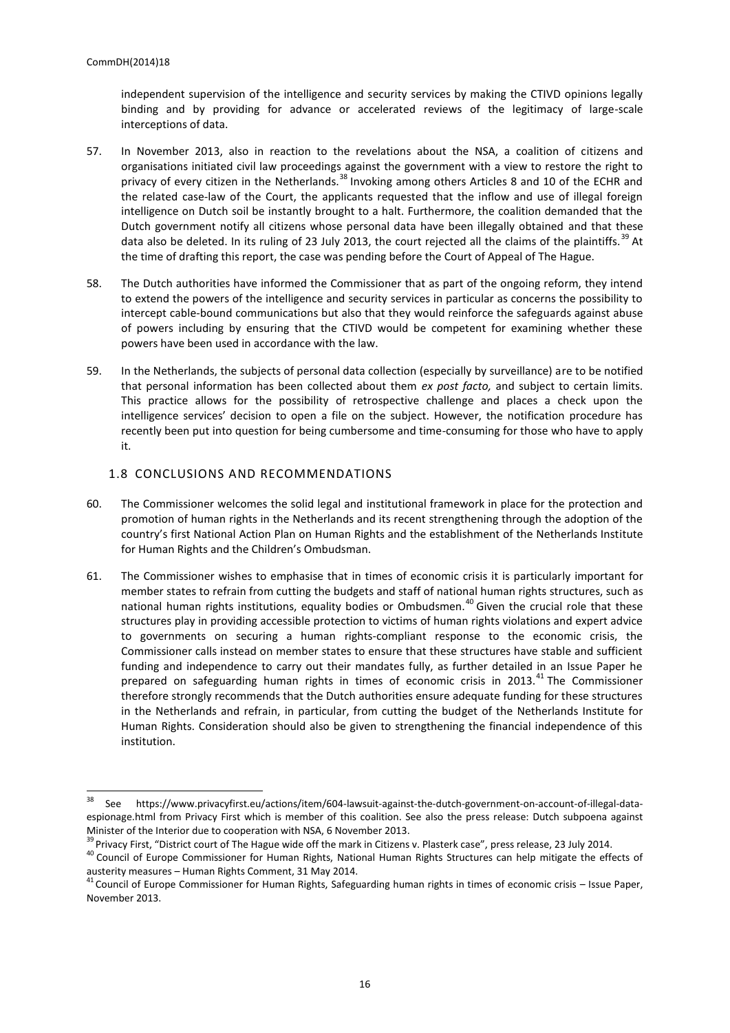independent supervision of the intelligence and security services by making the CTIVD opinions legally binding and by providing for advance or accelerated reviews of the legitimacy of large-scale interceptions of data.

57. In November 2013, also in reaction to the revelations about the NSA, a coalition of citizens and organisations initiated civil law proceedings against the government with a view to restore the right to privacy of every citizen in the Netherlands.[38] Invoking among others Articles 8 and 10 of the ECHR and the related case-law of the Court, the applicants requested that the inflow and use of illegal foreign intelligence on Dutch soil be instantly brought to a halt. Furthermore, the coalition demanded that the Dutch government notify all citizens whose personal data have been illegally obtained and that these data also be deleted. In its ruling of 23 July 2013, the court rejected all the claims of the plaintiffs.[39] At the time of drafting this report, the case was pending before the Court of Appeal of The Hague.

58. The Dutch authorities have informed the Commissioner that as part of the ongoing reform, they intend to extend the powers of the intelligence and security services in particular as concerns the possibility to intercept cable-bound communications but also that they would reinforce the safeguards against abuse of powers including by ensuring that the CTIVD would be competent for examining whether these powers have been used in accordance with the law.

59. In the Netherlands, the subjects of personal data collection (especially by surveillance) are to be notified that personal information has been collected about them *ex post facto,* and subject to certain limits. This practice allows for the possibility of retrospective challenge and places a check upon the intelligence services' decision to open a file on the subject. However, the notification procedure has recently been put into question for being cumbersome and time-consuming for those who have to apply it.

## 1.8 CONCLUSIONS AND RECOMMENDATIONS

60. The Commissioner welcomes the solid legal and institutional framework in place for the protection and promotion of human rights in the Netherlands and its recent strengthening through the adoption of the country's first National Action Plan on Human Rights and the establishment of the Netherlands Institute for Human Rights and the Children's Ombudsman.

61. The Commissioner wishes to emphasise that in times of economic crisis it is particularly important for member states to refrain from cutting the budgets and staff of national human rights structures, such as national human rights institutions, equality bodies or Ombudsmen.[40] Given the crucial role that these structures play in providing accessible protection to victims of human rights violations and expert advice to governments on securing a human rights-compliant response to the economic crisis, the Commissioner calls instead on member states to ensure that these structures have stable and sufficient funding and independence to carry out their mandates fully, as further detailed in an Issue Paper he prepared on safeguarding human rights in times of economic crisis in 2013.[41] The Commissioner therefore strongly recommends that the Dutch authorities ensure adequate funding for these structures in the Netherlands and refrain, in particular, from cutting the budget of the Netherlands Institute for Human Rights. Consideration should also be given to strengthening the financial independence of this institution.

---

[38] See https://www.privacyfirst.eu/actions/item/604-lawsuit-against-the-dutch-government-on-account-of-illegal-data-espionage.html from Privacy First which is member of this coalition. See also the press release: Dutch subpoena against Minister of the Interior due to cooperation with NSA, 6 November 2013.

[39] Privacy First, "District court of The Hague wide off the mark in Citizens v. Plasterk case", press release, 23 July 2014.

[40] Council of Europe Commissioner for Human Rights, National Human Rights Structures can help mitigate the effects of austerity measures – Human Rights Comment, 31 May 2014.

[41] Council of Europe Commissioner for Human Rights, Safeguarding human rights in times of economic crisis – Issue Paper, November 2013.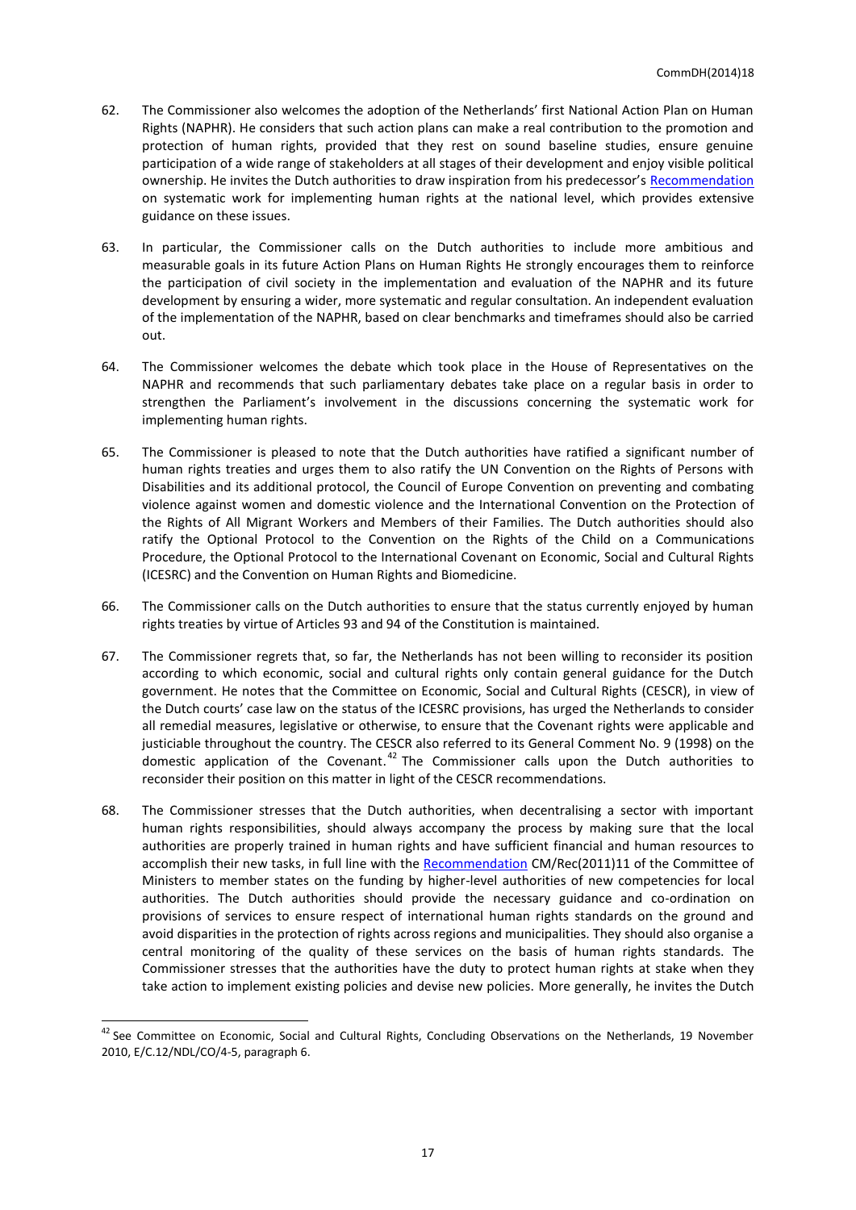62. The Commissioner also welcomes the adoption of the Netherlands' first National Action Plan on Human Rights (NAPHR). He considers that such action plans can make a real contribution to the promotion and protection of human rights, provided that they rest on sound baseline studies, ensure genuine participation of a wide range of stakeholders at all stages of their development and enjoy visible political ownership. He invites the Dutch authorities to draw inspiration from his predecessor's Recommendation on systematic work for implementing human rights at the national level, which provides extensive guidance on these issues.

63. In particular, the Commissioner calls on the Dutch authorities to include more ambitious and measurable goals in its future Action Plans on Human Rights He strongly encourages them to reinforce the participation of civil society in the implementation and evaluation of the NAPHR and its future development by ensuring a wider, more systematic and regular consultation. An independent evaluation of the implementation of the NAPHR, based on clear benchmarks and timeframes should also be carried out.

64. The Commissioner welcomes the debate which took place in the House of Representatives on the NAPHR and recommends that such parliamentary debates take place on a regular basis in order to strengthen the Parliament's involvement in the discussions concerning the systematic work for implementing human rights.

65. The Commissioner is pleased to note that the Dutch authorities have ratified a significant number of human rights treaties and urges them to also ratify the UN Convention on the Rights of Persons with Disabilities and its additional protocol, the Council of Europe Convention on preventing and combating violence against women and domestic violence and the International Convention on the Protection of the Rights of All Migrant Workers and Members of their Families. The Dutch authorities should also ratify the Optional Protocol to the Convention on the Rights of the Child on a Communications Procedure, the Optional Protocol to the International Covenant on Economic, Social and Cultural Rights (ICESRC) and the Convention on Human Rights and Biomedicine.

66. The Commissioner calls on the Dutch authorities to ensure that the status currently enjoyed by human rights treaties by virtue of Articles 93 and 94 of the Constitution is maintained.

67. The Commissioner regrets that, so far, the Netherlands has not been willing to reconsider its position according to which economic, social and cultural rights only contain general guidance for the Dutch government. He notes that the Committee on Economic, Social and Cultural Rights (CESCR), in view of the Dutch courts' case law on the status of the ICESRC provisions, has urged the Netherlands to consider all remedial measures, legislative or otherwise, to ensure that the Covenant rights were applicable and justiciable throughout the country. The CESCR also referred to its General Comment No. 9 (1998) on the domestic application of the Covenant.[42] The Commissioner calls upon the Dutch authorities to reconsider their position on this matter in light of the CESCR recommendations.

68. The Commissioner stresses that the Dutch authorities, when decentralising a sector with important human rights responsibilities, should always accompany the process by making sure that the local authorities are properly trained in human rights and have sufficient financial and human resources to accomplish their new tasks, in full line with the Recommendation CM/Rec(2011)11 of the Committee of Ministers to member states on the funding by higher-level authorities of new competencies for local authorities. The Dutch authorities should provide the necessary guidance and co-ordination on provisions of services to ensure respect of international human rights standards on the ground and avoid disparities in the protection of rights across regions and municipalities. They should also organise a central monitoring of the quality of these services on the basis of human rights standards. The Commissioner stresses that the authorities have the duty to protect human rights at stake when they take action to implement existing policies and devise new policies. More generally, he invites the Dutch

---

[42] See Committee on Economic, Social and Cultural Rights, Concluding Observations on the Netherlands, 19 November 2010, E/C.12/NDL/CO/4-5, paragraph 6.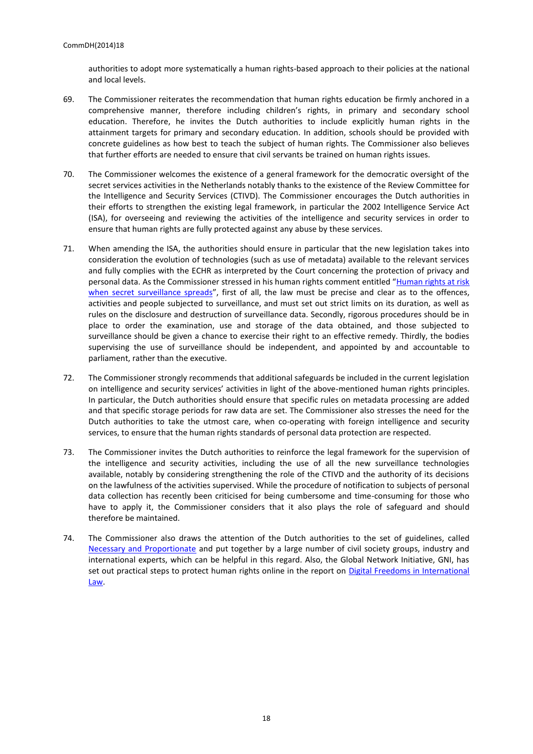authorities to adopt more systematically a human rights-based approach to their policies at the national and local levels.

69. The Commissioner reiterates the recommendation that human rights education be firmly anchored in a comprehensive manner, therefore including children's rights, in primary and secondary school education. Therefore, he invites the Dutch authorities to include explicitly human rights in the attainment targets for primary and secondary education. In addition, schools should be provided with concrete guidelines as how best to teach the subject of human rights. The Commissioner also believes that further efforts are needed to ensure that civil servants be trained on human rights issues.

70. The Commissioner welcomes the existence of a general framework for the democratic oversight of the secret services activities in the Netherlands notably thanks to the existence of the Review Committee for the Intelligence and Security Services (CTIVD). The Commissioner encourages the Dutch authorities in their efforts to strengthen the existing legal framework, in particular the 2002 Intelligence Service Act (ISA), for overseeing and reviewing the activities of the intelligence and security services in order to ensure that human rights are fully protected against any abuse by these services.

71. When amending the ISA, the authorities should ensure in particular that the new legislation takes into consideration the evolution of technologies (such as use of metadata) available to the relevant services and fully complies with the ECHR as interpreted by the Court concerning the protection of privacy and personal data. As the Commissioner stressed in his human rights comment entitled "Human rights at risk when secret surveillance spreads", first of all, the law must be precise and clear as to the offences, activities and people subjected to surveillance, and must set out strict limits on its duration, as well as rules on the disclosure and destruction of surveillance data. Secondly, rigorous procedures should be in place to order the examination, use and storage of the data obtained, and those subjected to surveillance should be given a chance to exercise their right to an effective remedy. Thirdly, the bodies supervising the use of surveillance should be independent, and appointed by and accountable to parliament, rather than the executive.

72. The Commissioner strongly recommends that additional safeguards be included in the current legislation on intelligence and security services' activities in light of the above-mentioned human rights principles. In particular, the Dutch authorities should ensure that specific rules on metadata processing are added and that specific storage periods for raw data are set. The Commissioner also stresses the need for the Dutch authorities to take the utmost care, when co-operating with foreign intelligence and security services, to ensure that the human rights standards of personal data protection are respected.

73. The Commissioner invites the Dutch authorities to reinforce the legal framework for the supervision of the intelligence and security activities, including the use of all the new surveillance technologies available, notably by considering strengthening the role of the CTIVD and the authority of its decisions on the lawfulness of the activities supervised. While the procedure of notification to subjects of personal data collection has recently been criticised for being cumbersome and time-consuming for those who have to apply it, the Commissioner considers that it also plays the role of safeguard and should therefore be maintained.

74. The Commissioner also draws the attention of the Dutch authorities to the set of guidelines, called Necessary and Proportionate and put together by a large number of civil society groups, industry and international experts, which can be helpful in this regard. Also, the Global Network Initiative, GNI, has set out practical steps to protect human rights online in the report on Digital Freedoms in International Law.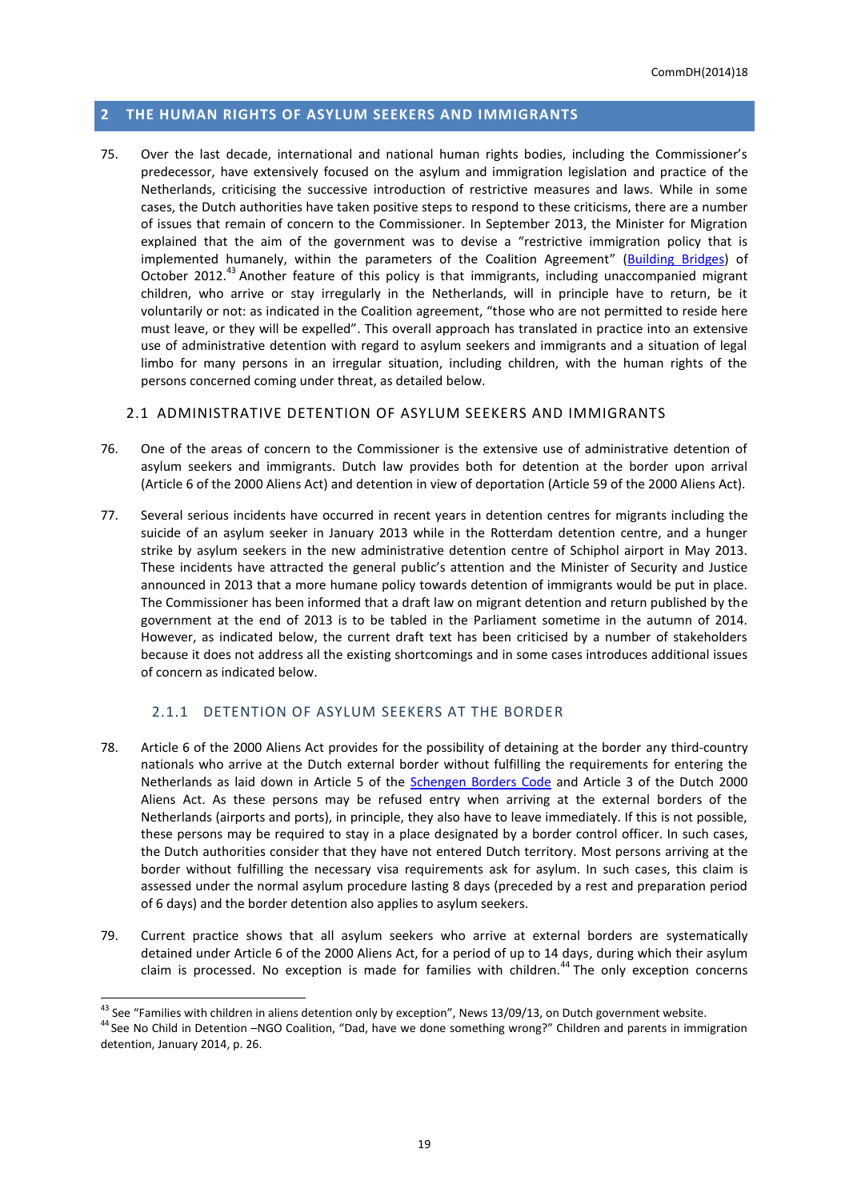## 2 THE HUMAN RIGHTS OF ASYLUM SEEKERS AND IMMIGRANTS

75. Over the last decade, international and national human rights bodies, including the Commissioner's predecessor, have extensively focused on the asylum and immigration legislation and practice of the Netherlands, criticising the successive introduction of restrictive measures and laws. While in some cases, the Dutch authorities have taken positive steps to respond to these criticisms, there are a number of issues that remain of concern to the Commissioner. In September 2013, the Minister for Migration explained that the aim of the government was to devise a "restrictive immigration policy that is implemented humanely, within the parameters of the Coalition Agreement" (Building Bridges) of October 2012.[43] Another feature of this policy is that immigrants, including unaccompanied migrant children, who arrive or stay irregularly in the Netherlands, will in principle have to return, be it voluntarily or not: as indicated in the Coalition agreement, "those who are not permitted to reside here must leave, or they will be expelled". This overall approach has translated in practice into an extensive use of administrative detention with regard to asylum seekers and immigrants and a situation of legal limbo for many persons in an irregular situation, including children, with the human rights of the persons concerned coming under threat, as detailed below.

### 2.1 ADMINISTRATIVE DETENTION OF ASYLUM SEEKERS AND IMMIGRANTS

76. One of the areas of concern to the Commissioner is the extensive use of administrative detention of asylum seekers and immigrants. Dutch law provides both for detention at the border upon arrival (Article 6 of the 2000 Aliens Act) and detention in view of deportation (Article 59 of the 2000 Aliens Act).

77. Several serious incidents have occurred in recent years in detention centres for migrants including the suicide of an asylum seeker in January 2013 while in the Rotterdam detention centre, and a hunger strike by asylum seekers in the new administrative detention centre of Schiphol airport in May 2013. These incidents have attracted the general public's attention and the Minister of Security and Justice announced in 2013 that a more humane policy towards detention of immigrants would be put in place. The Commissioner has been informed that a draft law on migrant detention and return published by the government at the end of 2013 is to be tabled in the Parliament sometime in the autumn of 2014. However, as indicated below, the current draft text has been criticised by a number of stakeholders because it does not address all the existing shortcomings and in some cases introduces additional issues of concern as indicated below.

#### 2.1.1 DETENTION OF ASYLUM SEEKERS AT THE BORDER

78. Article 6 of the 2000 Aliens Act provides for the possibility of detaining at the border any third-country nationals who arrive at the Dutch external border without fulfilling the requirements for entering the Netherlands as laid down in Article 5 of the Schengen Borders Code and Article 3 of the Dutch 2000 Aliens Act. As these persons may be refused entry when arriving at the external borders of the Netherlands (airports and ports), in principle, they also have to leave immediately. If this is not possible, these persons may be required to stay in a place designated by a border control officer. In such cases, the Dutch authorities consider that they have not entered Dutch territory. Most persons arriving at the border without fulfilling the necessary visa requirements ask for asylum. In such cases, this claim is assessed under the normal asylum procedure lasting 8 days (preceded by a rest and preparation period of 6 days) and the border detention also applies to asylum seekers.

79. Current practice shows that all asylum seekers who arrive at external borders are systematically detained under Article 6 of the 2000 Aliens Act, for a period of up to 14 days, during which their asylum claim is processed. No exception is made for families with children.[44] The only exception concerns

---

[43] See "Families with children in aliens detention only by exception", News 13/09/13, on Dutch government website.

[44] See No Child in Detention –NGO Coalition, "Dad, have we done something wrong?" Children and parents in immigration detention, January 2014, p. 26.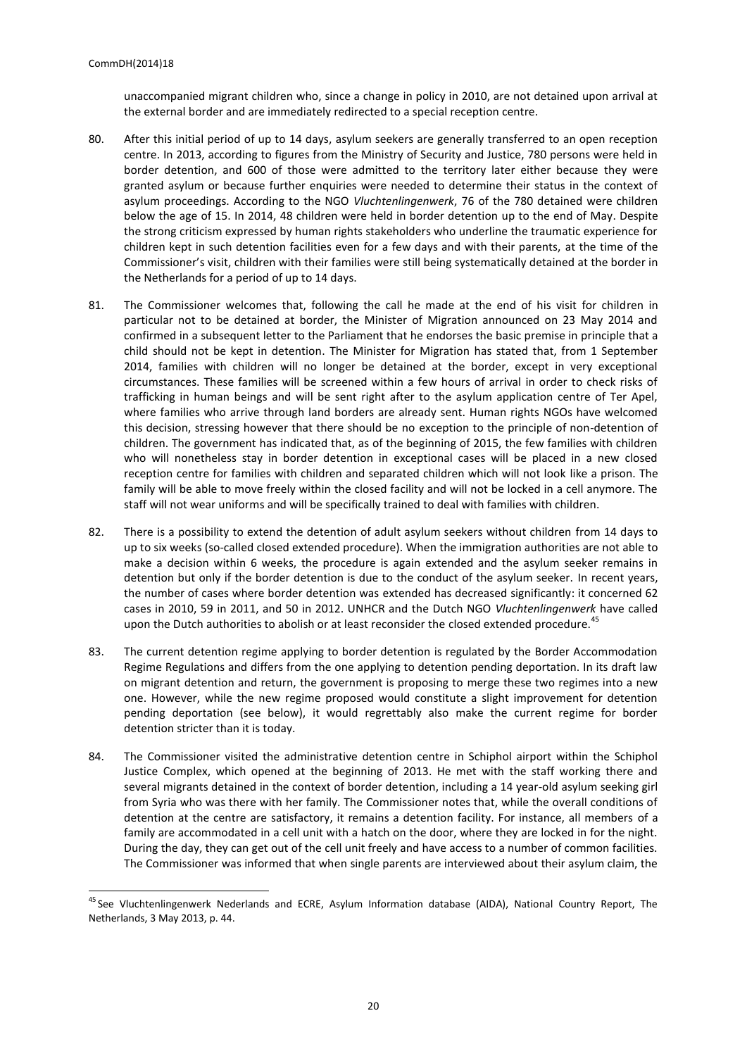unaccompanied migrant children who, since a change in policy in 2010, are not detained upon arrival at the external border and are immediately redirected to a special reception centre.

80. After this initial period of up to 14 days, asylum seekers are generally transferred to an open reception centre. In 2013, according to figures from the Ministry of Security and Justice, 780 persons were held in border detention, and 600 of those were admitted to the territory later either because they were granted asylum or because further enquiries were needed to determine their status in the context of asylum proceedings. According to the NGO *Vluchtenlingenwerk*, 76 of the 780 detained were children below the age of 15. In 2014, 48 children were held in border detention up to the end of May. Despite the strong criticism expressed by human rights stakeholders who underline the traumatic experience for children kept in such detention facilities even for a few days and with their parents, at the time of the Commissioner's visit, children with their families were still being systematically detained at the border in the Netherlands for a period of up to 14 days.

81. The Commissioner welcomes that, following the call he made at the end of his visit for children in particular not to be detained at border, the Minister of Migration announced on 23 May 2014 and confirmed in a subsequent letter to the Parliament that he endorses the basic premise in principle that a child should not be kept in detention. The Minister for Migration has stated that, from 1 September 2014, families with children will no longer be detained at the border, except in very exceptional circumstances. These families will be screened within a few hours of arrival in order to check risks of trafficking in human beings and will be sent right after to the asylum application centre of Ter Apel, where families who arrive through land borders are already sent. Human rights NGOs have welcomed this decision, stressing however that there should be no exception to the principle of non-detention of children. The government has indicated that, as of the beginning of 2015, the few families with children who will nonetheless stay in border detention in exceptional cases will be placed in a new closed reception centre for families with children and separated children which will not look like a prison. The family will be able to move freely within the closed facility and will not be locked in a cell anymore. The staff will not wear uniforms and will be specifically trained to deal with families with children.

82. There is a possibility to extend the detention of adult asylum seekers without children from 14 days to up to six weeks (so-called closed extended procedure). When the immigration authorities are not able to make a decision within 6 weeks, the procedure is again extended and the asylum seeker remains in detention but only if the border detention is due to the conduct of the asylum seeker. In recent years, the number of cases where border detention was extended has decreased significantly: it concerned 62 cases in 2010, 59 in 2011, and 50 in 2012. UNHCR and the Dutch NGO *Vluchtenlingenwerk* have called upon the Dutch authorities to abolish or at least reconsider the closed extended procedure.[45]

83. The current detention regime applying to border detention is regulated by the Border Accommodation Regime Regulations and differs from the one applying to detention pending deportation. In its draft law on migrant detention and return, the government is proposing to merge these two regimes into a new one. However, while the new regime proposed would constitute a slight improvement for detention pending deportation (see below), it would regrettably also make the current regime for border detention stricter than it is today.

84. The Commissioner visited the administrative detention centre in Schiphol airport within the Schiphol Justice Complex, which opened at the beginning of 2013. He met with the staff working there and several migrants detained in the context of border detention, including a 14 year-old asylum seeking girl from Syria who was there with her family. The Commissioner notes that, while the overall conditions of detention at the centre are satisfactory, it remains a detention facility. For instance, all members of a family are accommodated in a cell unit with a hatch on the door, where they are locked in for the night. During the day, they can get out of the cell unit freely and have access to a number of common facilities. The Commissioner was informed that when single parents are interviewed about their asylum claim, the

[45] See Vluchtenlingenwerk Nederlands and ECRE, Asylum Information database (AIDA), National Country Report, The Netherlands, 3 May 2013, p. 44.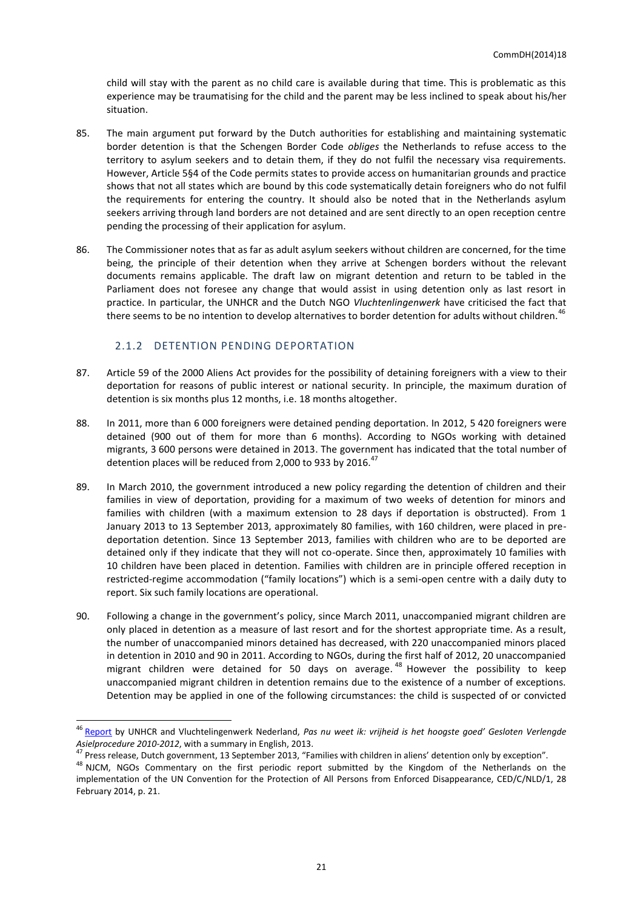child will stay with the parent as no child care is available during that time. This is problematic as this experience may be traumatising for the child and the parent may be less inclined to speak about his/her situation.

85. The main argument put forward by the Dutch authorities for establishing and maintaining systematic border detention is that the Schengen Border Code *obliges* the Netherlands to refuse access to the territory to asylum seekers and to detain them, if they do not fulfil the necessary visa requirements. However, Article 5§4 of the Code permits states to provide access on humanitarian grounds and practice shows that not all states which are bound by this code systematically detain foreigners who do not fulfil the requirements for entering the country. It should also be noted that in the Netherlands asylum seekers arriving through land borders are not detained and are sent directly to an open reception centre pending the processing of their application for asylum.

86. The Commissioner notes that as far as adult asylum seekers without children are concerned, for the time being, the principle of their detention when they arrive at Schengen borders without the relevant documents remains applicable. The draft law on migrant detention and return to be tabled in the Parliament does not foresee any change that would assist in using detention only as last resort in practice. In particular, the UNHCR and the Dutch NGO *Vluchtenlingenwerk* have criticised the fact that there seems to be no intention to develop alternatives to border detention for adults without children.[46]

### 2.1.2 DETENTION PENDING DEPORTATION

87. Article 59 of the 2000 Aliens Act provides for the possibility of detaining foreigners with a view to their deportation for reasons of public interest or national security. In principle, the maximum duration of detention is six months plus 12 months, i.e. 18 months altogether.

88. In 2011, more than 6 000 foreigners were detained pending deportation. In 2012, 5 420 foreigners were detained (900 out of them for more than 6 months). According to NGOs working with detained migrants, 3 600 persons were detained in 2013. The government has indicated that the total number of detention places will be reduced from 2,000 to 933 by 2016.[47]

89. In March 2010, the government introduced a new policy regarding the detention of children and their families in view of deportation, providing for a maximum of two weeks of detention for minors and families with children (with a maximum extension to 28 days if deportation is obstructed). From 1 January 2013 to 13 September 2013, approximately 80 families, with 160 children, were placed in pre-deportation detention. Since 13 September 2013, families with children who are to be deported are detained only if they indicate that they will not co-operate. Since then, approximately 10 families with 10 children have been placed in detention. Families with children are in principle offered reception in restricted-regime accommodation ("family locations") which is a semi-open centre with a daily duty to report. Six such family locations are operational.

90. Following a change in the government's policy, since March 2011, unaccompanied migrant children are only placed in detention as a measure of last resort and for the shortest appropriate time. As a result, the number of unaccompanied minors detained has decreased, with 220 unaccompanied minors placed in detention in 2010 and 90 in 2011. According to NGOs, during the first half of 2012, 20 unaccompanied migrant children were detained for 50 days on average.[48] However the possibility to keep unaccompanied migrant children in detention remains due to the existence of a number of exceptions. Detention may be applied in one of the following circumstances: the child is suspected of or convicted

---

[46] Report by UNHCR and Vluchtelingenwerk Nederland, *Pas nu weet ik: vrijheid is het hoogste goed' Gesloten Verlengde Asielprocedure 2010-2012*, with a summary in English, 2013.

[47] Press release, Dutch government, 13 September 2013, "Families with children in aliens' detention only by exception".

[48] NJCM, NGOs Commentary on the first periodic report submitted by the Kingdom of the Netherlands on the implementation of the UN Convention for the Protection of All Persons from Enforced Disappearance, CED/C/NLD/1, 28 February 2014, p. 21.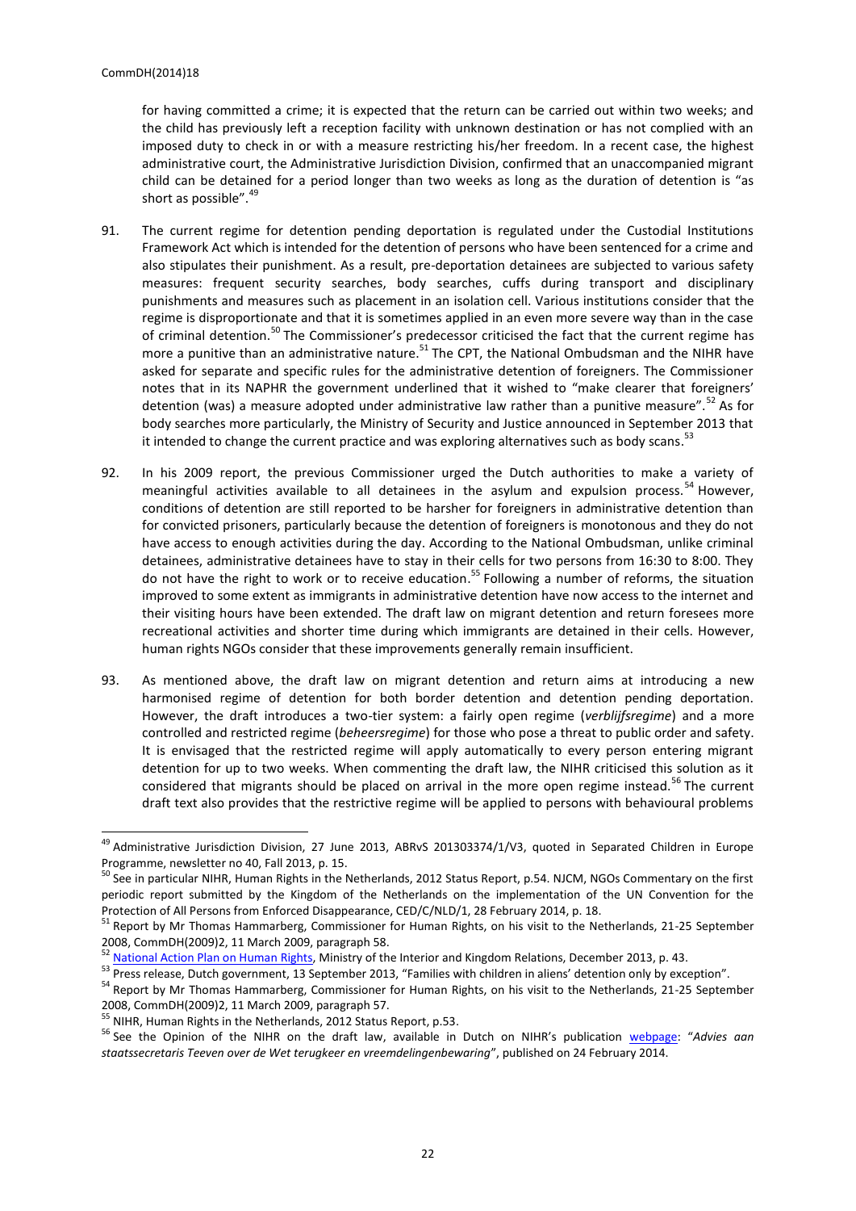for having committed a crime; it is expected that the return can be carried out within two weeks; and the child has previously left a reception facility with unknown destination or has not complied with an imposed duty to check in or with a measure restricting his/her freedom. In a recent case, the highest administrative court, the Administrative Jurisdiction Division, confirmed that an unaccompanied migrant child can be detained for a period longer than two weeks as long as the duration of detention is "as short as possible".[49]

91. The current regime for detention pending deportation is regulated under the Custodial Institutions Framework Act which is intended for the detention of persons who have been sentenced for a crime and also stipulates their punishment. As a result, pre-deportation detainees are subjected to various safety measures: frequent security searches, body searches, cuffs during transport and disciplinary punishments and measures such as placement in an isolation cell. Various institutions consider that the regime is disproportionate and that it is sometimes applied in an even more severe way than in the case of criminal detention.[50] The Commissioner's predecessor criticised the fact that the current regime has more a punitive than an administrative nature.[51] The CPT, the National Ombudsman and the NIHR have asked for separate and specific rules for the administrative detention of foreigners. The Commissioner notes that in its NAPHR the government underlined that it wished to "make clearer that foreigners' detention (was) a measure adopted under administrative law rather than a punitive measure".[52] As for body searches more particularly, the Ministry of Security and Justice announced in September 2013 that it intended to change the current practice and was exploring alternatives such as body scans.[53]

92. In his 2009 report, the previous Commissioner urged the Dutch authorities to make a variety of meaningful activities available to all detainees in the asylum and expulsion process.[54] However, conditions of detention are still reported to be harsher for foreigners in administrative detention than for convicted prisoners, particularly because the detention of foreigners is monotonous and they do not have access to enough activities during the day. According to the National Ombudsman, unlike criminal detainees, administrative detainees have to stay in their cells for two persons from 16:30 to 8:00. They do not have the right to work or to receive education.[55] Following a number of reforms, the situation improved to some extent as immigrants in administrative detention have now access to the internet and their visiting hours have been extended. The draft law on migrant detention and return foresees more recreational activities and shorter time during which immigrants are detained in their cells. However, human rights NGOs consider that these improvements generally remain insufficient.

93. As mentioned above, the draft law on migrant detention and return aims at introducing a new harmonised regime of detention for both border detention and detention pending deportation. However, the draft introduces a two-tier system: a fairly open regime (*verblijfsregime*) and a more controlled and restricted regime (*beheersregime*) for those who pose a threat to public order and safety. It is envisaged that the restricted regime will apply automatically to every person entering migrant detention for up to two weeks. When commenting the draft law, the NIHR criticised this solution as it considered that migrants should be placed on arrival in the more open regime instead.[56] The current draft text also provides that the restrictive regime will be applied to persons with behavioural problems

---

[49] Administrative Jurisdiction Division, 27 June 2013, ABRvS 201303374/1/V3, quoted in Separated Children in Europe Programme, newsletter no 40, Fall 2013, p. 15.

[50] See in particular NIHR, Human Rights in the Netherlands, 2012 Status Report, p.54. NJCM, NGOs Commentary on the first periodic report submitted by the Kingdom of the Netherlands on the implementation of the UN Convention for the Protection of All Persons from Enforced Disappearance, CED/C/NLD/1, 28 February 2014, p. 18.

[51] Report by Mr Thomas Hammarberg, Commissioner for Human Rights, on his visit to the Netherlands, 21-25 September 2008, CommDH(2009)2, 11 March 2009, paragraph 58.

[52] National Action Plan on Human Rights, Ministry of the Interior and Kingdom Relations, December 2013, p. 43.

[53] Press release, Dutch government, 13 September 2013, "Families with children in aliens' detention only by exception".

[54] Report by Mr Thomas Hammarberg, Commissioner for Human Rights, on his visit to the Netherlands, 21-25 September 2008, CommDH(2009)2, 11 March 2009, paragraph 57.

[55] NIHR, Human Rights in the Netherlands, 2012 Status Report, p.53.

[56] See the Opinion of the NIHR on the draft law, available in Dutch on NIHR's publication webpage: "*Advies aan staatssecretaris Teeven over de Wet terugkeer en vreemdelingenbewaring*", published on 24 February 2014.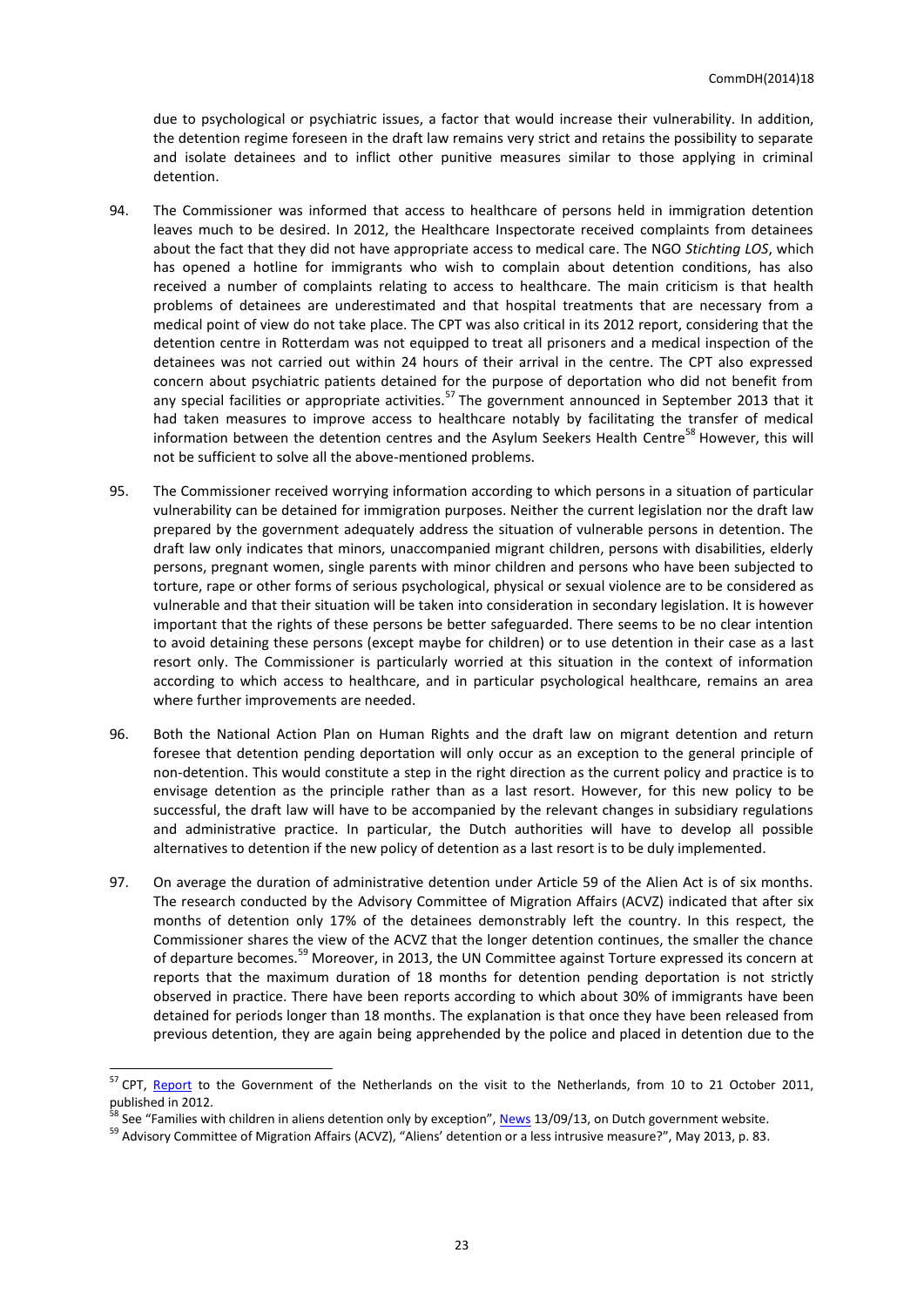due to psychological or psychiatric issues, a factor that would increase their vulnerability. In addition, the detention regime foreseen in the draft law remains very strict and retains the possibility to separate and isolate detainees and to inflict other punitive measures similar to those applying in criminal detention.

94. The Commissioner was informed that access to healthcare of persons held in immigration detention leaves much to be desired. In 2012, the Healthcare Inspectorate received complaints from detainees about the fact that they did not have appropriate access to medical care. The NGO *Stichting LOS*, which has opened a hotline for immigrants who wish to complain about detention conditions, has also received a number of complaints relating to access to healthcare. The main criticism is that health problems of detainees are underestimated and that hospital treatments that are necessary from a medical point of view do not take place. The CPT was also critical in its 2012 report, considering that the detention centre in Rotterdam was not equipped to treat all prisoners and a medical inspection of the detainees was not carried out within 24 hours of their arrival in the centre. The CPT also expressed concern about psychiatric patients detained for the purpose of deportation who did not benefit from any special facilities or appropriate activities.[57] The government announced in September 2013 that it had taken measures to improve access to healthcare notably by facilitating the transfer of medical information between the detention centres and the Asylum Seekers Health Centre[58] However, this will not be sufficient to solve all the above-mentioned problems.

95. The Commissioner received worrying information according to which persons in a situation of particular vulnerability can be detained for immigration purposes. Neither the current legislation nor the draft law prepared by the government adequately address the situation of vulnerable persons in detention. The draft law only indicates that minors, unaccompanied migrant children, persons with disabilities, elderly persons, pregnant women, single parents with minor children and persons who have been subjected to torture, rape or other forms of serious psychological, physical or sexual violence are to be considered as vulnerable and that their situation will be taken into consideration in secondary legislation. It is however important that the rights of these persons be better safeguarded. There seems to be no clear intention to avoid detaining these persons (except maybe for children) or to use detention in their case as a last resort only. The Commissioner is particularly worried at this situation in the context of information according to which access to healthcare, and in particular psychological healthcare, remains an area where further improvements are needed.

96. Both the National Action Plan on Human Rights and the draft law on migrant detention and return foresee that detention pending deportation will only occur as an exception to the general principle of non-detention. This would constitute a step in the right direction as the current policy and practice is to envisage detention as the principle rather than as a last resort. However, for this new policy to be successful, the draft law will have to be accompanied by the relevant changes in subsidiary regulations and administrative practice. In particular, the Dutch authorities will have to develop all possible alternatives to detention if the new policy of detention as a last resort is to be duly implemented.

97. On average the duration of administrative detention under Article 59 of the Alien Act is of six months. The research conducted by the Advisory Committee of Migration Affairs (ACVZ) indicated that after six months of detention only 17% of the detainees demonstrably left the country. In this respect, the Commissioner shares the view of the ACVZ that the longer detention continues, the smaller the chance of departure becomes.[59] Moreover, in 2013, the UN Committee against Torture expressed its concern at reports that the maximum duration of 18 months for detention pending deportation is not strictly observed in practice. There have been reports according to which about 30% of immigrants have been detained for periods longer than 18 months. The explanation is that once they have been released from previous detention, they are again being apprehended by the police and placed in detention due to the

---

[57] CPT, Report to the Government of the Netherlands on the visit to the Netherlands, from 10 to 21 October 2011, published in 2012.

[58] See "Families with children in aliens detention only by exception", News 13/09/13, on Dutch government website.

[59] Advisory Committee of Migration Affairs (ACVZ), "Aliens' detention or a less intrusive measure?", May 2013, p. 83.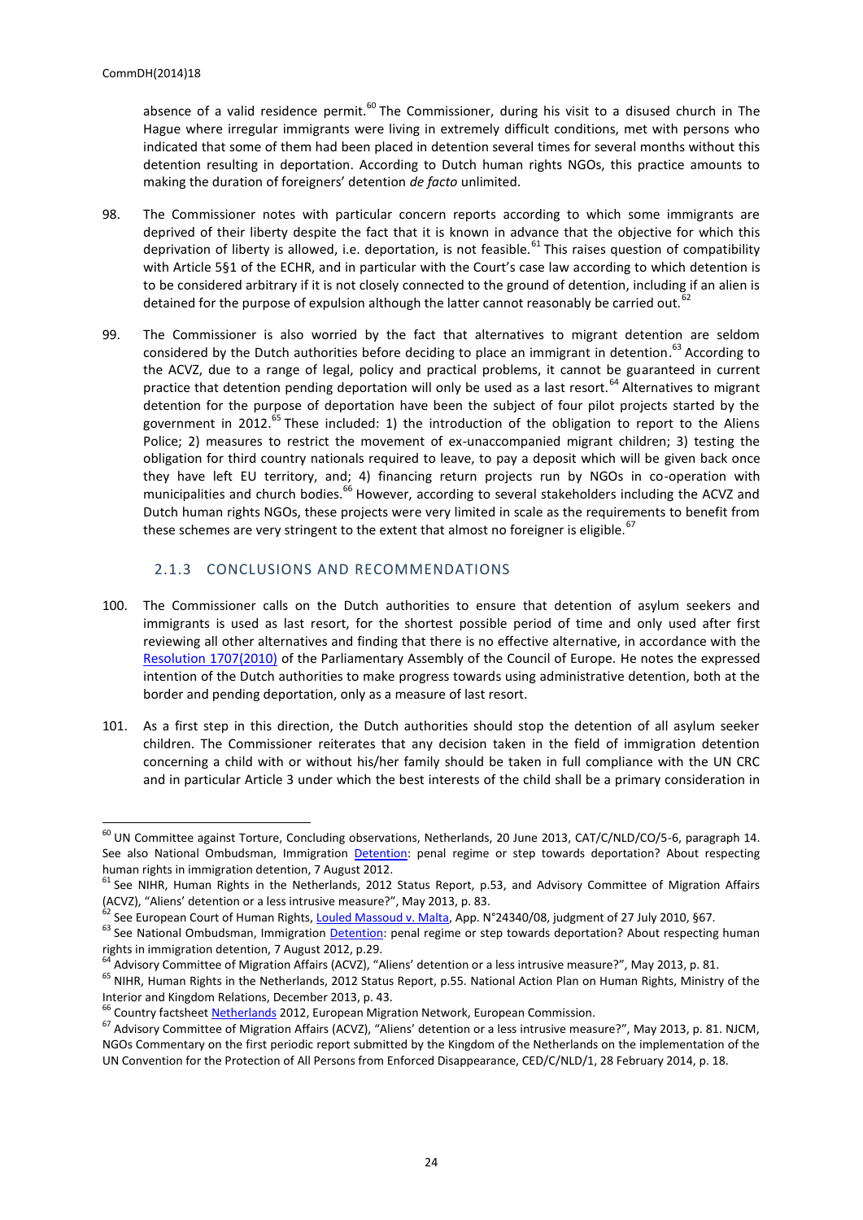absence of a valid residence permit.[60] The Commissioner, during his visit to a disused church in The Hague where irregular immigrants were living in extremely difficult conditions, met with persons who indicated that some of them had been placed in detention several times for several months without this detention resulting in deportation. According to Dutch human rights NGOs, this practice amounts to making the duration of foreigners' detention *de facto* unlimited.

98. The Commissioner notes with particular concern reports according to which some immigrants are deprived of their liberty despite the fact that it is known in advance that the objective for which this deprivation of liberty is allowed, i.e. deportation, is not feasible.[61] This raises question of compatibility with Article 5§1 of the ECHR, and in particular with the Court's case law according to which detention is to be considered arbitrary if it is not closely connected to the ground of detention, including if an alien is detained for the purpose of expulsion although the latter cannot reasonably be carried out.[62]

99. The Commissioner is also worried by the fact that alternatives to migrant detention are seldom considered by the Dutch authorities before deciding to place an immigrant in detention.[63] According to the ACVZ, due to a range of legal, policy and practical problems, it cannot be guaranteed in current practice that detention pending deportation will only be used as a last resort.[64] Alternatives to migrant detention for the purpose of deportation have been the subject of four pilot projects started by the government in 2012.[65] These included: 1) the introduction of the obligation to report to the Aliens Police; 2) measures to restrict the movement of ex-unaccompanied migrant children; 3) testing the obligation for third country nationals required to leave, to pay a deposit which will be given back once they have left EU territory, and; 4) financing return projects run by NGOs in co-operation with municipalities and church bodies.[66] However, according to several stakeholders including the ACVZ and Dutch human rights NGOs, these projects were very limited in scale as the requirements to benefit from these schemes are very stringent to the extent that almost no foreigner is eligible.[67]

### 2.1.3 CONCLUSIONS AND RECOMMENDATIONS

100. The Commissioner calls on the Dutch authorities to ensure that detention of asylum seekers and immigrants is used as last resort, for the shortest possible period of time and only used after first reviewing all other alternatives and finding that there is no effective alternative, in accordance with the Resolution 1707(2010) of the Parliamentary Assembly of the Council of Europe. He notes the expressed intention of the Dutch authorities to make progress towards using administrative detention, both at the border and pending deportation, only as a measure of last resort.

101. As a first step in this direction, the Dutch authorities should stop the detention of all asylum seeker children. The Commissioner reiterates that any decision taken in the field of immigration detention concerning a child with or without his/her family should be taken in full compliance with the UN CRC and in particular Article 3 under which the best interests of the child shall be a primary consideration in

---

[60] UN Committee against Torture, Concluding observations, Netherlands, 20 June 2013, CAT/C/NLD/CO/5-6, paragraph 14. See also National Ombudsman, Immigration Detention: penal regime or step towards deportation? About respecting human rights in immigration detention, 7 August 2012.

[61] See NIHR, Human Rights in the Netherlands, 2012 Status Report, p.53, and Advisory Committee of Migration Affairs (ACVZ), "Aliens' detention or a less intrusive measure?", May 2013, p. 83.

[62] See European Court of Human Rights, Louled Massoud v. Malta, App. N°24340/08, judgment of 27 July 2010, §67.

[63] See National Ombudsman, Immigration Detention: penal regime or step towards deportation? About respecting human rights in immigration detention, 7 August 2012, p.29.

[64] Advisory Committee of Migration Affairs (ACVZ), "Aliens' detention or a less intrusive measure?", May 2013, p. 81.

[65] NIHR, Human Rights in the Netherlands, 2012 Status Report, p.55. National Action Plan on Human Rights, Ministry of the Interior and Kingdom Relations, December 2013, p. 43.

[66] Country factsheet Netherlands 2012, European Migration Network, European Commission.

[67] Advisory Committee of Migration Affairs (ACVZ), "Aliens' detention or a less intrusive measure?", May 2013, p. 81. NJCM, NGOs Commentary on the first periodic report submitted by the Kingdom of the Netherlands on the implementation of the UN Convention for the Protection of All Persons from Enforced Disappearance, CED/C/NLD/1, 28 February 2014, p. 18.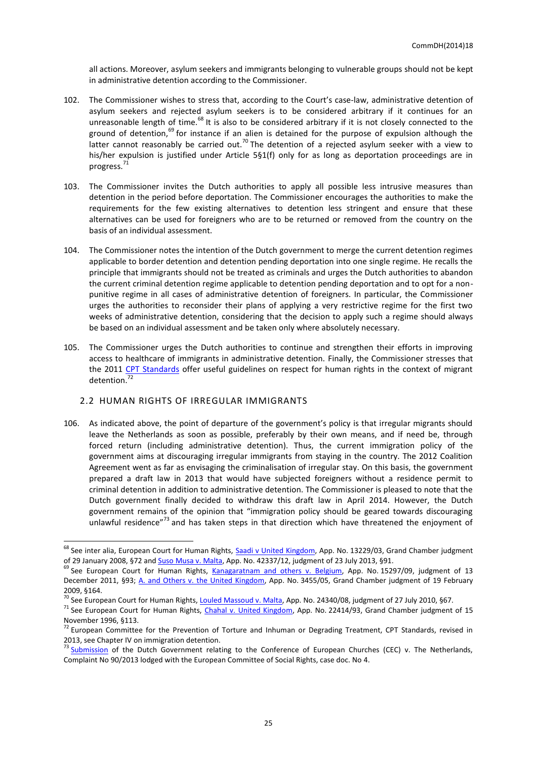all actions. Moreover, asylum seekers and immigrants belonging to vulnerable groups should not be kept in administrative detention according to the Commissioner.

102. The Commissioner wishes to stress that, according to the Court's case-law, administrative detention of asylum seekers and rejected asylum seekers is to be considered arbitrary if it continues for an unreasonable length of time.[68] It is also to be considered arbitrary if it is not closely connected to the ground of detention,[69] for instance if an alien is detained for the purpose of expulsion although the latter cannot reasonably be carried out.[70] The detention of a rejected asylum seeker with a view to his/her expulsion is justified under Article 5§1(f) only for as long as deportation proceedings are in progress.[71]

103. The Commissioner invites the Dutch authorities to apply all possible less intrusive measures than detention in the period before deportation. The Commissioner encourages the authorities to make the requirements for the few existing alternatives to detention less stringent and ensure that these alternatives can be used for foreigners who are to be returned or removed from the country on the basis of an individual assessment.

104. The Commissioner notes the intention of the Dutch government to merge the current detention regimes applicable to border detention and detention pending deportation into one single regime. He recalls the principle that immigrants should not be treated as criminals and urges the Dutch authorities to abandon the current criminal detention regime applicable to detention pending deportation and to opt for a non-punitive regime in all cases of administrative detention of foreigners. In particular, the Commissioner urges the authorities to reconsider their plans of applying a very restrictive regime for the first two weeks of administrative detention, considering that the decision to apply such a regime should always be based on an individual assessment and be taken only where absolutely necessary.

105. The Commissioner urges the Dutch authorities to continue and strengthen their efforts in improving access to healthcare of immigrants in administrative detention. Finally, the Commissioner stresses that the 2011 CPT Standards offer useful guidelines on respect for human rights in the context of migrant detention.[72]

## 2.2 HUMAN RIGHTS OF IRREGULAR IMMIGRANTS

106. As indicated above, the point of departure of the government's policy is that irregular migrants should leave the Netherlands as soon as possible, preferably by their own means, and if need be, through forced return (including administrative detention). Thus, the current immigration policy of the government aims at discouraging irregular immigrants from staying in the country. The 2012 Coalition Agreement went as far as envisaging the criminalisation of irregular stay. On this basis, the government prepared a draft law in 2013 that would have subjected foreigners without a residence permit to criminal detention in addition to administrative detention. The Commissioner is pleased to note that the Dutch government finally decided to withdraw this draft law in April 2014. However, the Dutch government remains of the opinion that "immigration policy should be geared towards discouraging unlawful residence"[73] and has taken steps in that direction which have threatened the enjoyment of

---

[68] See inter alia, European Court for Human Rights, Saadi v United Kingdom, App. No. 13229/03, Grand Chamber judgment of 29 January 2008, §72 and Suso Musa v. Malta, App. No. 42337/12, judgment of 23 July 2013, §91.

[69] See European Court for Human Rights, Kanagaratnam and others v. Belgium, App. No. 15297/09, judgment of 13 December 2011, §93; A. and Others v. the United Kingdom, App. No. 3455/05, Grand Chamber judgment of 19 February 2009, §164.

[70] See European Court for Human Rights, Louled Massoud v. Malta, App. No. 24340/08, judgment of 27 July 2010, §67.

[71] See European Court for Human Rights, Chahal v. United Kingdom, App. No. 22414/93, Grand Chamber judgment of 15 November 1996, §113.

[72] European Committee for the Prevention of Torture and Inhuman or Degrading Treatment, CPT Standards, revised in 2013, see Chapter IV on immigration detention.

[73] Submission of the Dutch Government relating to the Conference of European Churches (CEC) v. The Netherlands, Complaint No 90/2013 lodged with the European Committee of Social Rights, case doc. No 4.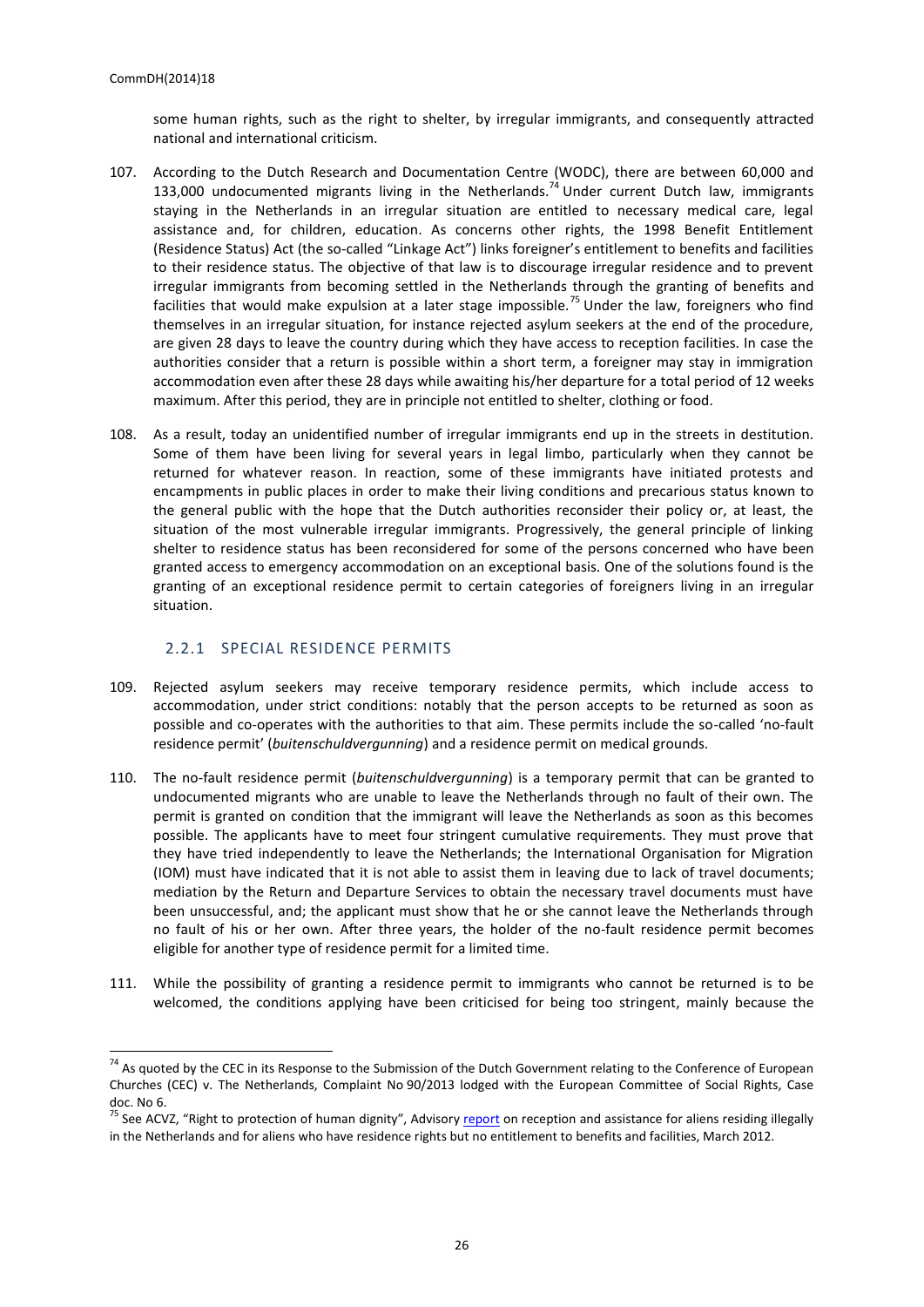some human rights, such as the right to shelter, by irregular immigrants, and consequently attracted national and international criticism.

107. According to the Dutch Research and Documentation Centre (WODC), there are between 60,000 and 133,000 undocumented migrants living in the Netherlands.[74] Under current Dutch law, immigrants staying in the Netherlands in an irregular situation are entitled to necessary medical care, legal assistance and, for children, education. As concerns other rights, the 1998 Benefit Entitlement (Residence Status) Act (the so-called "Linkage Act") links foreigner's entitlement to benefits and facilities to their residence status. The objective of that law is to discourage irregular residence and to prevent irregular immigrants from becoming settled in the Netherlands through the granting of benefits and facilities that would make expulsion at a later stage impossible.[75] Under the law, foreigners who find themselves in an irregular situation, for instance rejected asylum seekers at the end of the procedure, are given 28 days to leave the country during which they have access to reception facilities. In case the authorities consider that a return is possible within a short term, a foreigner may stay in immigration accommodation even after these 28 days while awaiting his/her departure for a total period of 12 weeks maximum. After this period, they are in principle not entitled to shelter, clothing or food.

108. As a result, today an unidentified number of irregular immigrants end up in the streets in destitution. Some of them have been living for several years in legal limbo, particularly when they cannot be returned for whatever reason. In reaction, some of these immigrants have initiated protests and encampments in public places in order to make their living conditions and precarious status known to the general public with the hope that the Dutch authorities reconsider their policy or, at least, the situation of the most vulnerable irregular immigrants. Progressively, the general principle of linking shelter to residence status has been reconsidered for some of the persons concerned who have been granted access to emergency accommodation on an exceptional basis. One of the solutions found is the granting of an exceptional residence permit to certain categories of foreigners living in an irregular situation.

### 2.2.1 SPECIAL RESIDENCE PERMITS

109. Rejected asylum seekers may receive temporary residence permits, which include access to accommodation, under strict conditions: notably that the person accepts to be returned as soon as possible and co-operates with the authorities to that aim. These permits include the so-called 'no-fault residence permit' (*buitenschuldvergunning*) and a residence permit on medical grounds.

110. The no-fault residence permit (*buitenschuldvergunning*) is a temporary permit that can be granted to undocumented migrants who are unable to leave the Netherlands through no fault of their own. The permit is granted on condition that the immigrant will leave the Netherlands as soon as this becomes possible. The applicants have to meet four stringent cumulative requirements. They must prove that they have tried independently to leave the Netherlands; the International Organisation for Migration (IOM) must have indicated that it is not able to assist them in leaving due to lack of travel documents; mediation by the Return and Departure Services to obtain the necessary travel documents must have been unsuccessful, and; the applicant must show that he or she cannot leave the Netherlands through no fault of his or her own. After three years, the holder of the no-fault residence permit becomes eligible for another type of residence permit for a limited time.

111. While the possibility of granting a residence permit to immigrants who cannot be returned is to be welcomed, the conditions applying have been criticised for being too stringent, mainly because the

---

[74] As quoted by the CEC in its Response to the Submission of the Dutch Government relating to the Conference of European Churches (CEC) v. The Netherlands, Complaint No 90/2013 lodged with the European Committee of Social Rights, Case doc. No 6.

[75] See ACVZ, "Right to protection of human dignity", Advisory report on reception and assistance for aliens residing illegally in the Netherlands and for aliens who have residence rights but no entitlement to benefits and facilities, March 2012.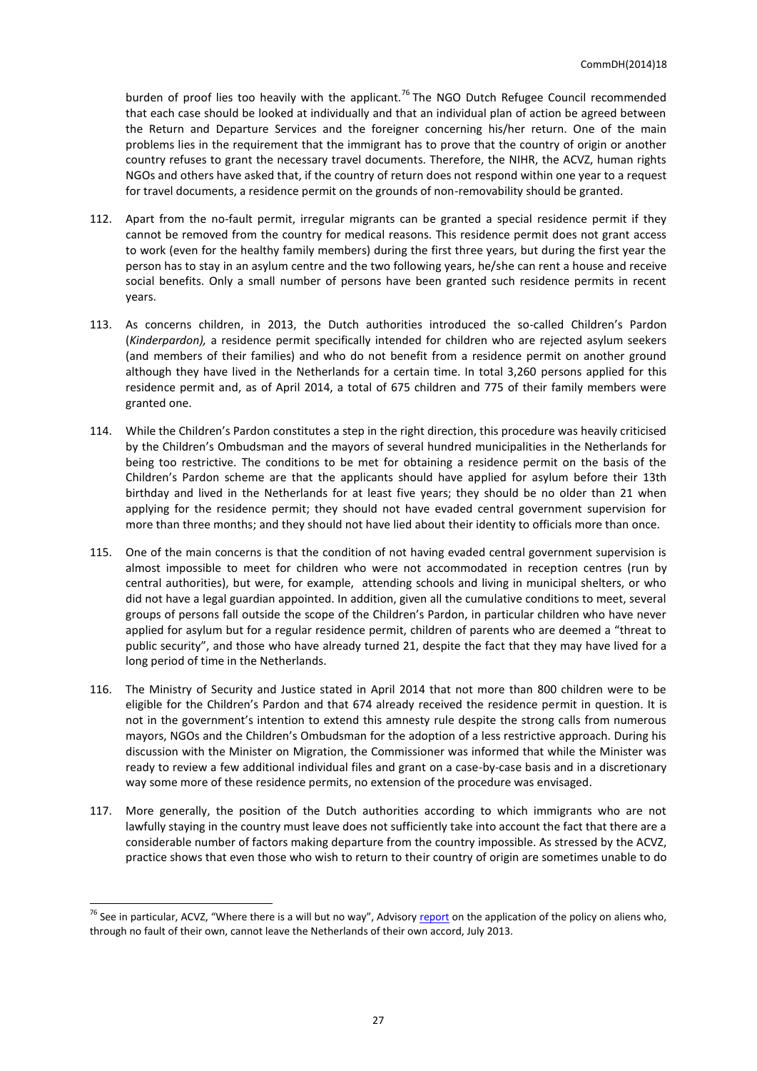burden of proof lies too heavily with the applicant.[76] The NGO Dutch Refugee Council recommended that each case should be looked at individually and that an individual plan of action be agreed between the Return and Departure Services and the foreigner concerning his/her return. One of the main problems lies in the requirement that the immigrant has to prove that the country of origin or another country refuses to grant the necessary travel documents. Therefore, the NIHR, the ACVZ, human rights NGOs and others have asked that, if the country of return does not respond within one year to a request for travel documents, a residence permit on the grounds of non-removability should be granted.

112. Apart from the no-fault permit, irregular migrants can be granted a special residence permit if they cannot be removed from the country for medical reasons. This residence permit does not grant access to work (even for the healthy family members) during the first three years, but during the first year the person has to stay in an asylum centre and the two following years, he/she can rent a house and receive social benefits. Only a small number of persons have been granted such residence permits in recent years.

113. As concerns children, in 2013, the Dutch authorities introduced the so-called Children's Pardon (*Kinderpardon),* a residence permit specifically intended for children who are rejected asylum seekers (and members of their families) and who do not benefit from a residence permit on another ground although they have lived in the Netherlands for a certain time. In total 3,260 persons applied for this residence permit and, as of April 2014, a total of 675 children and 775 of their family members were granted one.

114. While the Children's Pardon constitutes a step in the right direction, this procedure was heavily criticised by the Children's Ombudsman and the mayors of several hundred municipalities in the Netherlands for being too restrictive. The conditions to be met for obtaining a residence permit on the basis of the Children's Pardon scheme are that the applicants should have applied for asylum before their 13th birthday and lived in the Netherlands for at least five years; they should be no older than 21 when applying for the residence permit; they should not have evaded central government supervision for more than three months; and they should not have lied about their identity to officials more than once.

115. One of the main concerns is that the condition of not having evaded central government supervision is almost impossible to meet for children who were not accommodated in reception centres (run by central authorities), but were, for example, attending schools and living in municipal shelters, or who did not have a legal guardian appointed. In addition, given all the cumulative conditions to meet, several groups of persons fall outside the scope of the Children's Pardon, in particular children who have never applied for asylum but for a regular residence permit, children of parents who are deemed a "threat to public security", and those who have already turned 21, despite the fact that they may have lived for a long period of time in the Netherlands.

116. The Ministry of Security and Justice stated in April 2014 that not more than 800 children were to be eligible for the Children's Pardon and that 674 already received the residence permit in question. It is not in the government's intention to extend this amnesty rule despite the strong calls from numerous mayors, NGOs and the Children's Ombudsman for the adoption of a less restrictive approach. During his discussion with the Minister on Migration, the Commissioner was informed that while the Minister was ready to review a few additional individual files and grant on a case-by-case basis and in a discretionary way some more of these residence permits, no extension of the procedure was envisaged.

117. More generally, the position of the Dutch authorities according to which immigrants who are not lawfully staying in the country must leave does not sufficiently take into account the fact that there are a considerable number of factors making departure from the country impossible. As stressed by the ACVZ, practice shows that even those who wish to return to their country of origin are sometimes unable to do

---

[76] See in particular, ACVZ, "Where there is a will but no way", Advisory report on the application of the policy on aliens who, through no fault of their own, cannot leave the Netherlands of their own accord, July 2013.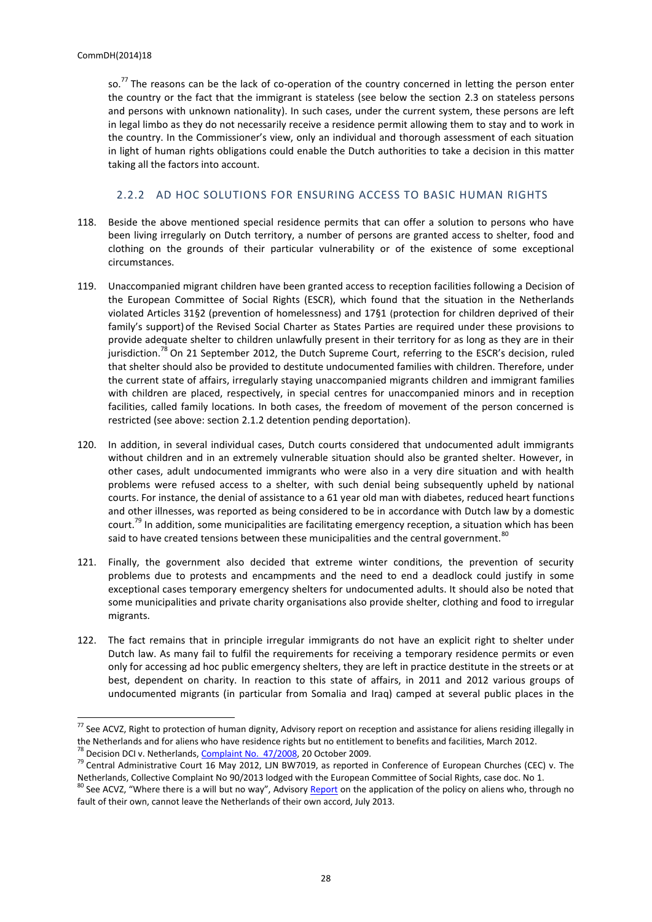so.[77] The reasons can be the lack of co-operation of the country concerned in letting the person enter the country or the fact that the immigrant is stateless (see below the section 2.3 on stateless persons and persons with unknown nationality). In such cases, under the current system, these persons are left in legal limbo as they do not necessarily receive a residence permit allowing them to stay and to work in the country. In the Commissioner's view, only an individual and thorough assessment of each situation in light of human rights obligations could enable the Dutch authorities to take a decision in this matter taking all the factors into account.

### 2.2.2 AD HOC SOLUTIONS FOR ENSURING ACCESS TO BASIC HUMAN RIGHTS

118. Beside the above mentioned special residence permits that can offer a solution to persons who have been living irregularly on Dutch territory, a number of persons are granted access to shelter, food and clothing on the grounds of their particular vulnerability or of the existence of some exceptional circumstances.

119. Unaccompanied migrant children have been granted access to reception facilities following a Decision of the European Committee of Social Rights (ESCR), which found that the situation in the Netherlands violated Articles 31§2 (prevention of homelessness) and 17§1 (protection for children deprived of their family's support) of the Revised Social Charter as States Parties are required under these provisions to provide adequate shelter to children unlawfully present in their territory for as long as they are in their jurisdiction.[78] On 21 September 2012, the Dutch Supreme Court, referring to the ESCR's decision, ruled that shelter should also be provided to destitute undocumented families with children. Therefore, under the current state of affairs, irregularly staying unaccompanied migrants children and immigrant families with children are placed, respectively, in special centres for unaccompanied minors and in reception facilities, called family locations. In both cases, the freedom of movement of the person concerned is restricted (see above: section 2.1.2 detention pending deportation).

120. In addition, in several individual cases, Dutch courts considered that undocumented adult immigrants without children and in an extremely vulnerable situation should also be granted shelter. However, in other cases, adult undocumented immigrants who were also in a very dire situation and with health problems were refused access to a shelter, with such denial being subsequently upheld by national courts. For instance, the denial of assistance to a 61 year old man with diabetes, reduced heart functions and other illnesses, was reported as being considered to be in accordance with Dutch law by a domestic court.[79] In addition, some municipalities are facilitating emergency reception, a situation which has been said to have created tensions between these municipalities and the central government.[80]

121. Finally, the government also decided that extreme winter conditions, the prevention of security problems due to protests and encampments and the need to end a deadlock could justify in some exceptional cases temporary emergency shelters for undocumented adults. It should also be noted that some municipalities and private charity organisations also provide shelter, clothing and food to irregular migrants.

122. The fact remains that in principle irregular immigrants do not have an explicit right to shelter under Dutch law. As many fail to fulfil the requirements for receiving a temporary residence permits or even only for accessing ad hoc public emergency shelters, they are left in practice destitute in the streets or at best, dependent on charity. In reaction to this state of affairs, in 2011 and 2012 various groups of undocumented migrants (in particular from Somalia and Iraq) camped at several public places in the

---

[77] See ACVZ, Right to protection of human dignity, Advisory report on reception and assistance for aliens residing illegally in the Netherlands and for aliens who have residence rights but no entitlement to benefits and facilities, March 2012.

[78] Decision DCI v. Netherlands, Complaint No. 47/2008, 20 October 2009.

[79] Central Administrative Court 16 May 2012, LJN BW7019, as reported in Conference of European Churches (CEC) v. The Netherlands, Collective Complaint No 90/2013 lodged with the European Committee of Social Rights, case doc. No 1.

[80] See ACVZ, "Where there is a will but no way", Advisory Report on the application of the policy on aliens who, through no fault of their own, cannot leave the Netherlands of their own accord, July 2013.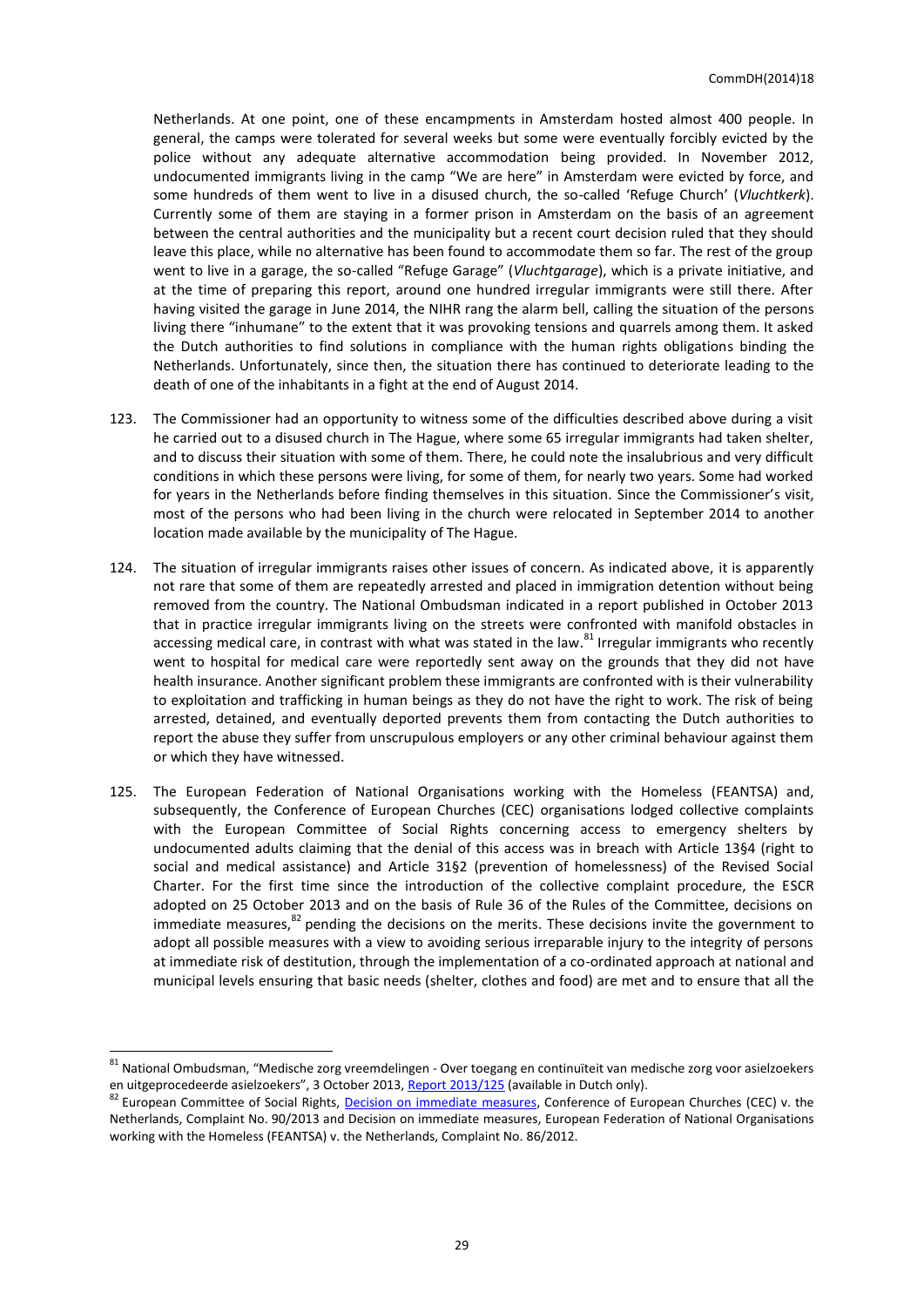Netherlands. At one point, one of these encampments in Amsterdam hosted almost 400 people. In general, the camps were tolerated for several weeks but some were eventually forcibly evicted by the police without any adequate alternative accommodation being provided. In November 2012, undocumented immigrants living in the camp "We are here" in Amsterdam were evicted by force, and some hundreds of them went to live in a disused church, the so-called 'Refuge Church' (*Vluchtkerk*). Currently some of them are staying in a former prison in Amsterdam on the basis of an agreement between the central authorities and the municipality but a recent court decision ruled that they should leave this place, while no alternative has been found to accommodate them so far. The rest of the group went to live in a garage, the so-called "Refuge Garage" (*Vluchtgarage*), which is a private initiative, and at the time of preparing this report, around one hundred irregular immigrants were still there. After having visited the garage in June 2014, the NIHR rang the alarm bell, calling the situation of the persons living there "inhumane" to the extent that it was provoking tensions and quarrels among them. It asked the Dutch authorities to find solutions in compliance with the human rights obligations binding the Netherlands. Unfortunately, since then, the situation there has continued to deteriorate leading to the death of one of the inhabitants in a fight at the end of August 2014.

123. The Commissioner had an opportunity to witness some of the difficulties described above during a visit he carried out to a disused church in The Hague, where some 65 irregular immigrants had taken shelter, and to discuss their situation with some of them. There, he could note the insalubrious and very difficult conditions in which these persons were living, for some of them, for nearly two years. Some had worked for years in the Netherlands before finding themselves in this situation. Since the Commissioner's visit, most of the persons who had been living in the church were relocated in September 2014 to another location made available by the municipality of The Hague.

124. The situation of irregular immigrants raises other issues of concern. As indicated above, it is apparently not rare that some of them are repeatedly arrested and placed in immigration detention without being removed from the country. The National Ombudsman indicated in a report published in October 2013 that in practice irregular immigrants living on the streets were confronted with manifold obstacles in accessing medical care, in contrast with what was stated in the law.[81] Irregular immigrants who recently went to hospital for medical care were reportedly sent away on the grounds that they did not have health insurance. Another significant problem these immigrants are confronted with is their vulnerability to exploitation and trafficking in human beings as they do not have the right to work. The risk of being arrested, detained, and eventually deported prevents them from contacting the Dutch authorities to report the abuse they suffer from unscrupulous employers or any other criminal behaviour against them or which they have witnessed.

125. The European Federation of National Organisations working with the Homeless (FEANTSA) and, subsequently, the Conference of European Churches (CEC) organisations lodged collective complaints with the European Committee of Social Rights concerning access to emergency shelters by undocumented adults claiming that the denial of this access was in breach with Article 13§4 (right to social and medical assistance) and Article 31§2 (prevention of homelessness) of the Revised Social Charter. For the first time since the introduction of the collective complaint procedure, the ESCR adopted on 25 October 2013 and on the basis of Rule 36 of the Rules of the Committee, decisions on immediate measures,[82] pending the decisions on the merits. These decisions invite the government to adopt all possible measures with a view to avoiding serious irreparable injury to the integrity of persons at immediate risk of destitution, through the implementation of a co-ordinated approach at national and municipal levels ensuring that basic needs (shelter, clothes and food) are met and to ensure that all the

---

[81] National Ombudsman, "Medische zorg vreemdelingen - Over toegang en continuïteit van medische zorg voor asielzoekers en uitgeprocedeerde asielzoekers", 3 October 2013, Report 2013/125 (available in Dutch only).

[82] European Committee of Social Rights, Decision on immediate measures, Conference of European Churches (CEC) v. the Netherlands, Complaint No. 90/2013 and Decision on immediate measures, European Federation of National Organisations working with the Homeless (FEANTSA) v. the Netherlands, Complaint No. 86/2012.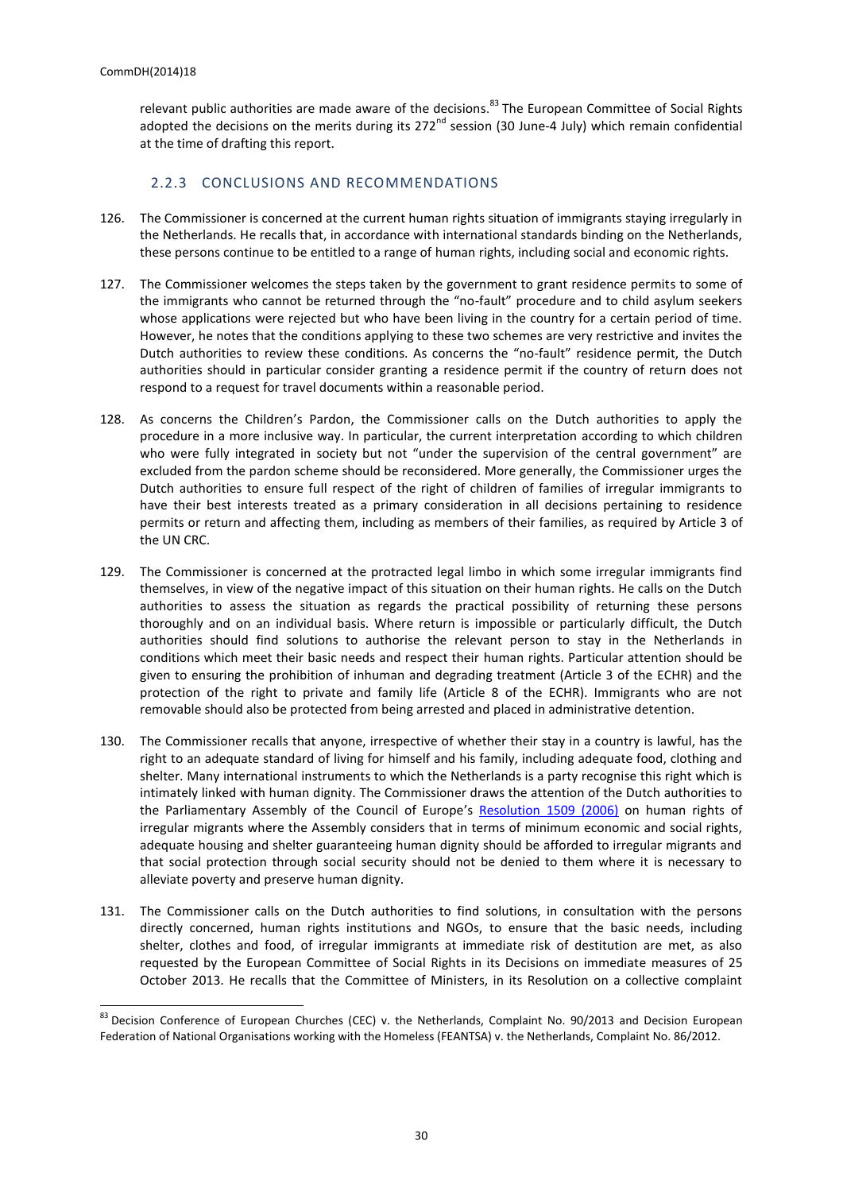relevant public authorities are made aware of the decisions.[83] The European Committee of Social Rights adopted the decisions on the merits during its 272[nd] session (30 June-4 July) which remain confidential at the time of drafting this report.

### 2.2.3 CONCLUSIONS AND RECOMMENDATIONS

126. The Commissioner is concerned at the current human rights situation of immigrants staying irregularly in the Netherlands. He recalls that, in accordance with international standards binding on the Netherlands, these persons continue to be entitled to a range of human rights, including social and economic rights.

127. The Commissioner welcomes the steps taken by the government to grant residence permits to some of the immigrants who cannot be returned through the "no-fault" procedure and to child asylum seekers whose applications were rejected but who have been living in the country for a certain period of time. However, he notes that the conditions applying to these two schemes are very restrictive and invites the Dutch authorities to review these conditions. As concerns the "no-fault" residence permit, the Dutch authorities should in particular consider granting a residence permit if the country of return does not respond to a request for travel documents within a reasonable period.

128. As concerns the Children's Pardon, the Commissioner calls on the Dutch authorities to apply the procedure in a more inclusive way. In particular, the current interpretation according to which children who were fully integrated in society but not "under the supervision of the central government" are excluded from the pardon scheme should be reconsidered. More generally, the Commissioner urges the Dutch authorities to ensure full respect of the right of children of families of irregular immigrants to have their best interests treated as a primary consideration in all decisions pertaining to residence permits or return and affecting them, including as members of their families, as required by Article 3 of the UN CRC.

129. The Commissioner is concerned at the protracted legal limbo in which some irregular immigrants find themselves, in view of the negative impact of this situation on their human rights. He calls on the Dutch authorities to assess the situation as regards the practical possibility of returning these persons thoroughly and on an individual basis. Where return is impossible or particularly difficult, the Dutch authorities should find solutions to authorise the relevant person to stay in the Netherlands in conditions which meet their basic needs and respect their human rights. Particular attention should be given to ensuring the prohibition of inhuman and degrading treatment (Article 3 of the ECHR) and the protection of the right to private and family life (Article 8 of the ECHR). Immigrants who are not removable should also be protected from being arrested and placed in administrative detention.

130. The Commissioner recalls that anyone, irrespective of whether their stay in a country is lawful, has the right to an adequate standard of living for himself and his family, including adequate food, clothing and shelter. Many international instruments to which the Netherlands is a party recognise this right which is intimately linked with human dignity. The Commissioner draws the attention of the Dutch authorities to the Parliamentary Assembly of the Council of Europe's Resolution 1509 (2006) on human rights of irregular migrants where the Assembly considers that in terms of minimum economic and social rights, adequate housing and shelter guaranteeing human dignity should be afforded to irregular migrants and that social protection through social security should not be denied to them where it is necessary to alleviate poverty and preserve human dignity.

131. The Commissioner calls on the Dutch authorities to find solutions, in consultation with the persons directly concerned, human rights institutions and NGOs, to ensure that the basic needs, including shelter, clothes and food, of irregular immigrants at immediate risk of destitution are met, as also requested by the European Committee of Social Rights in its Decisions on immediate measures of 25 October 2013. He recalls that the Committee of Ministers, in its Resolution on a collective complaint

---

[83] Decision Conference of European Churches (CEC) v. the Netherlands, Complaint No. 90/2013 and Decision European Federation of National Organisations working with the Homeless (FEANTSA) v. the Netherlands, Complaint No. 86/2012.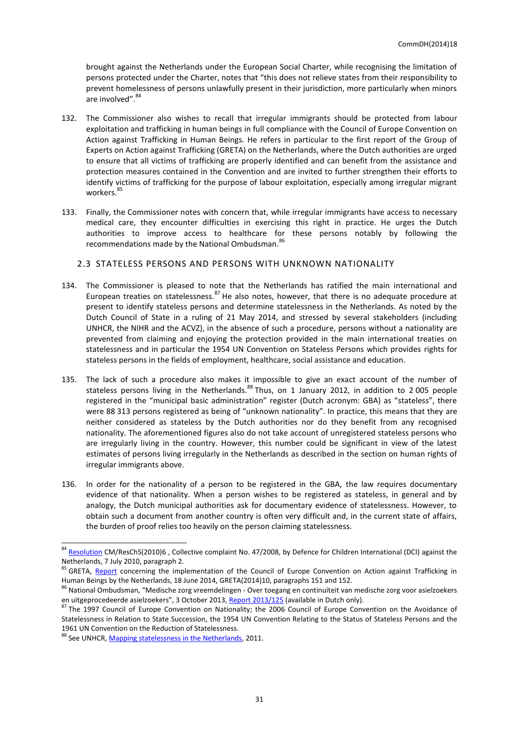brought against the Netherlands under the European Social Charter, while recognising the limitation of persons protected under the Charter, notes that "this does not relieve states from their responsibility to prevent homelessness of persons unlawfully present in their jurisdiction, more particularly when minors are involved".[84]

132. The Commissioner also wishes to recall that irregular immigrants should be protected from labour exploitation and trafficking in human beings in full compliance with the Council of Europe Convention on Action against Trafficking in Human Beings. He refers in particular to the first report of the Group of Experts on Action against Trafficking (GRETA) on the Netherlands, where the Dutch authorities are urged to ensure that all victims of trafficking are properly identified and can benefit from the assistance and protection measures contained in the Convention and are invited to further strengthen their efforts to identify victims of trafficking for the purpose of labour exploitation, especially among irregular migrant workers.[85]

133. Finally, the Commissioner notes with concern that, while irregular immigrants have access to necessary medical care, they encounter difficulties in exercising this right in practice. He urges the Dutch authorities to improve access to healthcare for these persons notably by following the recommendations made by the National Ombudsman.[86]

### 2.3 STATELESS PERSONS AND PERSONS WITH UNKNOWN NATIONALITY

134. The Commissioner is pleased to note that the Netherlands has ratified the main international and European treaties on statelessness.[87] He also notes, however, that there is no adequate procedure at present to identify stateless persons and determine statelessness in the Netherlands. As noted by the Dutch Council of State in a ruling of 21 May 2014, and stressed by several stakeholders (including UNHCR, the NIHR and the ACVZ), in the absence of such a procedure, persons without a nationality are prevented from claiming and enjoying the protection provided in the main international treaties on statelessness and in particular the 1954 UN Convention on Stateless Persons which provides rights for stateless persons in the fields of employment, healthcare, social assistance and education.

135. The lack of such a procedure also makes it impossible to give an exact account of the number of stateless persons living in the Netherlands.[88] Thus, on 1 January 2012, in addition to 2 005 people registered in the "municipal basic administration" register (Dutch acronym: GBA) as "stateless", there were 88 313 persons registered as being of "unknown nationality". In practice, this means that they are neither considered as stateless by the Dutch authorities nor do they benefit from any recognised nationality. The aforementioned figures also do not take account of unregistered stateless persons who are irregularly living in the country. However, this number could be significant in view of the latest estimates of persons living irregularly in the Netherlands as described in the section on human rights of irregular immigrants above.

136. In order for the nationality of a person to be registered in the GBA, the law requires documentary evidence of that nationality. When a person wishes to be registered as stateless, in general and by analogy, the Dutch municipal authorities ask for documentary evidence of statelessness. However, to obtain such a document from another country is often very difficult and, in the current state of affairs, the burden of proof relies too heavily on the person claiming statelessness.

---

[84] Resolution CM/ResChS(2010)6 , Collective complaint No. 47/2008, by Defence for Children International (DCI) against the Netherlands, 7 July 2010, paragraph 2.

[85] GRETA, Report concerning the implementation of the Council of Europe Convention on Action against Trafficking in Human Beings by the Netherlands, 18 June 2014, GRETA(2014)10, paragraphs 151 and 152.

[86] National Ombudsman, "Medische zorg vreemdelingen - Over toegang en continuïteit van medische zorg voor asielzoekers en uitgeprocedeerde asielzoekers", 3 October 2013, Report 2013/125 (available in Dutch only).

[87] The 1997 Council of Europe Convention on Nationality; the 2006 Council of Europe Convention on the Avoidance of Statelessness in Relation to State Succession, the 1954 UN Convention Relating to the Status of Stateless Persons and the 1961 UN Convention on the Reduction of Statelessness.

[88] See UNHCR, Mapping statelessness in the Netherlands, 2011.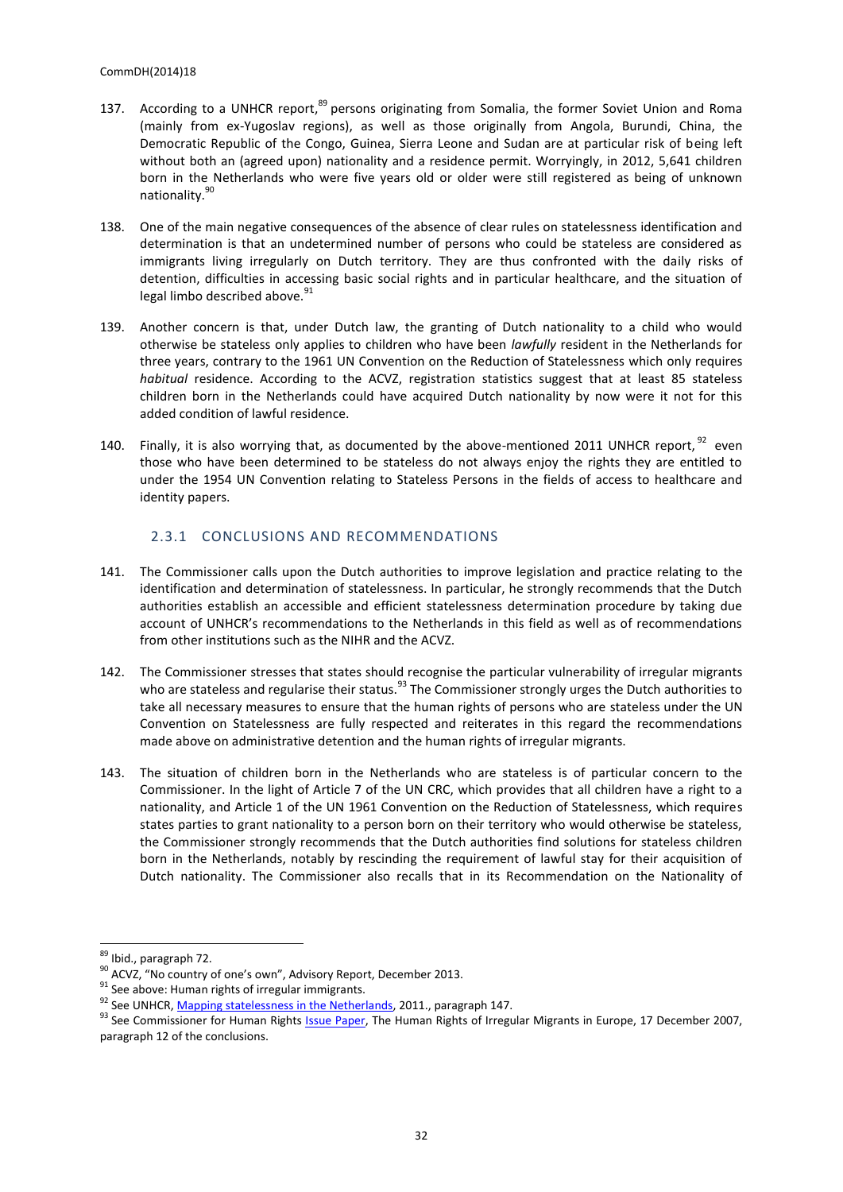137. According to a UNHCR report,[89] persons originating from Somalia, the former Soviet Union and Roma (mainly from ex-Yugoslav regions), as well as those originally from Angola, Burundi, China, the Democratic Republic of the Congo, Guinea, Sierra Leone and Sudan are at particular risk of being left without both an (agreed upon) nationality and a residence permit. Worryingly, in 2012, 5,641 children born in the Netherlands who were five years old or older were still registered as being of unknown nationality.[90]

138. One of the main negative consequences of the absence of clear rules on statelessness identification and determination is that an undetermined number of persons who could be stateless are considered as immigrants living irregularly on Dutch territory. They are thus confronted with the daily risks of detention, difficulties in accessing basic social rights and in particular healthcare, and the situation of legal limbo described above.[91]

139. Another concern is that, under Dutch law, the granting of Dutch nationality to a child who would otherwise be stateless only applies to children who have been *lawfully* resident in the Netherlands for three years, contrary to the 1961 UN Convention on the Reduction of Statelessness which only requires *habitual* residence. According to the ACVZ, registration statistics suggest that at least 85 stateless children born in the Netherlands could have acquired Dutch nationality by now were it not for this added condition of lawful residence.

140. Finally, it is also worrying that, as documented by the above-mentioned 2011 UNHCR report,[92] even those who have been determined to be stateless do not always enjoy the rights they are entitled to under the 1954 UN Convention relating to Stateless Persons in the fields of access to healthcare and identity papers.

### 2.3.1 CONCLUSIONS AND RECOMMENDATIONS

141. The Commissioner calls upon the Dutch authorities to improve legislation and practice relating to the identification and determination of statelessness. In particular, he strongly recommends that the Dutch authorities establish an accessible and efficient statelessness determination procedure by taking due account of UNHCR's recommendations to the Netherlands in this field as well as of recommendations from other institutions such as the NIHR and the ACVZ.

142. The Commissioner stresses that states should recognise the particular vulnerability of irregular migrants who are stateless and regularise their status.[93] The Commissioner strongly urges the Dutch authorities to take all necessary measures to ensure that the human rights of persons who are stateless under the UN Convention on Statelessness are fully respected and reiterates in this regard the recommendations made above on administrative detention and the human rights of irregular migrants.

143. The situation of children born in the Netherlands who are stateless is of particular concern to the Commissioner. In the light of Article 7 of the UN CRC, which provides that all children have a right to a nationality, and Article 1 of the UN 1961 Convention on the Reduction of Statelessness, which requires states parties to grant nationality to a person born on their territory who would otherwise be stateless, the Commissioner strongly recommends that the Dutch authorities find solutions for stateless children born in the Netherlands, notably by rescinding the requirement of lawful stay for their acquisition of Dutch nationality. The Commissioner also recalls that in its Recommendation on the Nationality of

---

[89] Ibid., paragraph 72.

[90] ACVZ, "No country of one's own", Advisory Report, December 2013.

[91] See above: Human rights of irregular immigrants.

[92] See UNHCR, Mapping statelessness in the Netherlands, 2011., paragraph 147.

[93] See Commissioner for Human Rights Issue Paper, The Human Rights of Irregular Migrants in Europe, 17 December 2007, paragraph 12 of the conclusions.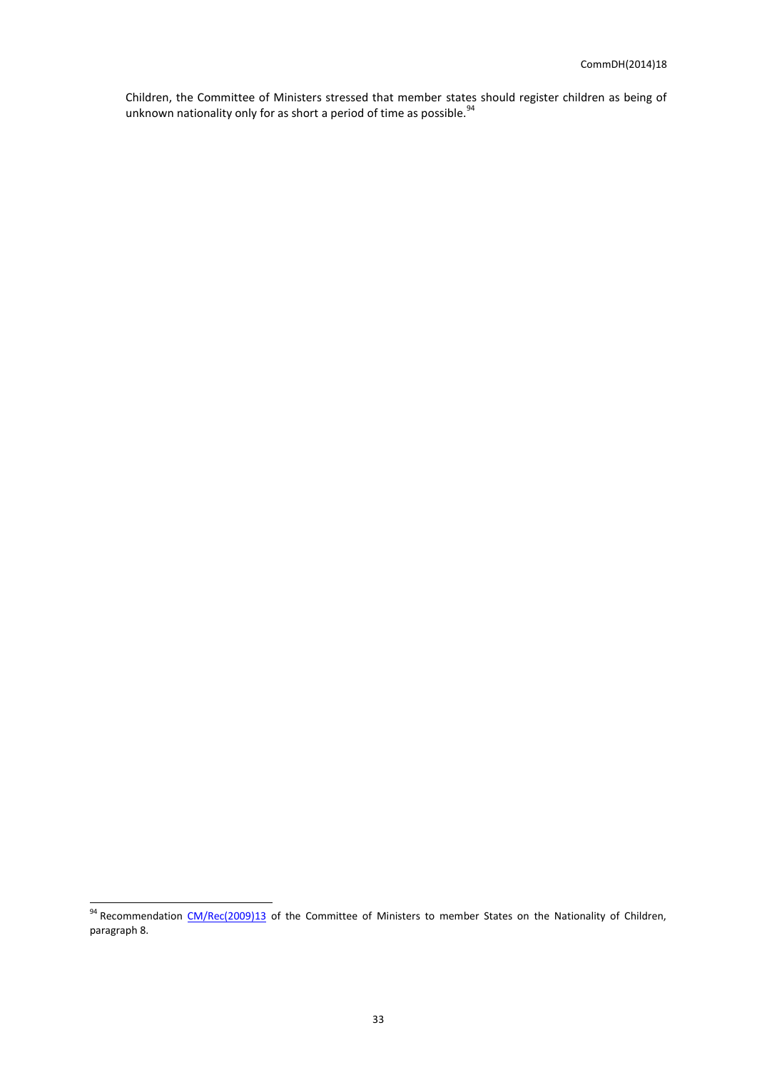Children, the Committee of Ministers stressed that member states should register children as being of unknown nationality only for as short a period of time as possible.[94]

[94] Recommendation CM/Rec(2009)13 of the Committee of Ministers to member States on the Nationality of Children, paragraph 8.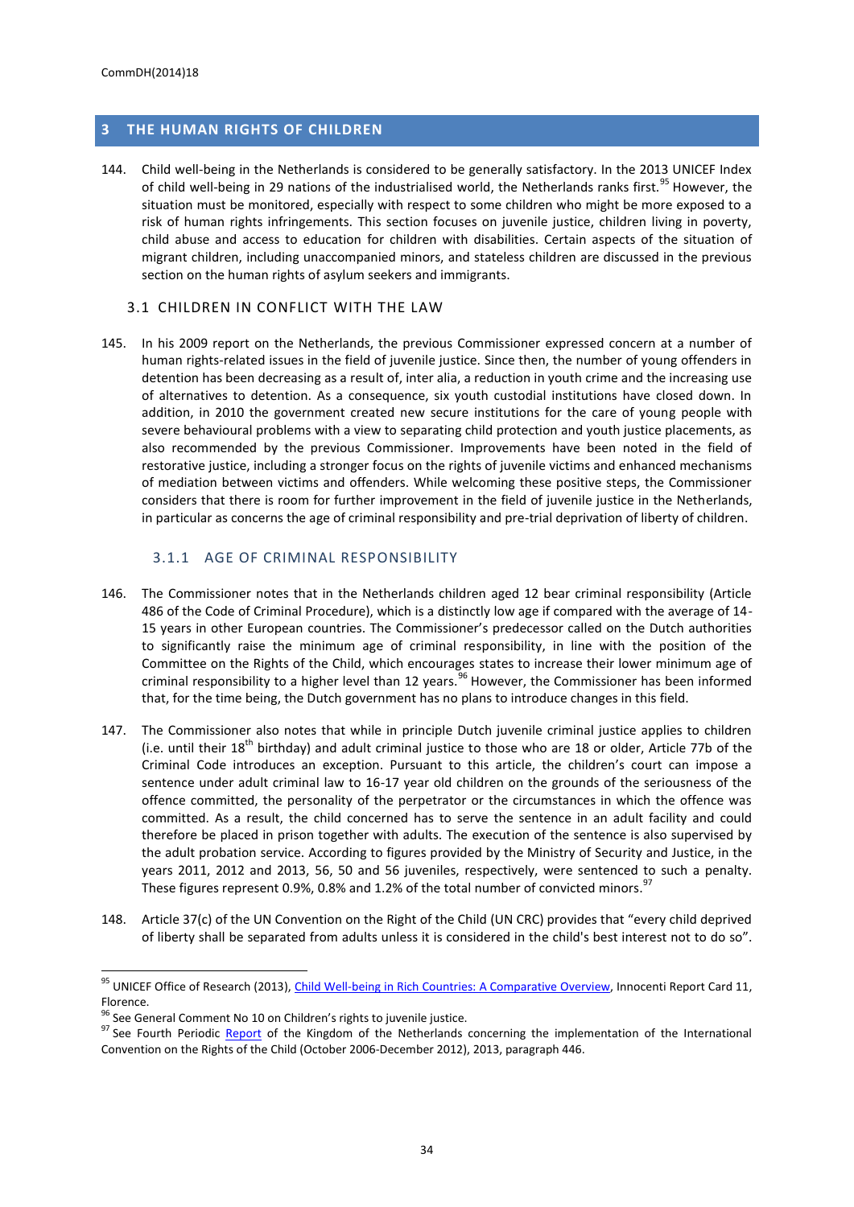# 3 THE HUMAN RIGHTS OF CHILDREN

144. Child well-being in the Netherlands is considered to be generally satisfactory. In the 2013 UNICEF Index of child well-being in 29 nations of the industrialised world, the Netherlands ranks first.[95] However, the situation must be monitored, especially with respect to some children who might be more exposed to a risk of human rights infringements. This section focuses on juvenile justice, children living in poverty, child abuse and access to education for children with disabilities. Certain aspects of the situation of migrant children, including unaccompanied minors, and stateless children are discussed in the previous section on the human rights of asylum seekers and immigrants.

## 3.1 CHILDREN IN CONFLICT WITH THE LAW

145. In his 2009 report on the Netherlands, the previous Commissioner expressed concern at a number of human rights-related issues in the field of juvenile justice. Since then, the number of young offenders in detention has been decreasing as a result of, inter alia, a reduction in youth crime and the increasing use of alternatives to detention. As a consequence, six youth custodial institutions have closed down. In addition, in 2010 the government created new secure institutions for the care of young people with severe behavioural problems with a view to separating child protection and youth justice placements, as also recommended by the previous Commissioner. Improvements have been noted in the field of restorative justice, including a stronger focus on the rights of juvenile victims and enhanced mechanisms of mediation between victims and offenders. While welcoming these positive steps, the Commissioner considers that there is room for further improvement in the field of juvenile justice in the Netherlands, in particular as concerns the age of criminal responsibility and pre-trial deprivation of liberty of children.

### 3.1.1 AGE OF CRIMINAL RESPONSIBILITY

146. The Commissioner notes that in the Netherlands children aged 12 bear criminal responsibility (Article 486 of the Code of Criminal Procedure), which is a distinctly low age if compared with the average of 14-15 years in other European countries. The Commissioner's predecessor called on the Dutch authorities to significantly raise the minimum age of criminal responsibility, in line with the position of the Committee on the Rights of the Child, which encourages states to increase their lower minimum age of criminal responsibility to a higher level than 12 years.[96] However, the Commissioner has been informed that, for the time being, the Dutch government has no plans to introduce changes in this field.

147. The Commissioner also notes that while in principle Dutch juvenile criminal justice applies to children (i.e. until their 18th birthday) and adult criminal justice to those who are 18 or older, Article 77b of the Criminal Code introduces an exception. Pursuant to this article, the children's court can impose a sentence under adult criminal law to 16-17 year old children on the grounds of the seriousness of the offence committed, the personality of the perpetrator or the circumstances in which the offence was committed. As a result, the child concerned has to serve the sentence in an adult facility and could therefore be placed in prison together with adults. The execution of the sentence is also supervised by the adult probation service. According to figures provided by the Ministry of Security and Justice, in the years 2011, 2012 and 2013, 56, 50 and 56 juveniles, respectively, were sentenced to such a penalty. These figures represent 0.9%, 0.8% and 1.2% of the total number of convicted minors.[97]

148. Article 37(c) of the UN Convention on the Right of the Child (UN CRC) provides that "every child deprived of liberty shall be separated from adults unless it is considered in the child's best interest not to do so".

---

[95] UNICEF Office of Research (2013), Child Well-being in Rich Countries: A Comparative Overview, Innocenti Report Card 11, Florence.

[96] See General Comment No 10 on Children's rights to juvenile justice.

[97] See Fourth Periodic Report of the Kingdom of the Netherlands concerning the implementation of the International Convention on the Rights of the Child (October 2006-December 2012), 2013, paragraph 446.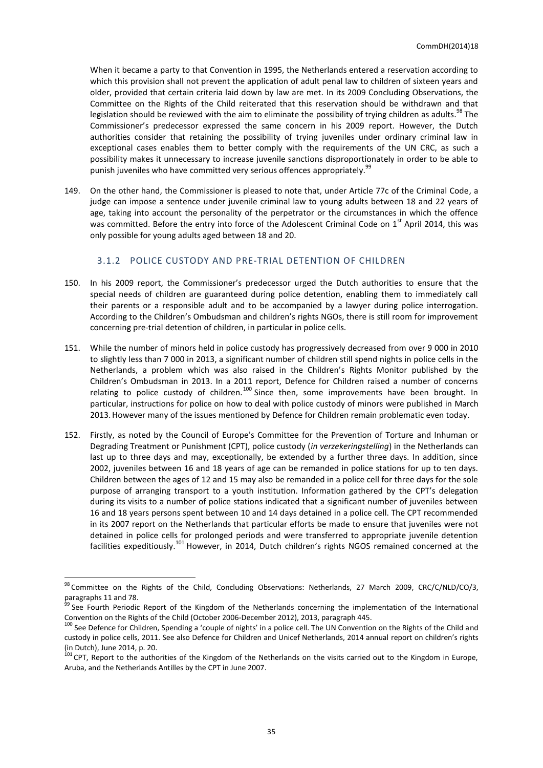When it became a party to that Convention in 1995, the Netherlands entered a reservation according to which this provision shall not prevent the application of adult penal law to children of sixteen years and older, provided that certain criteria laid down by law are met. In its 2009 Concluding Observations, the Committee on the Rights of the Child reiterated that this reservation should be withdrawn and that legislation should be reviewed with the aim to eliminate the possibility of trying children as adults.[98] The Commissioner's predecessor expressed the same concern in his 2009 report. However, the Dutch authorities consider that retaining the possibility of trying juveniles under ordinary criminal law in exceptional cases enables them to better comply with the requirements of the UN CRC, as such a possibility makes it unnecessary to increase juvenile sanctions disproportionately in order to be able to punish juveniles who have committed very serious offences appropriately.[99]

149. On the other hand, the Commissioner is pleased to note that, under Article 77c of the Criminal Code, a judge can impose a sentence under juvenile criminal law to young adults between 18 and 22 years of age, taking into account the personality of the perpetrator or the circumstances in which the offence was committed. Before the entry into force of the Adolescent Criminal Code on 1st April 2014, this was only possible for young adults aged between 18 and 20.

### 3.1.2 POLICE CUSTODY AND PRE-TRIAL DETENTION OF CHILDREN

150. In his 2009 report, the Commissioner's predecessor urged the Dutch authorities to ensure that the special needs of children are guaranteed during police detention, enabling them to immediately call their parents or a responsible adult and to be accompanied by a lawyer during police interrogation. According to the Children's Ombudsman and children's rights NGOs, there is still room for improvement concerning pre-trial detention of children, in particular in police cells.

151. While the number of minors held in police custody has progressively decreased from over 9 000 in 2010 to slightly less than 7 000 in 2013, a significant number of children still spend nights in police cells in the Netherlands, a problem which was also raised in the Children's Rights Monitor published by the Children's Ombudsman in 2013. In a 2011 report, Defence for Children raised a number of concerns relating to police custody of children.[100] Since then, some improvements have been brought. In particular, instructions for police on how to deal with police custody of minors were published in March 2013. However many of the issues mentioned by Defence for Children remain problematic even today.

152. Firstly, as noted by the Council of Europe's Committee for the Prevention of Torture and Inhuman or Degrading Treatment or Punishment (CPT), police custody (*in verzekeringstelling*) in the Netherlands can last up to three days and may, exceptionally, be extended by a further three days. In addition, since 2002, juveniles between 16 and 18 years of age can be remanded in police stations for up to ten days. Children between the ages of 12 and 15 may also be remanded in a police cell for three days for the sole purpose of arranging transport to a youth institution. Information gathered by the CPT's delegation during its visits to a number of police stations indicated that a significant number of juveniles between 16 and 18 years persons spent between 10 and 14 days detained in a police cell. The CPT recommended in its 2007 report on the Netherlands that particular efforts be made to ensure that juveniles were not detained in police cells for prolonged periods and were transferred to appropriate juvenile detention facilities expeditiously.[101] However, in 2014, Dutch children's rights NGOS remained concerned at the

---

[98] Committee on the Rights of the Child, Concluding Observations: Netherlands, 27 March 2009, CRC/C/NLD/CO/3, paragraphs 11 and 78.

[99] See Fourth Periodic Report of the Kingdom of the Netherlands concerning the implementation of the International Convention on the Rights of the Child (October 2006-December 2012), 2013, paragraph 445.

[100] See Defence for Children, Spending a 'couple of nights' in a police cell. The UN Convention on the Rights of the Child and custody in police cells, 2011. See also Defence for Children and Unicef Netherlands, 2014 annual report on children's rights (in Dutch), June 2014, p. 20.

[101] CPT, Report to the authorities of the Kingdom of the Netherlands on the visits carried out to the Kingdom in Europe, Aruba, and the Netherlands Antilles by the CPT in June 2007.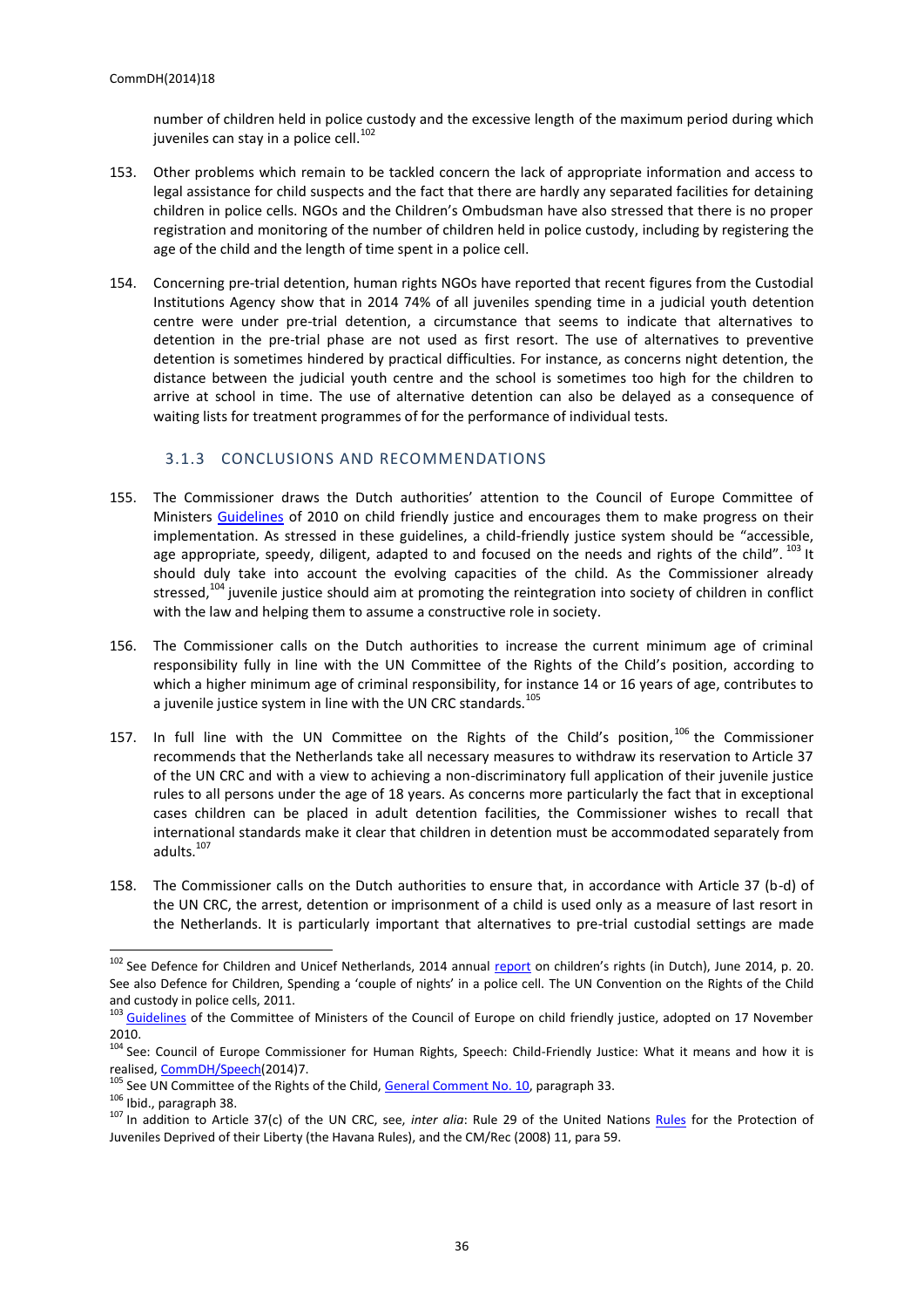number of children held in police custody and the excessive length of the maximum period during which juveniles can stay in a police cell.[102]

153. Other problems which remain to be tackled concern the lack of appropriate information and access to legal assistance for child suspects and the fact that there are hardly any separated facilities for detaining children in police cells. NGOs and the Children's Ombudsman have also stressed that there is no proper registration and monitoring of the number of children held in police custody, including by registering the age of the child and the length of time spent in a police cell.

154. Concerning pre-trial detention, human rights NGOs have reported that recent figures from the Custodial Institutions Agency show that in 2014 74% of all juveniles spending time in a judicial youth detention centre were under pre-trial detention, a circumstance that seems to indicate that alternatives to detention in the pre-trial phase are not used as first resort. The use of alternatives to preventive detention is sometimes hindered by practical difficulties. For instance, as concerns night detention, the distance between the judicial youth centre and the school is sometimes too high for the children to arrive at school in time. The use of alternative detention can also be delayed as a consequence of waiting lists for treatment programmes of for the performance of individual tests.

### 3.1.3 CONCLUSIONS AND RECOMMENDATIONS

155. The Commissioner draws the Dutch authorities' attention to the Council of Europe Committee of Ministers Guidelines of 2010 on child friendly justice and encourages them to make progress on their implementation. As stressed in these guidelines, a child-friendly justice system should be "accessible, age appropriate, speedy, diligent, adapted to and focused on the needs and rights of the child".[103] It should duly take into account the evolving capacities of the child. As the Commissioner already stressed,[104] juvenile justice should aim at promoting the reintegration into society of children in conflict with the law and helping them to assume a constructive role in society.

156. The Commissioner calls on the Dutch authorities to increase the current minimum age of criminal responsibility fully in line with the UN Committee of the Rights of the Child's position, according to which a higher minimum age of criminal responsibility, for instance 14 or 16 years of age, contributes to a juvenile justice system in line with the UN CRC standards.[105]

157. In full line with the UN Committee on the Rights of the Child's position,[106] the Commissioner recommends that the Netherlands take all necessary measures to withdraw its reservation to Article 37 of the UN CRC and with a view to achieving a non-discriminatory full application of their juvenile justice rules to all persons under the age of 18 years. As concerns more particularly the fact that in exceptional cases children can be placed in adult detention facilities, the Commissioner wishes to recall that international standards make it clear that children in detention must be accommodated separately from adults.[107]

158. The Commissioner calls on the Dutch authorities to ensure that, in accordance with Article 37 (b-d) of the UN CRC, the arrest, detention or imprisonment of a child is used only as a measure of last resort in the Netherlands. It is particularly important that alternatives to pre-trial custodial settings are made

---

[102] See Defence for Children and Unicef Netherlands, 2014 annual report on children's rights (in Dutch), June 2014, p. 20. See also Defence for Children, Spending a 'couple of nights' in a police cell. The UN Convention on the Rights of the Child and custody in police cells, 2011.

[103] Guidelines of the Committee of Ministers of the Council of Europe on child friendly justice, adopted on 17 November 2010.

[104] See: Council of Europe Commissioner for Human Rights, Speech: Child-Friendly Justice: What it means and how it is realised, CommDH/Speech(2014)7.

[105] See UN Committee of the Rights of the Child, General Comment No. 10, paragraph 33.

[106] Ibid., paragraph 38.

[107] In addition to Article 37(c) of the UN CRC, see, *inter alia*: Rule 29 of the United Nations Rules for the Protection of Juveniles Deprived of their Liberty (the Havana Rules), and the CM/Rec (2008) 11, para 59.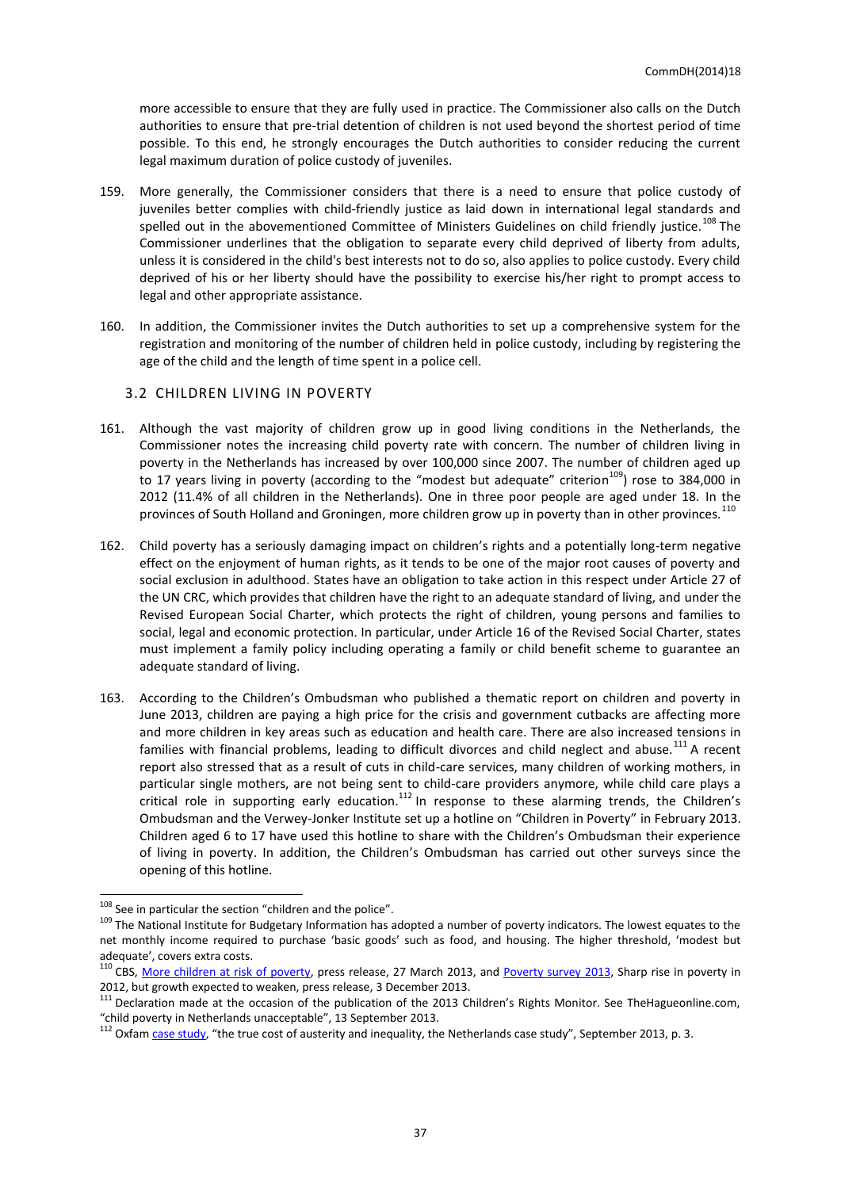more accessible to ensure that they are fully used in practice. The Commissioner also calls on the Dutch authorities to ensure that pre-trial detention of children is not used beyond the shortest period of time possible. To this end, he strongly encourages the Dutch authorities to consider reducing the current legal maximum duration of police custody of juveniles.

159. More generally, the Commissioner considers that there is a need to ensure that police custody of juveniles better complies with child-friendly justice as laid down in international legal standards and spelled out in the abovementioned Committee of Ministers Guidelines on child friendly justice.[108] The Commissioner underlines that the obligation to separate every child deprived of liberty from adults, unless it is considered in the child's best interests not to do so, also applies to police custody. Every child deprived of his or her liberty should have the possibility to exercise his/her right to prompt access to legal and other appropriate assistance.

160. In addition, the Commissioner invites the Dutch authorities to set up a comprehensive system for the registration and monitoring of the number of children held in police custody, including by registering the age of the child and the length of time spent in a police cell.

## 3.2 CHILDREN LIVING IN POVERTY

161. Although the vast majority of children grow up in good living conditions in the Netherlands, the Commissioner notes the increasing child poverty rate with concern. The number of children living in poverty in the Netherlands has increased by over 100,000 since 2007. The number of children aged up to 17 years living in poverty (according to the "modest but adequate" criterion[109]) rose to 384,000 in 2012 (11.4% of all children in the Netherlands). One in three poor people are aged under 18. In the provinces of South Holland and Groningen, more children grow up in poverty than in other provinces.[110]

162. Child poverty has a seriously damaging impact on children's rights and a potentially long-term negative effect on the enjoyment of human rights, as it tends to be one of the major root causes of poverty and social exclusion in adulthood. States have an obligation to take action in this respect under Article 27 of the UN CRC, which provides that children have the right to an adequate standard of living, and under the Revised European Social Charter, which protects the right of children, young persons and families to social, legal and economic protection. In particular, under Article 16 of the Revised Social Charter, states must implement a family policy including operating a family or child benefit scheme to guarantee an adequate standard of living.

163. According to the Children's Ombudsman who published a thematic report on children and poverty in June 2013, children are paying a high price for the crisis and government cutbacks are affecting more and more children in key areas such as education and health care. There are also increased tensions in families with financial problems, leading to difficult divorces and child neglect and abuse.[111] A recent report also stressed that as a result of cuts in child-care services, many children of working mothers, in particular single mothers, are not being sent to child-care providers anymore, while child care plays a critical role in supporting early education.[112] In response to these alarming trends, the Children's Ombudsman and the Verwey-Jonker Institute set up a hotline on "Children in Poverty" in February 2013. Children aged 6 to 17 have used this hotline to share with the Children's Ombudsman their experience of living in poverty. In addition, the Children's Ombudsman has carried out other surveys since the opening of this hotline.

---

[108] See in particular the section "children and the police".

[109] The National Institute for Budgetary Information has adopted a number of poverty indicators. The lowest equates to the net monthly income required to purchase 'basic goods' such as food, and housing. The higher threshold, 'modest but adequate', covers extra costs.

[110] CBS, More children at risk of poverty, press release, 27 March 2013, and Poverty survey 2013, Sharp rise in poverty in 2012, but growth expected to weaken, press release, 3 December 2013.

[111] Declaration made at the occasion of the publication of the 2013 Children's Rights Monitor. See TheHagueonline.com, "child poverty in Netherlands unacceptable", 13 September 2013.

[112] Oxfam case study, "the true cost of austerity and inequality, the Netherlands case study", September 2013, p. 3.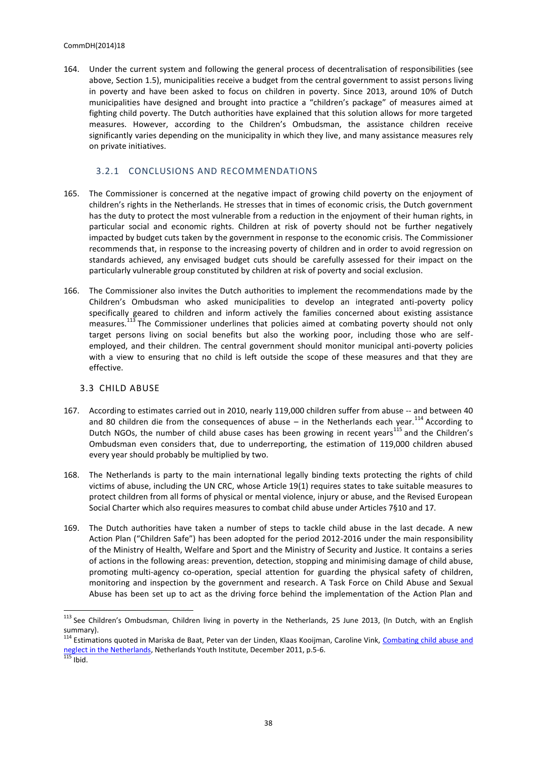164. Under the current system and following the general process of decentralisation of responsibilities (see above, Section 1.5), municipalities receive a budget from the central government to assist persons living in poverty and have been asked to focus on children in poverty. Since 2013, around 10% of Dutch municipalities have designed and brought into practice a "children's package" of measures aimed at fighting child poverty. The Dutch authorities have explained that this solution allows for more targeted measures. However, according to the Children's Ombudsman, the assistance children receive significantly varies depending on the municipality in which they live, and many assistance measures rely on private initiatives.

### 3.2.1 CONCLUSIONS AND RECOMMENDATIONS

165. The Commissioner is concerned at the negative impact of growing child poverty on the enjoyment of children's rights in the Netherlands. He stresses that in times of economic crisis, the Dutch government has the duty to protect the most vulnerable from a reduction in the enjoyment of their human rights, in particular social and economic rights. Children at risk of poverty should not be further negatively impacted by budget cuts taken by the government in response to the economic crisis. The Commissioner recommends that, in response to the increasing poverty of children and in order to avoid regression on standards achieved, any envisaged budget cuts should be carefully assessed for their impact on the particularly vulnerable group constituted by children at risk of poverty and social exclusion.

166. The Commissioner also invites the Dutch authorities to implement the recommendations made by the Children's Ombudsman who asked municipalities to develop an integrated anti-poverty policy specifically geared to children and inform actively the families concerned about existing assistance measures.[113] The Commissioner underlines that policies aimed at combating poverty should not only target persons living on social benefits but also the working poor, including those who are self-employed, and their children. The central government should monitor municipal anti-poverty policies with a view to ensuring that no child is left outside the scope of these measures and that they are effective.

## 3.3 CHILD ABUSE

167. According to estimates carried out in 2010, nearly 119,000 children suffer from abuse -- and between 40 and 80 children die from the consequences of abuse – in the Netherlands each year.[114] According to Dutch NGOs, the number of child abuse cases has been growing in recent years[115] and the Children's Ombudsman even considers that, due to underreporting, the estimation of 119,000 children abused every year should probably be multiplied by two.

168. The Netherlands is party to the main international legally binding texts protecting the rights of child victims of abuse, including the UN CRC, whose Article 19(1) requires states to take suitable measures to protect children from all forms of physical or mental violence, injury or abuse, and the Revised European Social Charter which also requires measures to combat child abuse under Articles 7§10 and 17.

169. The Dutch authorities have taken a number of steps to tackle child abuse in the last decade. A new Action Plan ("Children Safe") has been adopted for the period 2012-2016 under the main responsibility of the Ministry of Health, Welfare and Sport and the Ministry of Security and Justice. It contains a series of actions in the following areas: prevention, detection, stopping and minimising damage of child abuse, promoting multi-agency co-operation, special attention for guarding the physical safety of children, monitoring and inspection by the government and research. A Task Force on Child Abuse and Sexual Abuse has been set up to act as the driving force behind the implementation of the Action Plan and

---

[113] See Children's Ombudsman, Children living in poverty in the Netherlands, 25 June 2013, (In Dutch, with an English summary).

[114] Estimations quoted in Mariska de Baat, Peter van der Linden, Klaas Kooijman, Caroline Vink, Combating child abuse and neglect in the Netherlands, Netherlands Youth Institute, December 2011, p.5-6.

[115] Ibid.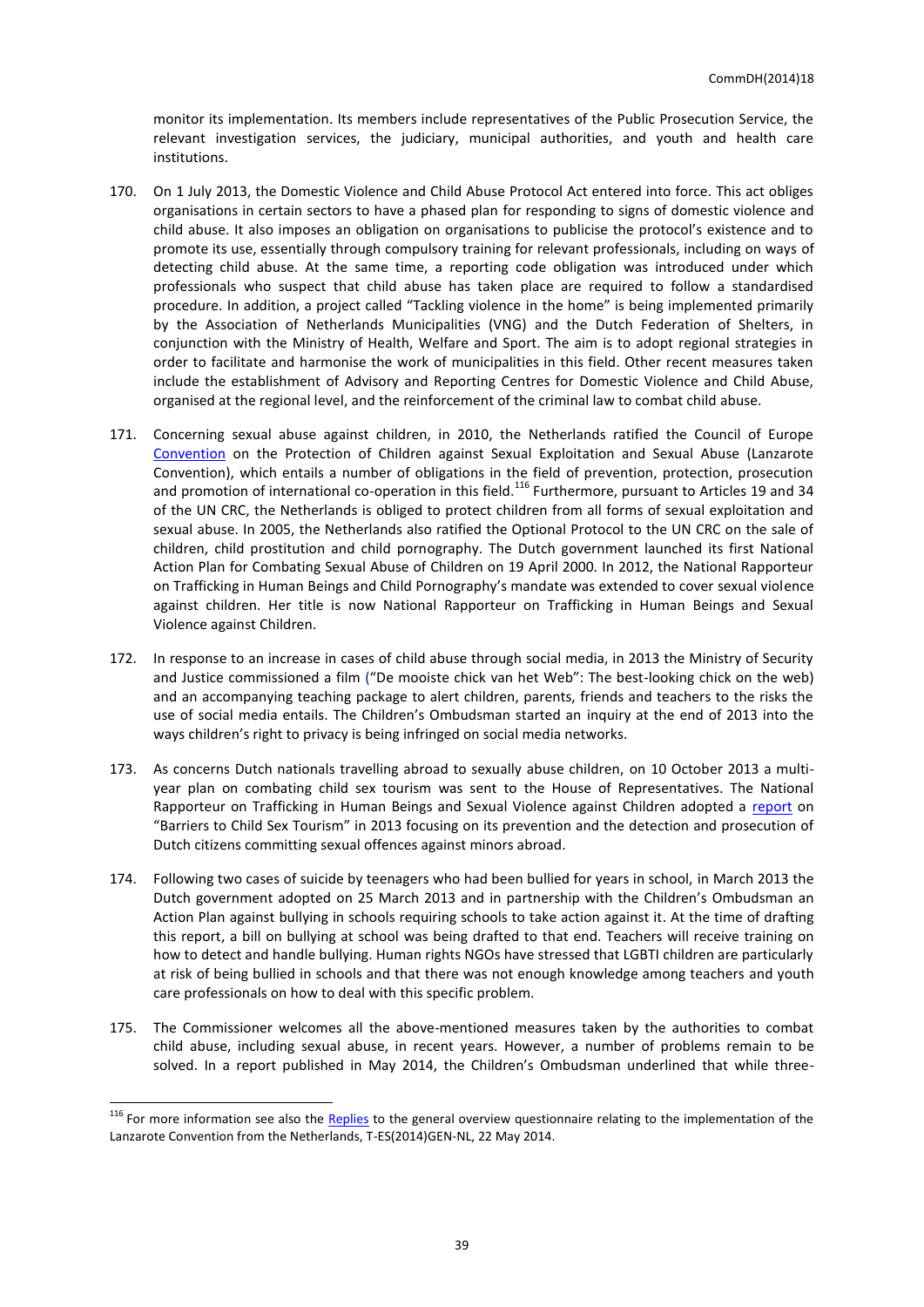monitor its implementation. Its members include representatives of the Public Prosecution Service, the relevant investigation services, the judiciary, municipal authorities, and youth and health care institutions.

170. On 1 July 2013, the Domestic Violence and Child Abuse Protocol Act entered into force. This act obliges organisations in certain sectors to have a phased plan for responding to signs of domestic violence and child abuse. It also imposes an obligation on organisations to publicise the protocol's existence and to promote its use, essentially through compulsory training for relevant professionals, including on ways of detecting child abuse. At the same time, a reporting code obligation was introduced under which professionals who suspect that child abuse has taken place are required to follow a standardised procedure. In addition, a project called "Tackling violence in the home" is being implemented primarily by the Association of Netherlands Municipalities (VNG) and the Dutch Federation of Shelters, in conjunction with the Ministry of Health, Welfare and Sport. The aim is to adopt regional strategies in order to facilitate and harmonise the work of municipalities in this field. Other recent measures taken include the establishment of Advisory and Reporting Centres for Domestic Violence and Child Abuse, organised at the regional level, and the reinforcement of the criminal law to combat child abuse.

171. Concerning sexual abuse against children, in 2010, the Netherlands ratified the Council of Europe Convention on the Protection of Children against Sexual Exploitation and Sexual Abuse (Lanzarote Convention), which entails a number of obligations in the field of prevention, protection, prosecution and promotion of international co-operation in this field.[116] Furthermore, pursuant to Articles 19 and 34 of the UN CRC, the Netherlands is obliged to protect children from all forms of sexual exploitation and sexual abuse. In 2005, the Netherlands also ratified the Optional Protocol to the UN CRC on the sale of children, child prostitution and child pornography. The Dutch government launched its first National Action Plan for Combating Sexual Abuse of Children on 19 April 2000. In 2012, the National Rapporteur on Trafficking in Human Beings and Child Pornography's mandate was extended to cover sexual violence against children. Her title is now National Rapporteur on Trafficking in Human Beings and Sexual Violence against Children.

172. In response to an increase in cases of child abuse through social media, in 2013 the Ministry of Security and Justice commissioned a film ("De mooiste chick van het Web": The best-looking chick on the web) and an accompanying teaching package to alert children, parents, friends and teachers to the risks the use of social media entails. The Children's Ombudsman started an inquiry at the end of 2013 into the ways children's right to privacy is being infringed on social media networks.

173. As concerns Dutch nationals travelling abroad to sexually abuse children, on 10 October 2013 a multi-year plan on combating child sex tourism was sent to the House of Representatives. The National Rapporteur on Trafficking in Human Beings and Sexual Violence against Children adopted a report on "Barriers to Child Sex Tourism" in 2013 focusing on its prevention and the detection and prosecution of Dutch citizens committing sexual offences against minors abroad.

174. Following two cases of suicide by teenagers who had been bullied for years in school, in March 2013 the Dutch government adopted on 25 March 2013 and in partnership with the Children's Ombudsman an Action Plan against bullying in schools requiring schools to take action against it. At the time of drafting this report, a bill on bullying at school was being drafted to that end. Teachers will receive training on how to detect and handle bullying. Human rights NGOs have stressed that LGBTI children are particularly at risk of being bullied in schools and that there was not enough knowledge among teachers and youth care professionals on how to deal with this specific problem.

175. The Commissioner welcomes all the above-mentioned measures taken by the authorities to combat child abuse, including sexual abuse, in recent years. However, a number of problems remain to be solved. In a report published in May 2014, the Children's Ombudsman underlined that while three-

[116] For more information see also the Replies to the general overview questionnaire relating to the implementation of the Lanzarote Convention from the Netherlands, T-ES(2014)GEN-NL, 22 May 2014.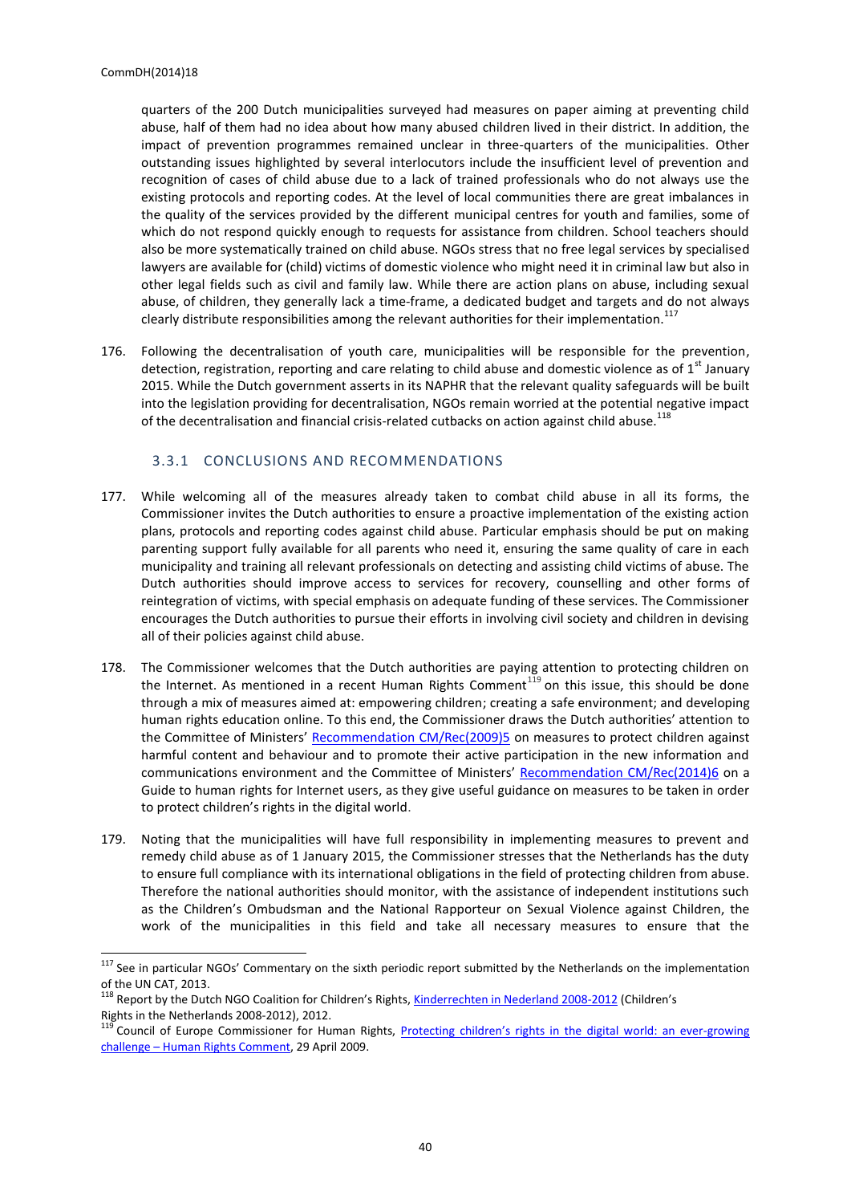quarters of the 200 Dutch municipalities surveyed had measures on paper aiming at preventing child abuse, half of them had no idea about how many abused children lived in their district. In addition, the impact of prevention programmes remained unclear in three-quarters of the municipalities. Other outstanding issues highlighted by several interlocutors include the insufficient level of prevention and recognition of cases of child abuse due to a lack of trained professionals who do not always use the existing protocols and reporting codes. At the level of local communities there are great imbalances in the quality of the services provided by the different municipal centres for youth and families, some of which do not respond quickly enough to requests for assistance from children. School teachers should also be more systematically trained on child abuse. NGOs stress that no free legal services by specialised lawyers are available for (child) victims of domestic violence who might need it in criminal law but also in other legal fields such as civil and family law. While there are action plans on abuse, including sexual abuse, of children, they generally lack a time-frame, a dedicated budget and targets and do not always clearly distribute responsibilities among the relevant authorities for their implementation.[117]

176. Following the decentralisation of youth care, municipalities will be responsible for the prevention, detection, registration, reporting and care relating to child abuse and domestic violence as of 1st January 2015. While the Dutch government asserts in its NAPHR that the relevant quality safeguards will be built into the legislation providing for decentralisation, NGOs remain worried at the potential negative impact of the decentralisation and financial crisis-related cutbacks on action against child abuse.[118]

### 3.3.1 CONCLUSIONS AND RECOMMENDATIONS

177. While welcoming all of the measures already taken to combat child abuse in all its forms, the Commissioner invites the Dutch authorities to ensure a proactive implementation of the existing action plans, protocols and reporting codes against child abuse. Particular emphasis should be put on making parenting support fully available for all parents who need it, ensuring the same quality of care in each municipality and training all relevant professionals on detecting and assisting child victims of abuse. The Dutch authorities should improve access to services for recovery, counselling and other forms of reintegration of victims, with special emphasis on adequate funding of these services. The Commissioner encourages the Dutch authorities to pursue their efforts in involving civil society and children in devising all of their policies against child abuse.

178. The Commissioner welcomes that the Dutch authorities are paying attention to protecting children on the Internet. As mentioned in a recent Human Rights Comment[119] on this issue, this should be done through a mix of measures aimed at: empowering children; creating a safe environment; and developing human rights education online. To this end, the Commissioner draws the Dutch authorities' attention to the Committee of Ministers' Recommendation CM/Rec(2009)5 on measures to protect children against harmful content and behaviour and to promote their active participation in the new information and communications environment and the Committee of Ministers' Recommendation CM/Rec(2014)6 on a Guide to human rights for Internet users, as they give useful guidance on measures to be taken in order to protect children's rights in the digital world.

179. Noting that the municipalities will have full responsibility in implementing measures to prevent and remedy child abuse as of 1 January 2015, the Commissioner stresses that the Netherlands has the duty to ensure full compliance with its international obligations in the field of protecting children from abuse. Therefore the national authorities should monitor, with the assistance of independent institutions such as the Children's Ombudsman and the National Rapporteur on Sexual Violence against Children, the work of the municipalities in this field and take all necessary measures to ensure that the

---

[117] See in particular NGOs' Commentary on the sixth periodic report submitted by the Netherlands on the implementation of the UN CAT, 2013.

[118] Report by the Dutch NGO Coalition for Children's Rights, Kinderrechten in Nederland 2008-2012 (Children's Rights in the Netherlands 2008-2012), 2012.

[119] Council of Europe Commissioner for Human Rights, Protecting children's rights in the digital world: an ever-growing challenge – Human Rights Comment, 29 April 2009.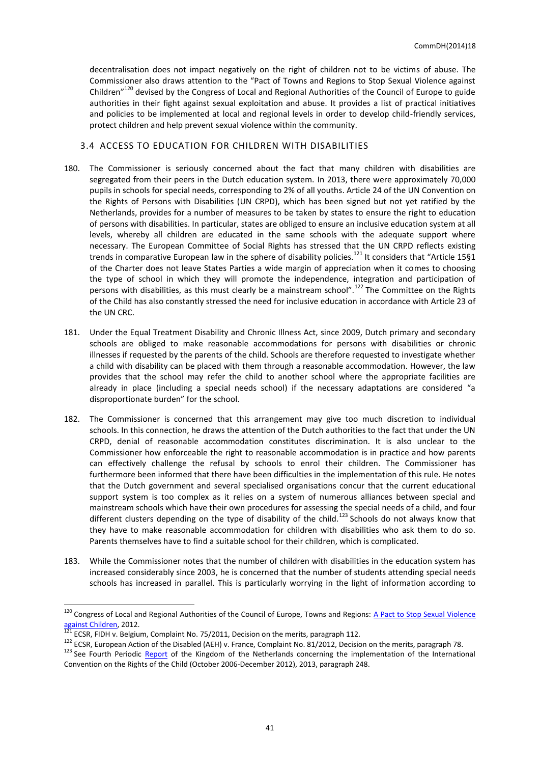decentralisation does not impact negatively on the right of children not to be victims of abuse. The Commissioner also draws attention to the "Pact of Towns and Regions to Stop Sexual Violence against Children"[120] devised by the Congress of Local and Regional Authorities of the Council of Europe to guide authorities in their fight against sexual exploitation and abuse. It provides a list of practical initiatives and policies to be implemented at local and regional levels in order to develop child-friendly services, protect children and help prevent sexual violence within the community.

## 3.4 ACCESS TO EDUCATION FOR CHILDREN WITH DISABILITIES

180. The Commissioner is seriously concerned about the fact that many children with disabilities are segregated from their peers in the Dutch education system. In 2013, there were approximately 70,000 pupils in schools for special needs, corresponding to 2% of all youths. Article 24 of the UN Convention on the Rights of Persons with Disabilities (UN CRPD), which has been signed but not yet ratified by the Netherlands, provides for a number of measures to be taken by states to ensure the right to education of persons with disabilities. In particular, states are obliged to ensure an inclusive education system at all levels, whereby all children are educated in the same schools with the adequate support where necessary. The European Committee of Social Rights has stressed that the UN CRPD reflects existing trends in comparative European law in the sphere of disability policies.[121] It considers that "Article 15§1 of the Charter does not leave States Parties a wide margin of appreciation when it comes to choosing the type of school in which they will promote the independence, integration and participation of persons with disabilities, as this must clearly be a mainstream school".[122] The Committee on the Rights of the Child has also constantly stressed the need for inclusive education in accordance with Article 23 of the UN CRC.

181. Under the Equal Treatment Disability and Chronic Illness Act, since 2009, Dutch primary and secondary schools are obliged to make reasonable accommodations for persons with disabilities or chronic illnesses if requested by the parents of the child. Schools are therefore requested to investigate whether a child with disability can be placed with them through a reasonable accommodation. However, the law provides that the school may refer the child to another school where the appropriate facilities are already in place (including a special needs school) if the necessary adaptations are considered "a disproportionate burden" for the school.

182. The Commissioner is concerned that this arrangement may give too much discretion to individual schools. In this connection, he draws the attention of the Dutch authorities to the fact that under the UN CRPD, denial of reasonable accommodation constitutes discrimination. It is also unclear to the Commissioner how enforceable the right to reasonable accommodation is in practice and how parents can effectively challenge the refusal by schools to enrol their children. The Commissioner has furthermore been informed that there have been difficulties in the implementation of this rule. He notes that the Dutch government and several specialised organisations concur that the current educational support system is too complex as it relies on a system of numerous alliances between special and mainstream schools which have their own procedures for assessing the special needs of a child, and four different clusters depending on the type of disability of the child.[123] Schools do not always know that they have to make reasonable accommodation for children with disabilities who ask them to do so. Parents themselves have to find a suitable school for their children, which is complicated.

183. While the Commissioner notes that the number of children with disabilities in the education system has increased considerably since 2003, he is concerned that the number of students attending special needs schools has increased in parallel. This is particularly worrying in the light of information according to

---

[120] Congress of Local and Regional Authorities of the Council of Europe, Towns and Regions: A Pact to Stop Sexual Violence against Children, 2012.

[121] ECSR, FIDH v. Belgium, Complaint No. 75/2011, Decision on the merits, paragraph 112.

[122] ECSR, European Action of the Disabled (AEH) v. France, Complaint No. 81/2012, Decision on the merits, paragraph 78.

[123] See Fourth Periodic Report of the Kingdom of the Netherlands concerning the implementation of the International Convention on the Rights of the Child (October 2006-December 2012), 2013, paragraph 248.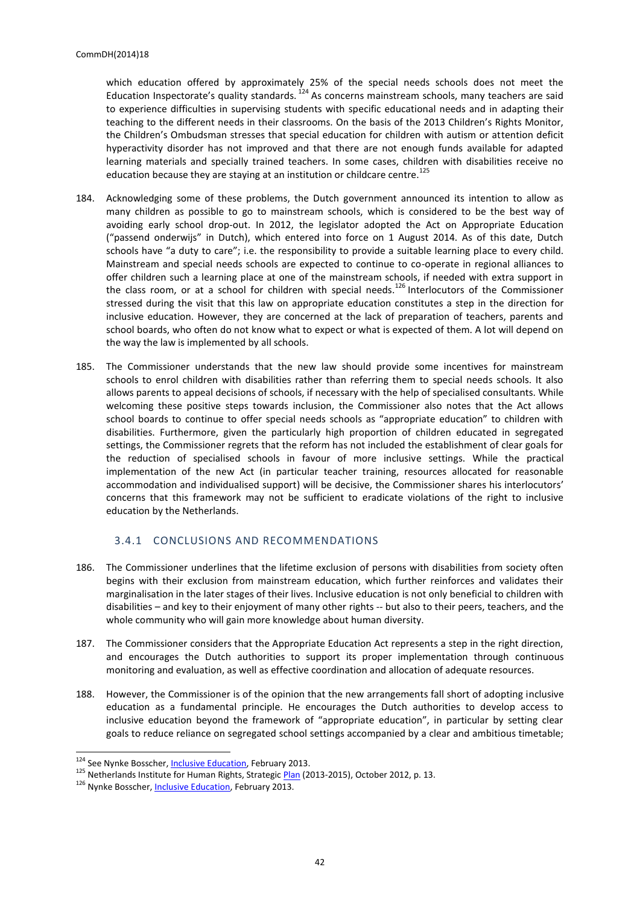which education offered by approximately 25% of the special needs schools does not meet the Education Inspectorate's quality standards.[124] As concerns mainstream schools, many teachers are said to experience difficulties in supervising students with specific educational needs and in adapting their teaching to the different needs in their classrooms. On the basis of the 2013 Children's Rights Monitor, the Children's Ombudsman stresses that special education for children with autism or attention deficit hyperactivity disorder has not improved and that there are not enough funds available for adapted learning materials and specially trained teachers. In some cases, children with disabilities receive no education because they are staying at an institution or childcare centre.[125]

184. Acknowledging some of these problems, the Dutch government announced its intention to allow as many children as possible to go to mainstream schools, which is considered to be the best way of avoiding early school drop-out. In 2012, the legislator adopted the Act on Appropriate Education ("passend onderwijs" in Dutch), which entered into force on 1 August 2014. As of this date, Dutch schools have "a duty to care"; i.e. the responsibility to provide a suitable learning place to every child. Mainstream and special needs schools are expected to continue to co-operate in regional alliances to offer children such a learning place at one of the mainstream schools, if needed with extra support in the class room, or at a school for children with special needs.[126] Interlocutors of the Commissioner stressed during the visit that this law on appropriate education constitutes a step in the direction for inclusive education. However, they are concerned at the lack of preparation of teachers, parents and school boards, who often do not know what to expect or what is expected of them. A lot will depend on the way the law is implemented by all schools.

185. The Commissioner understands that the new law should provide some incentives for mainstream schools to enrol children with disabilities rather than referring them to special needs schools. It also allows parents to appeal decisions of schools, if necessary with the help of specialised consultants. While welcoming these positive steps towards inclusion, the Commissioner also notes that the Act allows school boards to continue to offer special needs schools as "appropriate education" to children with disabilities. Furthermore, given the particularly high proportion of children educated in segregated settings, the Commissioner regrets that the reform has not included the establishment of clear goals for the reduction of specialised schools in favour of more inclusive settings. While the practical implementation of the new Act (in particular teacher training, resources allocated for reasonable accommodation and individualised support) will be decisive, the Commissioner shares his interlocutors' concerns that this framework may not be sufficient to eradicate violations of the right to inclusive education by the Netherlands.

### 3.4.1 CONCLUSIONS AND RECOMMENDATIONS

186. The Commissioner underlines that the lifetime exclusion of persons with disabilities from society often begins with their exclusion from mainstream education, which further reinforces and validates their marginalisation in the later stages of their lives. Inclusive education is not only beneficial to children with disabilities – and key to their enjoyment of many other rights -- but also to their peers, teachers, and the whole community who will gain more knowledge about human diversity.

187. The Commissioner considers that the Appropriate Education Act represents a step in the right direction, and encourages the Dutch authorities to support its proper implementation through continuous monitoring and evaluation, as well as effective coordination and allocation of adequate resources.

188. However, the Commissioner is of the opinion that the new arrangements fall short of adopting inclusive education as a fundamental principle. He encourages the Dutch authorities to develop access to inclusive education beyond the framework of "appropriate education", in particular by setting clear goals to reduce reliance on segregated school settings accompanied by a clear and ambitious timetable;

---

[124] See Nynke Bosscher, Inclusive Education, February 2013.

[125] Netherlands Institute for Human Rights, Strategic Plan (2013-2015), October 2012, p. 13.

[126] Nynke Bosscher, Inclusive Education, February 2013.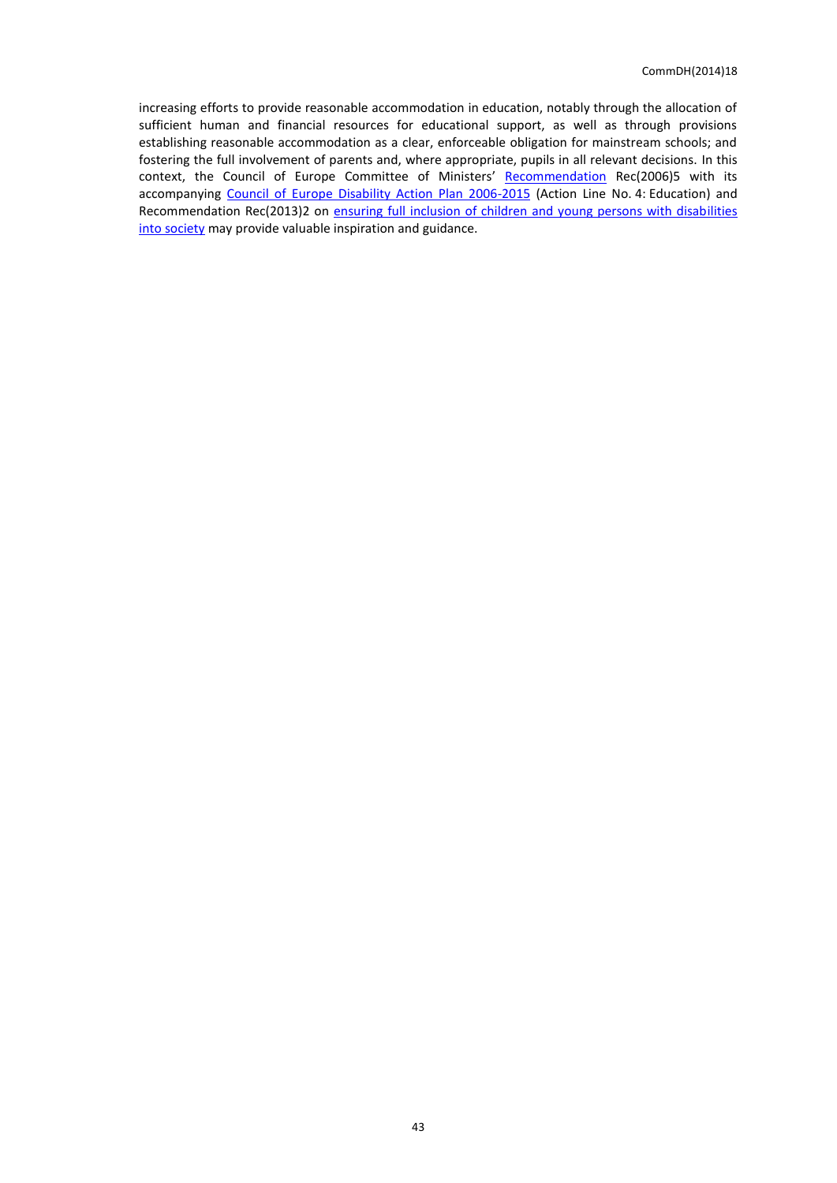increasing efforts to provide reasonable accommodation in education, notably through the allocation of sufficient human and financial resources for educational support, as well as through provisions establishing reasonable accommodation as a clear, enforceable obligation for mainstream schools; and fostering the full involvement of parents and, where appropriate, pupils in all relevant decisions. In this context, the Council of Europe Committee of Ministers' Recommendation Rec(2006)5 with its accompanying Council of Europe Disability Action Plan 2006-2015 (Action Line No. 4: Education) and Recommendation Rec(2013)2 on ensuring full inclusion of children and young persons with disabilities into society may provide valuable inspiration and guidance.